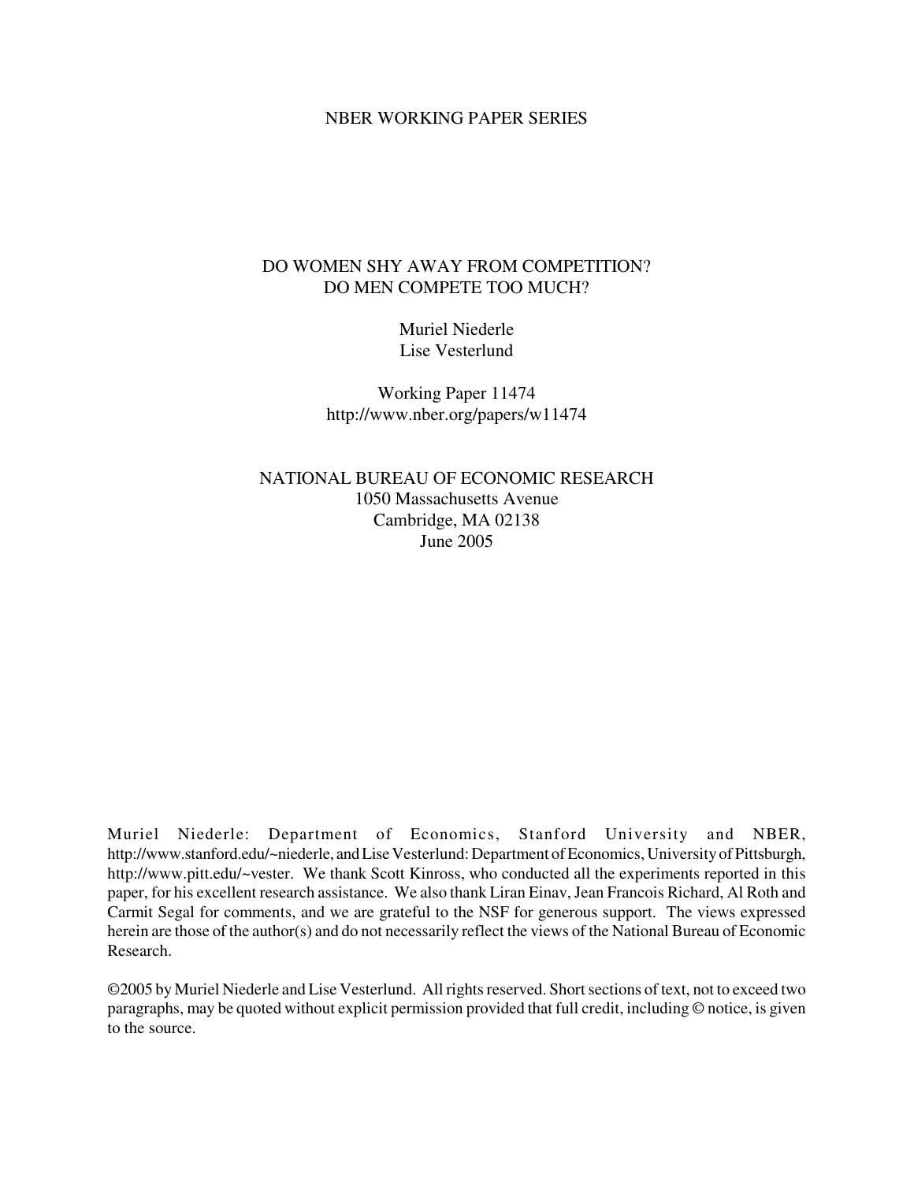NBER WORKING PAPER SERIES

# DO WOMEN SHY AWAY FROM COMPETITION? DO MEN COMPETE TOO MUCH?

Muriel Niederle
Lise Vesterlund

Working Paper 11474
http://www.nber.org/papers/w11474

NATIONAL BUREAU OF ECONOMIC RESEARCH
1050 Massachusetts Avenue
Cambridge, MA 02138
June 2005

Muriel Niederle: Department of Economics, Stanford University and NBER, http://www.stanford.edu/~niederle, and Lise Vesterlund: Department of Economics, University of Pittsburgh, http://www.pitt.edu/~vester. We thank Scott Kinross, who conducted all the experiments reported in this paper, for his excellent research assistance. We also thank Liran Einav, Jean Francois Richard, Al Roth and Carmit Segal for comments, and we are grateful to the NSF for generous support. The views expressed herein are those of the author(s) and do not necessarily reflect the views of the National Bureau of Economic Research.

©2005 by Muriel Niederle and Lise Vesterlund. All rights reserved. Short sections of text, not to exceed two paragraphs, may be quoted without explicit permission provided that full credit, including © notice, is given to the source.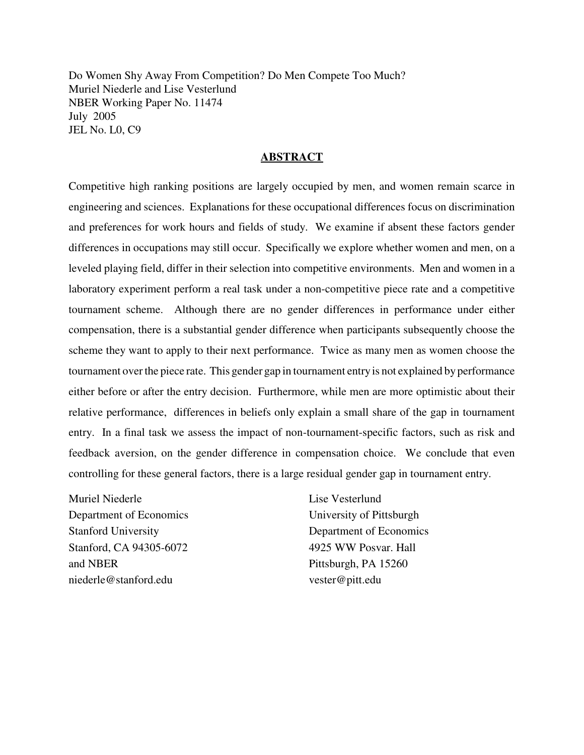Do Women Shy Away From Competition? Do Men Compete Too Much?
Muriel Niederle and Lise Vesterlund
NBER Working Paper No. 11474
July 2005
JEL No. L0, C9

## ABSTRACT

Competitive high ranking positions are largely occupied by men, and women remain scarce in engineering and sciences. Explanations for these occupational differences focus on discrimination and preferences for work hours and fields of study. We examine if absent these factors gender differences in occupations may still occur. Specifically we explore whether women and men, on a leveled playing field, differ in their selection into competitive environments. Men and women in a laboratory experiment perform a real task under a non-competitive piece rate and a competitive tournament scheme. Although there are no gender differences in performance under either compensation, there is a substantial gender difference when participants subsequently choose the scheme they want to apply to their next performance. Twice as many men as women choose the tournament over the piece rate. This gender gap in tournament entry is not explained by performance either before or after the entry decision. Furthermore, while men are more optimistic about their relative performance, differences in beliefs only explain a small share of the gap in tournament entry. In a final task we assess the impact of non-tournament-specific factors, such as risk and feedback aversion, on the gender difference in compensation choice. We conclude that even controlling for these general factors, there is a large residual gender gap in tournament entry.

Muriel Niederle
Department of Economics
Stanford University
Stanford, CA 94305-6072
and NBER
niederle@stanford.edu

Lise Vesterlund
University of Pittsburgh
Department of Economics
4925 WW Posvar. Hall
Pittsburgh, PA 15260
vester@pitt.edu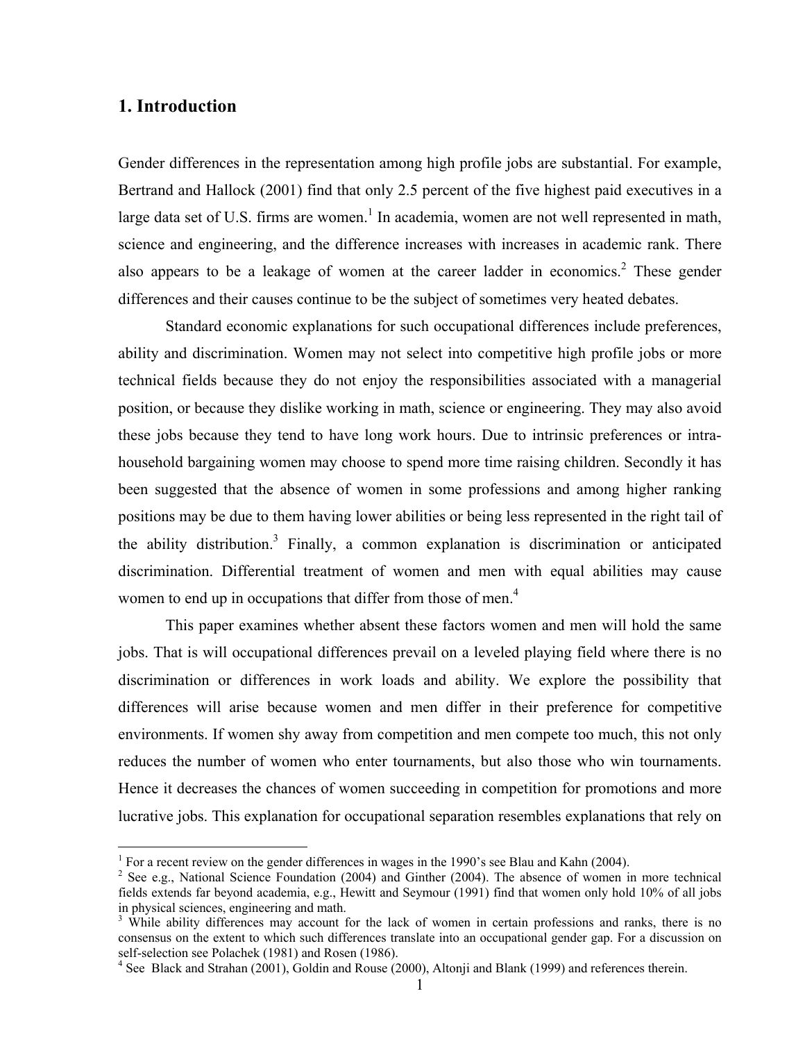## 1. Introduction

Gender differences in the representation among high profile jobs are substantial. For example, Bertrand and Hallock (2001) find that only 2.5 percent of the five highest paid executives in a large data set of U.S. firms are women.[1] In academia, women are not well represented in math, science and engineering, and the difference increases with increases in academic rank. There also appears to be a leakage of women at the career ladder in economics.[2] These gender differences and their causes continue to be the subject of sometimes very heated debates.

Standard economic explanations for such occupational differences include preferences, ability and discrimination. Women may not select into competitive high profile jobs or more technical fields because they do not enjoy the responsibilities associated with a managerial position, or because they dislike working in math, science or engineering. They may also avoid these jobs because they tend to have long work hours. Due to intrinsic preferences or intra-household bargaining women may choose to spend more time raising children. Secondly it has been suggested that the absence of women in some professions and among higher ranking positions may be due to them having lower abilities or being less represented in the right tail of the ability distribution.[3] Finally, a common explanation is discrimination or anticipated discrimination. Differential treatment of women and men with equal abilities may cause women to end up in occupations that differ from those of men.[4]

This paper examines whether absent these factors women and men will hold the same jobs. That is will occupational differences prevail on a leveled playing field where there is no discrimination or differences in work loads and ability. We explore the possibility that differences will arise because women and men differ in their preference for competitive environments. If women shy away from competition and men compete too much, this not only reduces the number of women who enter tournaments, but also those who win tournaments. Hence it decreases the chances of women succeeding in competition for promotions and more lucrative jobs. This explanation for occupational separation resembles explanations that rely on

[1] For a recent review on the gender differences in wages in the 1990's see Blau and Kahn (2004).

[2] See e.g., National Science Foundation (2004) and Ginther (2004). The absence of women in more technical fields extends far beyond academia, e.g., Hewitt and Seymour (1991) find that women only hold 10% of all jobs in physical sciences, engineering and math.

[3] While ability differences may account for the lack of women in certain professions and ranks, there is no consensus on the extent to which such differences translate into an occupational gender gap. For a discussion on self-selection see Polachek (1981) and Rosen (1986).

[4] See Black and Strahan (2001), Goldin and Rouse (2000), Altonji and Blank (1999) and references therein.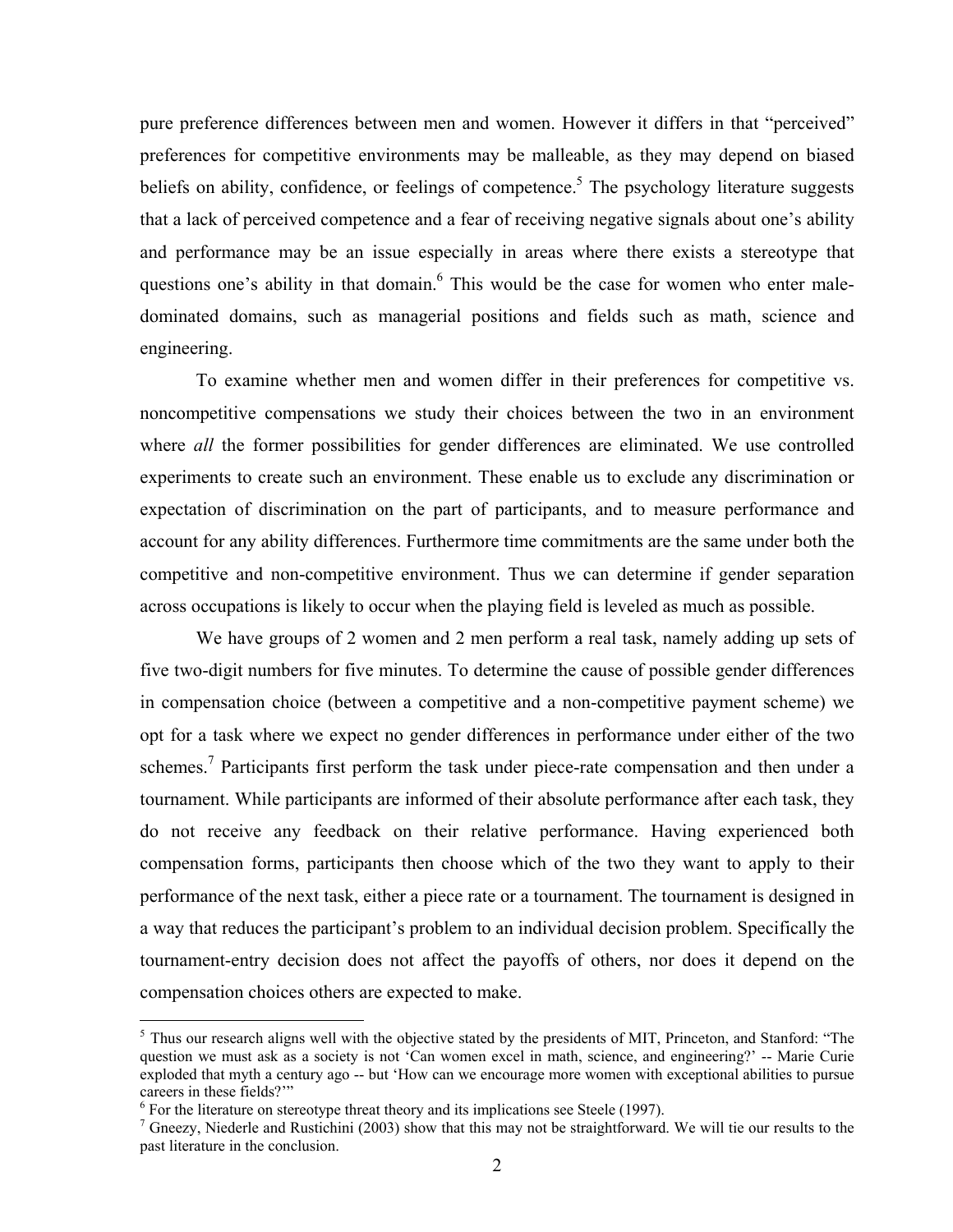pure preference differences between men and women. However it differs in that "perceived" preferences for competitive environments may be malleable, as they may depend on biased beliefs on ability, confidence, or feelings of competence.[5] The psychology literature suggests that a lack of perceived competence and a fear of receiving negative signals about one's ability and performance may be an issue especially in areas where there exists a stereotype that questions one's ability in that domain.[6] This would be the case for women who enter male-dominated domains, such as managerial positions and fields such as math, science and engineering.

To examine whether men and women differ in their preferences for competitive vs. noncompetitive compensations we study their choices between the two in an environment where *all* the former possibilities for gender differences are eliminated. We use controlled experiments to create such an environment. These enable us to exclude any discrimination or expectation of discrimination on the part of participants, and to measure performance and account for any ability differences. Furthermore time commitments are the same under both the competitive and non-competitive environment. Thus we can determine if gender separation across occupations is likely to occur when the playing field is leveled as much as possible.

We have groups of 2 women and 2 men perform a real task, namely adding up sets of five two-digit numbers for five minutes. To determine the cause of possible gender differences in compensation choice (between a competitive and a non-competitive payment scheme) we opt for a task where we expect no gender differences in performance under either of the two schemes.[7] Participants first perform the task under piece-rate compensation and then under a tournament. While participants are informed of their absolute performance after each task, they do not receive any feedback on their relative performance. Having experienced both compensation forms, participants then choose which of the two they want to apply to their performance of the next task, either a piece rate or a tournament. The tournament is designed in a way that reduces the participant's problem to an individual decision problem. Specifically the tournament-entry decision does not affect the payoffs of others, nor does it depend on the compensation choices others are expected to make.

---

[5] Thus our research aligns well with the objective stated by the presidents of MIT, Princeton, and Stanford: "The question we must ask as a society is not 'Can women excel in math, science, and engineering?' -- Marie Curie exploded that myth a century ago -- but 'How can we encourage more women with exceptional abilities to pursue careers in these fields?'"

[6] For the literature on stereotype threat theory and its implications see Steele (1997).

[7] Gneezy, Niederle and Rustichini (2003) show that this may not be straightforward. We will tie our results to the past literature in the conclusion.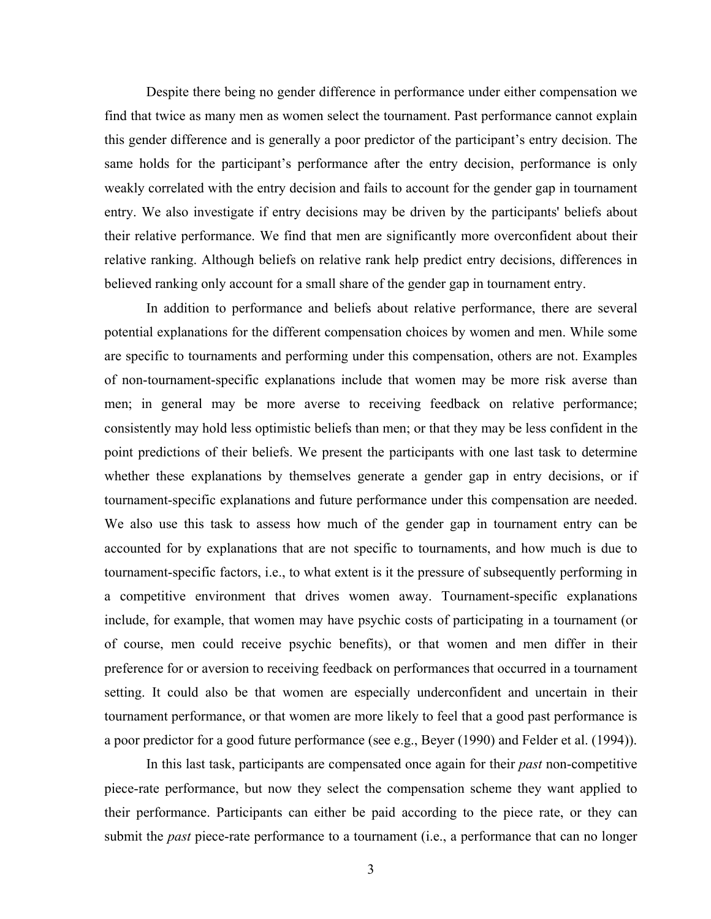Despite there being no gender difference in performance under either compensation we find that twice as many men as women select the tournament. Past performance cannot explain this gender difference and is generally a poor predictor of the participant's entry decision. The same holds for the participant's performance after the entry decision, performance is only weakly correlated with the entry decision and fails to account for the gender gap in tournament entry. We also investigate if entry decisions may be driven by the participants' beliefs about their relative performance. We find that men are significantly more overconfident about their relative ranking. Although beliefs on relative rank help predict entry decisions, differences in believed ranking only account for a small share of the gender gap in tournament entry.

In addition to performance and beliefs about relative performance, there are several potential explanations for the different compensation choices by women and men. While some are specific to tournaments and performing under this compensation, others are not. Examples of non-tournament-specific explanations include that women may be more risk averse than men; in general may be more averse to receiving feedback on relative performance; consistently may hold less optimistic beliefs than men; or that they may be less confident in the point predictions of their beliefs. We present the participants with one last task to determine whether these explanations by themselves generate a gender gap in entry decisions, or if tournament-specific explanations and future performance under this compensation are needed. We also use this task to assess how much of the gender gap in tournament entry can be accounted for by explanations that are not specific to tournaments, and how much is due to tournament-specific factors, i.e., to what extent is it the pressure of subsequently performing in a competitive environment that drives women away. Tournament-specific explanations include, for example, that women may have psychic costs of participating in a tournament (or of course, men could receive psychic benefits), or that women and men differ in their preference for or aversion to receiving feedback on performances that occurred in a tournament setting. It could also be that women are especially underconfident and uncertain in their tournament performance, or that women are more likely to feel that a good past performance is a poor predictor for a good future performance (see e.g., Beyer (1990) and Felder et al. (1994)).

In this last task, participants are compensated once again for their *past* non-competitive piece-rate performance, but now they select the compensation scheme they want applied to their performance. Participants can either be paid according to the piece rate, or they can submit the *past* piece-rate performance to a tournament (i.e., a performance that can no longer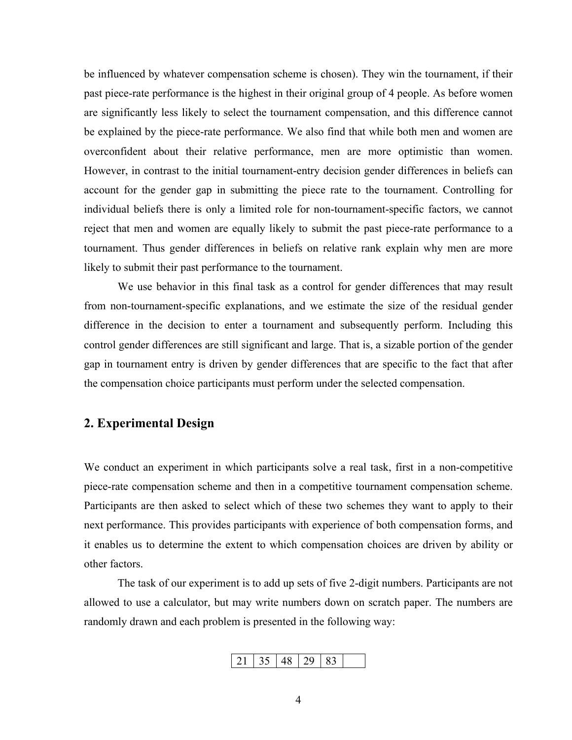be influenced by whatever compensation scheme is chosen). They win the tournament, if their past piece-rate performance is the highest in their original group of 4 people. As before women are significantly less likely to select the tournament compensation, and this difference cannot be explained by the piece-rate performance. We also find that while both men and women are overconfident about their relative performance, men are more optimistic than women. However, in contrast to the initial tournament-entry decision gender differences in beliefs can account for the gender gap in submitting the piece rate to the tournament. Controlling for individual beliefs there is only a limited role for non-tournament-specific factors, we cannot reject that men and women are equally likely to submit the past piece-rate performance to a tournament. Thus gender differences in beliefs on relative rank explain why men are more likely to submit their past performance to the tournament.

We use behavior in this final task as a control for gender differences that may result from non-tournament-specific explanations, and we estimate the size of the residual gender difference in the decision to enter a tournament and subsequently perform. Including this control gender differences are still significant and large. That is, a sizable portion of the gender gap in tournament entry is driven by gender differences that are specific to the fact that after the compensation choice participants must perform under the selected compensation.

## 2. Experimental Design

We conduct an experiment in which participants solve a real task, first in a non-competitive piece-rate compensation scheme and then in a competitive tournament compensation scheme. Participants are then asked to select which of these two schemes they want to apply to their next performance. This provides participants with experience of both compensation forms, and it enables us to determine the extent to which compensation choices are driven by ability or other factors.

The task of our experiment is to add up sets of five 2-digit numbers. Participants are not allowed to use a calculator, but may write numbers down on scratch paper. The numbers are randomly drawn and each problem is presented in the following way:

| 21 | 35 | 48 | 29 | 83 | |
|---|---|---|---|---|---|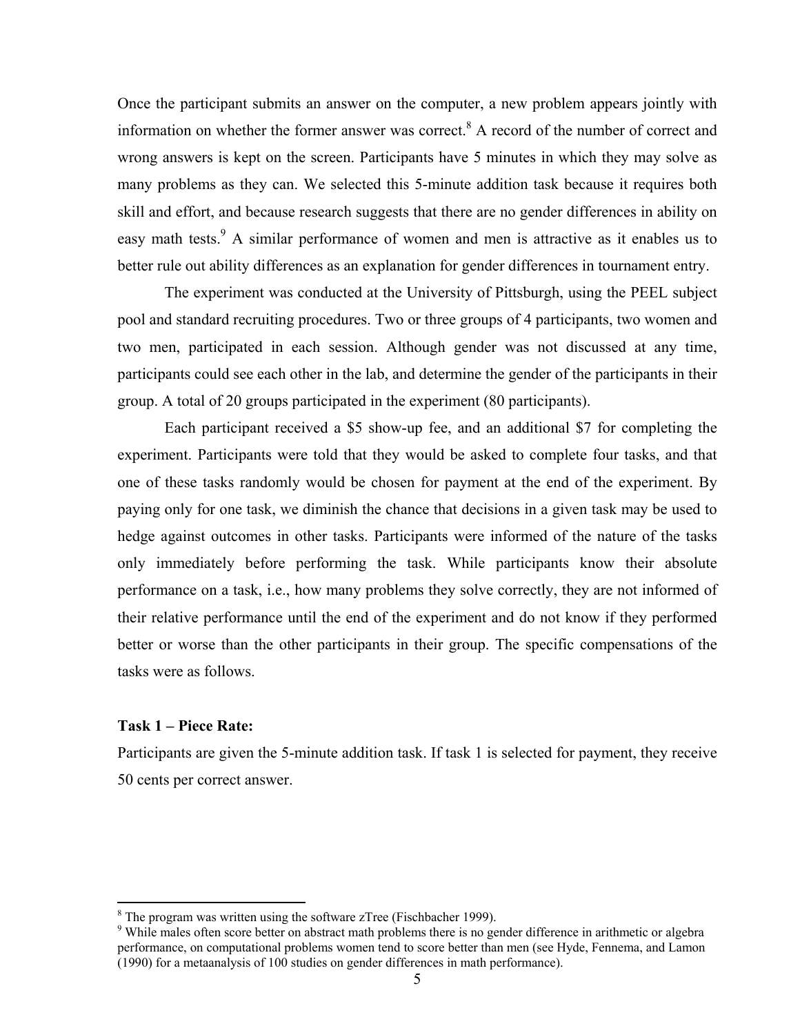Once the participant submits an answer on the computer, a new problem appears jointly with information on whether the former answer was correct.[8] A record of the number of correct and wrong answers is kept on the screen. Participants have 5 minutes in which they may solve as many problems as they can. We selected this 5-minute addition task because it requires both skill and effort, and because research suggests that there are no gender differences in ability on easy math tests.[9] A similar performance of women and men is attractive as it enables us to better rule out ability differences as an explanation for gender differences in tournament entry.

The experiment was conducted at the University of Pittsburgh, using the PEEL subject pool and standard recruiting procedures. Two or three groups of 4 participants, two women and two men, participated in each session. Although gender was not discussed at any time, participants could see each other in the lab, and determine the gender of the participants in their group. A total of 20 groups participated in the experiment (80 participants).

Each participant received a $5 show-up fee, and an additional $7 for completing the experiment. Participants were told that they would be asked to complete four tasks, and that one of these tasks randomly would be chosen for payment at the end of the experiment. By paying only for one task, we diminish the chance that decisions in a given task may be used to hedge against outcomes in other tasks. Participants were informed of the nature of the tasks only immediately before performing the task. While participants know their absolute performance on a task, i.e., how many problems they solve correctly, they are not informed of their relative performance until the end of the experiment and do not know if they performed better or worse than the other participants in their group. The specific compensations of the tasks were as follows.

**Task 1 – Piece Rate:**

Participants are given the 5-minute addition task. If task 1 is selected for payment, they receive 50 cents per correct answer.

---

[8] The program was written using the software zTree (Fischbacher 1999).

[9] While males often score better on abstract math problems there is no gender difference in arithmetic or algebra performance, on computational problems women tend to score better than men (see Hyde, Fennema, and Lamon (1990) for a metaanalysis of 100 studies on gender differences in math performance).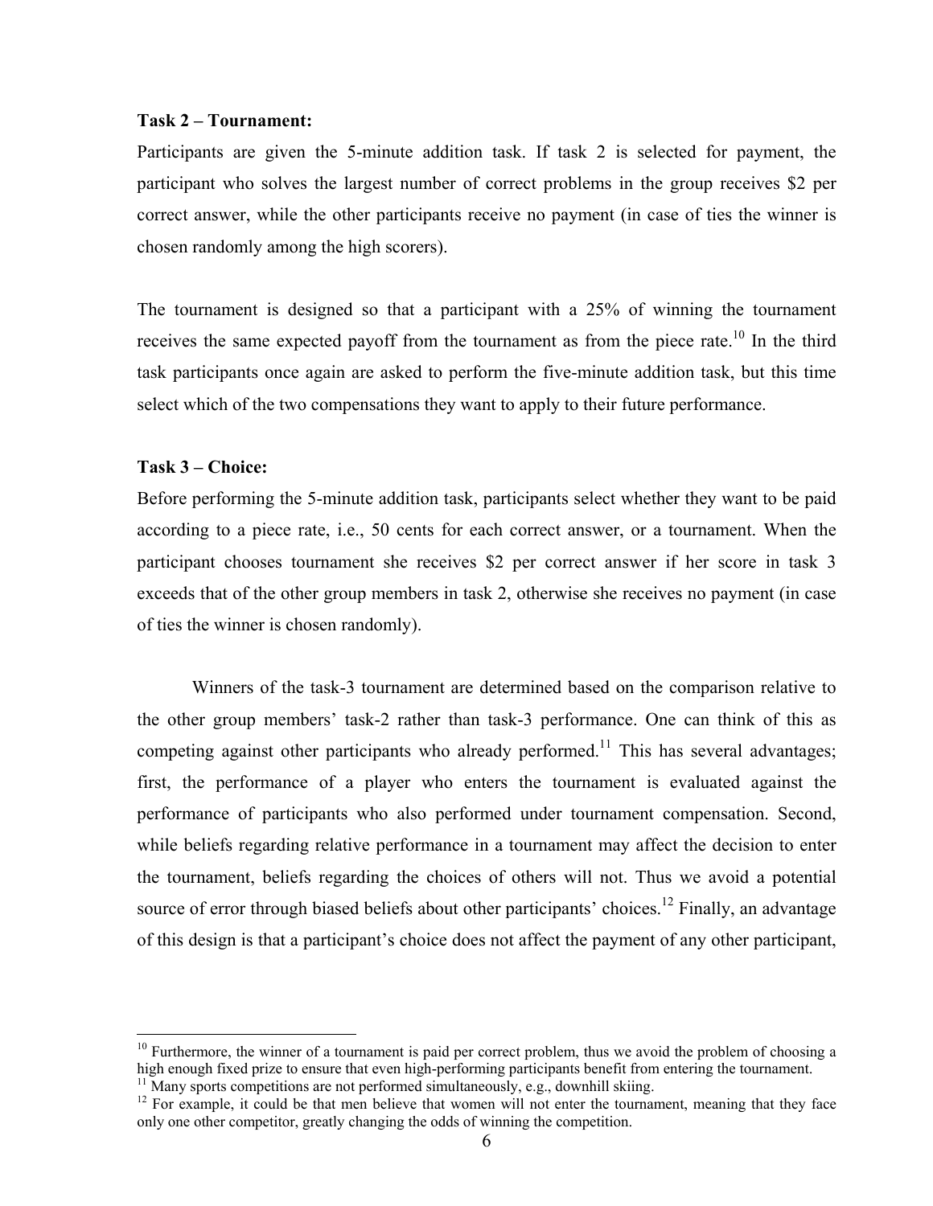**Task 2 – Tournament:**

Participants are given the 5-minute addition task. If task 2 is selected for payment, the participant who solves the largest number of correct problems in the group receives $2 per correct answer, while the other participants receive no payment (in case of ties the winner is chosen randomly among the high scorers).

The tournament is designed so that a participant with a 25% of winning the tournament receives the same expected payoff from the tournament as from the piece rate.[10] In the third task participants once again are asked to perform the five-minute addition task, but this time select which of the two compensations they want to apply to their future performance.

**Task 3 – Choice:**

Before performing the 5-minute addition task, participants select whether they want to be paid according to a piece rate, i.e., 50 cents for each correct answer, or a tournament. When the participant chooses tournament she receives $2 per correct answer if her score in task 3 exceeds that of the other group members in task 2, otherwise she receives no payment (in case of ties the winner is chosen randomly).

Winners of the task-3 tournament are determined based on the comparison relative to the other group members' task-2 rather than task-3 performance. One can think of this as competing against other participants who already performed.[11] This has several advantages; first, the performance of a player who enters the tournament is evaluated against the performance of participants who also performed under tournament compensation. Second, while beliefs regarding relative performance in a tournament may affect the decision to enter the tournament, beliefs regarding the choices of others will not. Thus we avoid a potential source of error through biased beliefs about other participants' choices.[12] Finally, an advantage of this design is that a participant's choice does not affect the payment of any other participant,

[10] Furthermore, the winner of a tournament is paid per correct problem, thus we avoid the problem of choosing a high enough fixed prize to ensure that even high-performing participants benefit from entering the tournament.

[11] Many sports competitions are not performed simultaneously, e.g., downhill skiing.

[12] For example, it could be that men believe that women will not enter the tournament, meaning that they face only one other competitor, greatly changing the odds of winning the competition.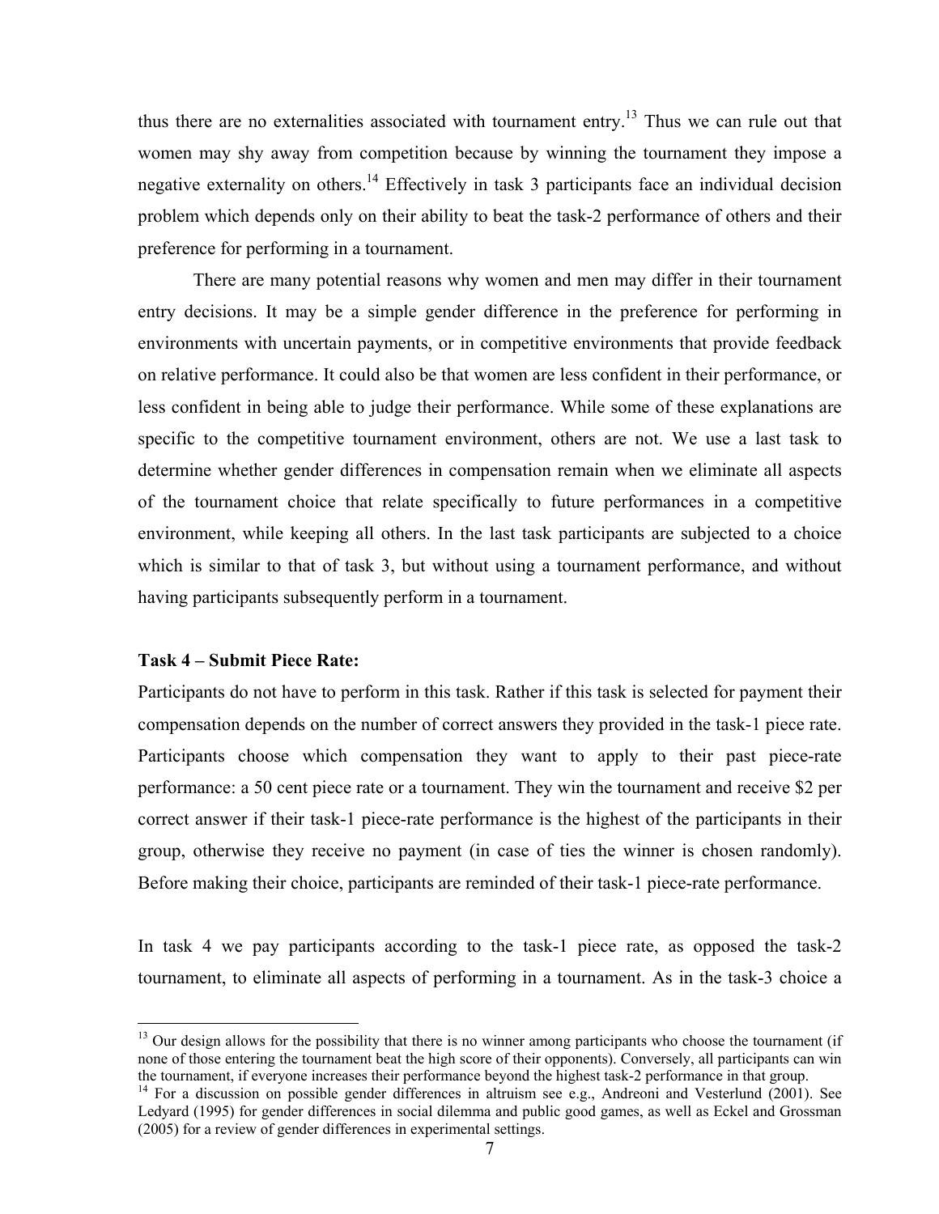thus there are no externalities associated with tournament entry.[13] Thus we can rule out that women may shy away from competition because by winning the tournament they impose a negative externality on others.[14] Effectively in task 3 participants face an individual decision problem which depends only on their ability to beat the task-2 performance of others and their preference for performing in a tournament.

There are many potential reasons why women and men may differ in their tournament entry decisions. It may be a simple gender difference in the preference for performing in environments with uncertain payments, or in competitive environments that provide feedback on relative performance. It could also be that women are less confident in their performance, or less confident in being able to judge their performance. While some of these explanations are specific to the competitive tournament environment, others are not. We use a last task to determine whether gender differences in compensation remain when we eliminate all aspects of the tournament choice that relate specifically to future performances in a competitive environment, while keeping all others. In the last task participants are subjected to a choice which is similar to that of task 3, but without using a tournament performance, and without having participants subsequently perform in a tournament.

**Task 4 – Submit Piece Rate:**

Participants do not have to perform in this task. Rather if this task is selected for payment their compensation depends on the number of correct answers they provided in the task-1 piece rate. Participants choose which compensation they want to apply to their past piece-rate performance: a 50 cent piece rate or a tournament. They win the tournament and receive \$2 per correct answer if their task-1 piece-rate performance is the highest of the participants in their group, otherwise they receive no payment (in case of ties the winner is chosen randomly). Before making their choice, participants are reminded of their task-1 piece-rate performance.

In task 4 we pay participants according to the task-1 piece rate, as opposed the task-2 tournament, to eliminate all aspects of performing in a tournament. As in the task-3 choice a

---

[13] Our design allows for the possibility that there is no winner among participants who choose the tournament (if none of those entering the tournament beat the high score of their opponents). Conversely, all participants can win the tournament, if everyone increases their performance beyond the highest task-2 performance in that group.

[14] For a discussion on possible gender differences in altruism see e.g., Andreoni and Vesterlund (2001). See Ledyard (1995) for gender differences in social dilemma and public good games, as well as Eckel and Grossman (2005) for a review of gender differences in experimental settings.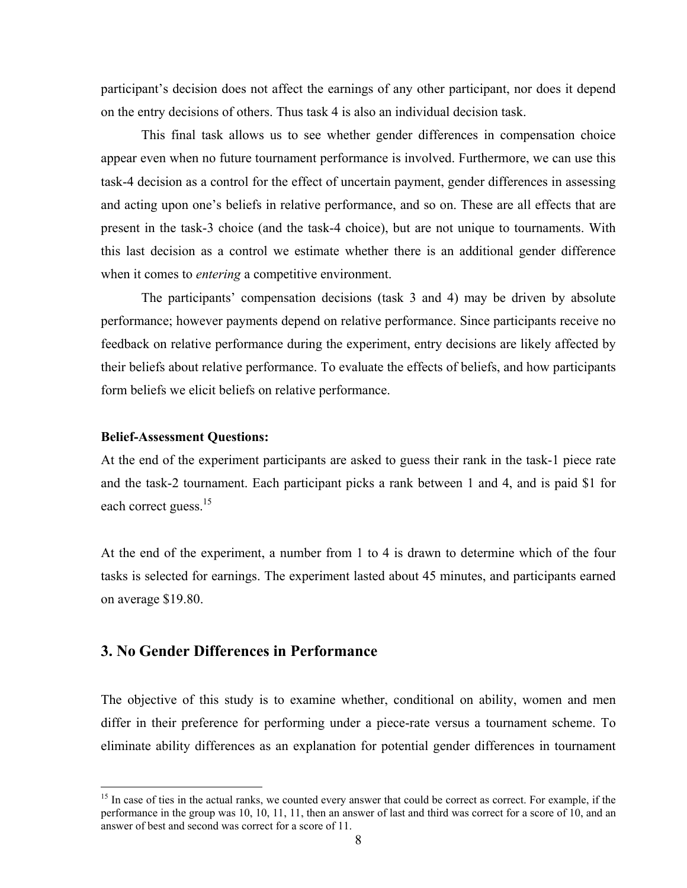participant's decision does not affect the earnings of any other participant, nor does it depend on the entry decisions of others. Thus task 4 is also an individual decision task.

This final task allows us to see whether gender differences in compensation choice appear even when no future tournament performance is involved. Furthermore, we can use this task-4 decision as a control for the effect of uncertain payment, gender differences in assessing and acting upon one's beliefs in relative performance, and so on. These are all effects that are present in the task-3 choice (and the task-4 choice), but are not unique to tournaments. With this last decision as a control we estimate whether there is an additional gender difference when it comes to *entering* a competitive environment.

The participants' compensation decisions (task 3 and 4) may be driven by absolute performance; however payments depend on relative performance. Since participants receive no feedback on relative performance during the experiment, entry decisions are likely affected by their beliefs about relative performance. To evaluate the effects of beliefs, and how participants form beliefs we elicit beliefs on relative performance.

**Belief-Assessment Questions:**

At the end of the experiment participants are asked to guess their rank in the task-1 piece rate and the task-2 tournament. Each participant picks a rank between 1 and 4, and is paid $1 for each correct guess.[15]

At the end of the experiment, a number from 1 to 4 is drawn to determine which of the four tasks is selected for earnings. The experiment lasted about 45 minutes, and participants earned on average $19.80.

## 3. No Gender Differences in Performance

The objective of this study is to examine whether, conditional on ability, women and men differ in their preference for performing under a piece-rate versus a tournament scheme. To eliminate ability differences as an explanation for potential gender differences in tournament

[15] In case of ties in the actual ranks, we counted every answer that could be correct as correct. For example, if the performance in the group was 10, 10, 11, 11, then an answer of last and third was correct for a score of 10, and an answer of best and second was correct for a score of 11.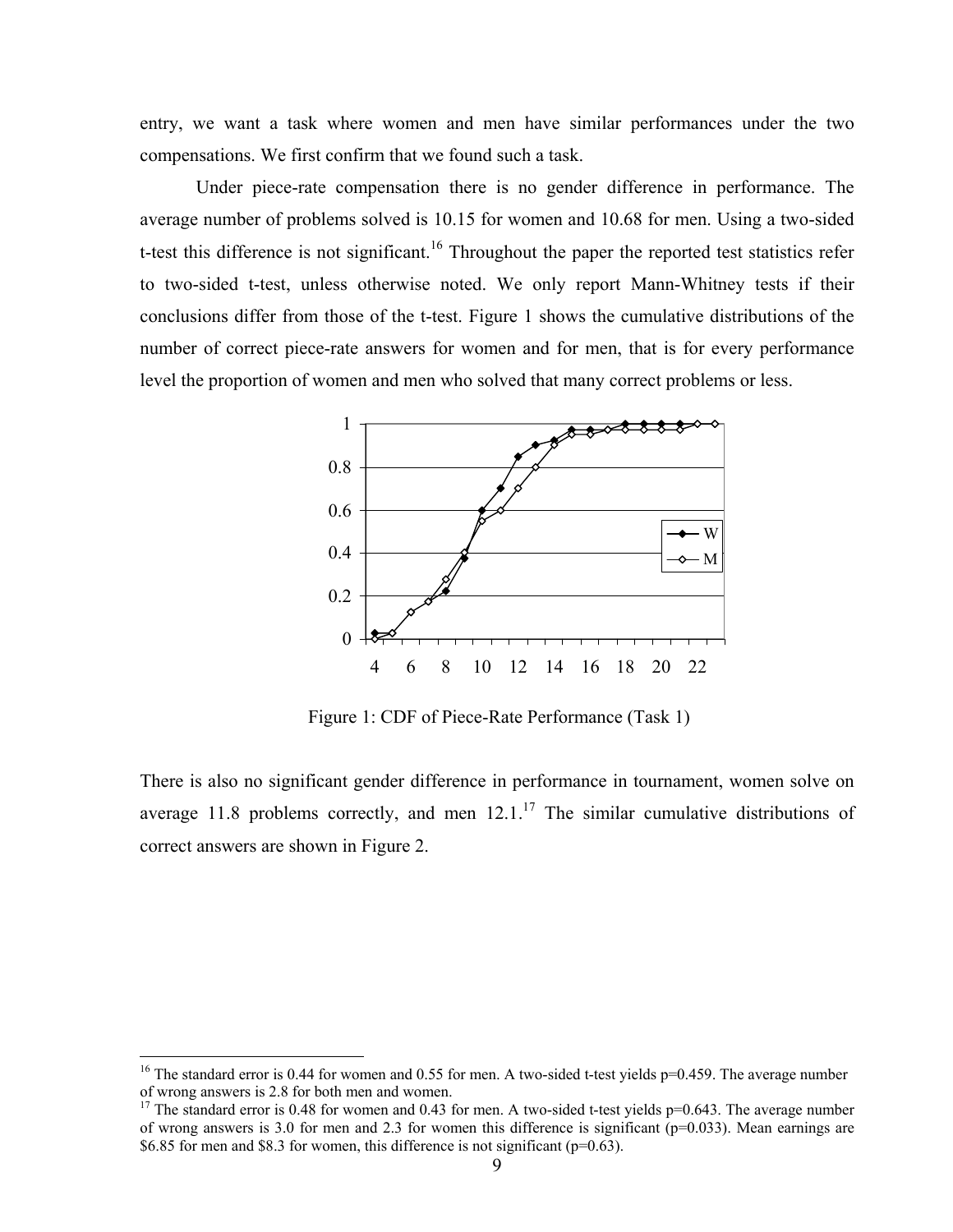entry, we want a task where women and men have similar performances under the two compensations. We first confirm that we found such a task.

Under piece-rate compensation there is no gender difference in performance. The average number of problems solved is 10.15 for women and 10.68 for men. Using a two-sided t-test this difference is not significant.[16] Throughout the paper the reported test statistics refer to two-sided t-test, unless otherwise noted. We only report Mann-Whitney tests if their conclusions differ from those of the t-test. Figure 1 shows the cumulative distributions of the number of correct piece-rate answers for women and for men, that is for every performance level the proportion of women and men who solved that many correct problems or less.

Figure 1: CDF of Piece-Rate Performance (Task 1)

There is also no significant gender difference in performance in tournament, women solve on average 11.8 problems correctly, and men 12.1.[17] The similar cumulative distributions of correct answers are shown in Figure 2.

[16] The standard error is 0.44 for women and 0.55 for men. A two-sided t-test yields p=0.459. The average number of wrong answers is 2.8 for both men and women.

[17] The standard error is 0.48 for women and 0.43 for men. A two-sided t-test yields p=0.643. The average number of wrong answers is 3.0 for men and 2.3 for women this difference is significant (p=0.033). Mean earnings are $6.85 for men and $8.3 for women, this difference is not significant (p=0.63).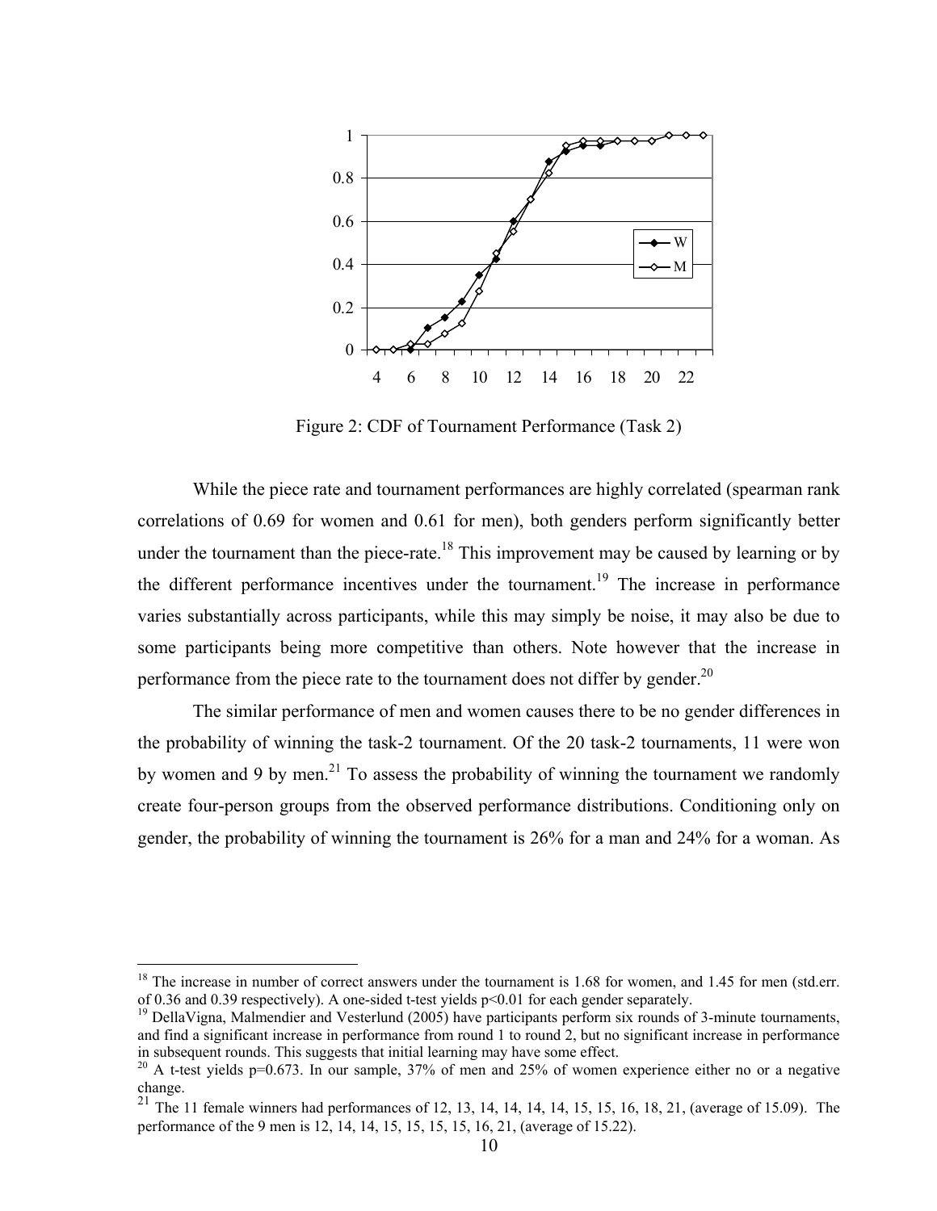Figure 2: CDF of Tournament Performance (Task 2)

While the piece rate and tournament performances are highly correlated (spearman rank correlations of 0.69 for women and 0.61 for men), both genders perform significantly better under the tournament than the piece-rate.[18] This improvement may be caused by learning or by the different performance incentives under the tournament.[19] The increase in performance varies substantially across participants, while this may simply be noise, it may also be due to some participants being more competitive than others. Note however that the increase in performance from the piece rate to the tournament does not differ by gender.[20]

The similar performance of men and women causes there to be no gender differences in the probability of winning the task-2 tournament. Of the 20 task-2 tournaments, 11 were won by women and 9 by men.[21] To assess the probability of winning the tournament we randomly create four-person groups from the observed performance distributions. Conditioning only on gender, the probability of winning the tournament is 26% for a man and 24% for a woman. As

---

[18] The increase in number of correct answers under the tournament is 1.68 for women, and 1.45 for men (std.err. of 0.36 and 0.39 respectively). A one-sided t-test yields $p<0.01$ for each gender separately.

[19] DellaVigna, Malmendier and Vesterlund (2005) have participants perform six rounds of 3-minute tournaments, and find a significant increase in performance from round 1 to round 2, but no significant increase in performance in subsequent rounds. This suggests that initial learning may have some effect.

[20] A t-test yields $p=0.673$. In our sample, 37% of men and 25% of women experience either no or a negative change.

[21] The 11 female winners had performances of 12, 13, 14, 14, 14, 14, 15, 15, 16, 18, 21, (average of 15.09). The performance of the 9 men is 12, 14, 14, 15, 15, 15, 15, 16, 21, (average of 15.22).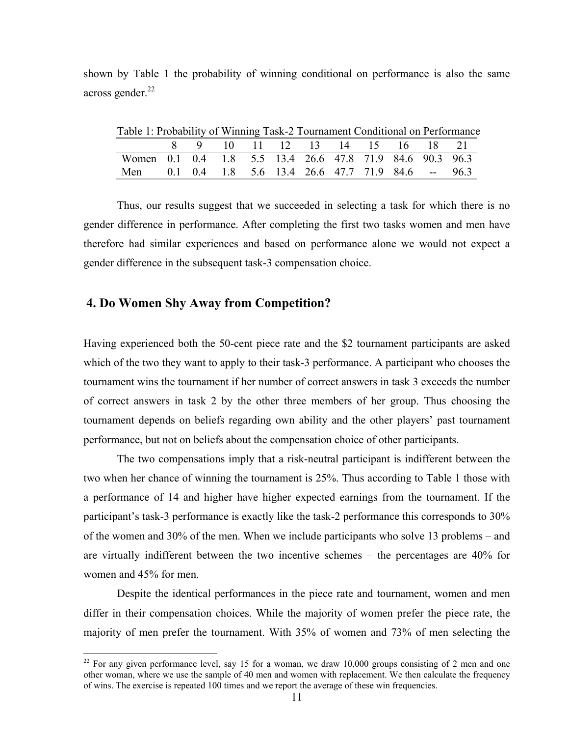shown by Table 1 the probability of winning conditional on performance is also the same across gender.[22]

Table 1: Probability of Winning Task-2 Tournament Conditional on Performance

| | 8 | 9 | 10 | 11 | 12 | 13 | 14 | 15 | 16 | 18 | 21 |
|---|---|---|---|---|---|---|---|---|---|---|---|
| Women | 0.1 | 0.4 | 1.8 | 5.5 | 13.4 | 26.6 | 47.8 | 71.9 | 84.6 | 90.3 | 96.3 |
| Men | 0.1 | 0.4 | 1.8 | 5.6 | 13.4 | 26.6 | 47.7 | 71.9 | 84.6 | -- | 96.3 |

Thus, our results suggest that we succeeded in selecting a task for which there is no gender difference in performance. After completing the first two tasks women and men have therefore had similar experiences and based on performance alone we would not expect a gender difference in the subsequent task-3 compensation choice.

## 4. Do Women Shy Away from Competition?

Having experienced both the 50-cent piece rate and the $2 tournament participants are asked which of the two they want to apply to their task-3 performance. A participant who chooses the tournament wins the tournament if her number of correct answers in task 3 exceeds the number of correct answers in task 2 by the other three members of her group. Thus choosing the tournament depends on beliefs regarding own ability and the other players' past tournament performance, but not on beliefs about the compensation choice of other participants.

The two compensations imply that a risk-neutral participant is indifferent between the two when her chance of winning the tournament is 25%. Thus according to Table 1 those with a performance of 14 and higher have higher expected earnings from the tournament. If the participant's task-3 performance is exactly like the task-2 performance this corresponds to 30% of the women and 30% of the men. When we include participants who solve 13 problems – and are virtually indifferent between the two incentive schemes – the percentages are 40% for women and 45% for men.

Despite the identical performances in the piece rate and tournament, women and men differ in their compensation choices. While the majority of women prefer the piece rate, the majority of men prefer the tournament. With 35% of women and 73% of men selecting the

[22] For any given performance level, say 15 for a woman, we draw 10,000 groups consisting of 2 men and one other woman, where we use the sample of 40 men and women with replacement. We then calculate the frequency of wins. The exercise is repeated 100 times and we report the average of these win frequencies.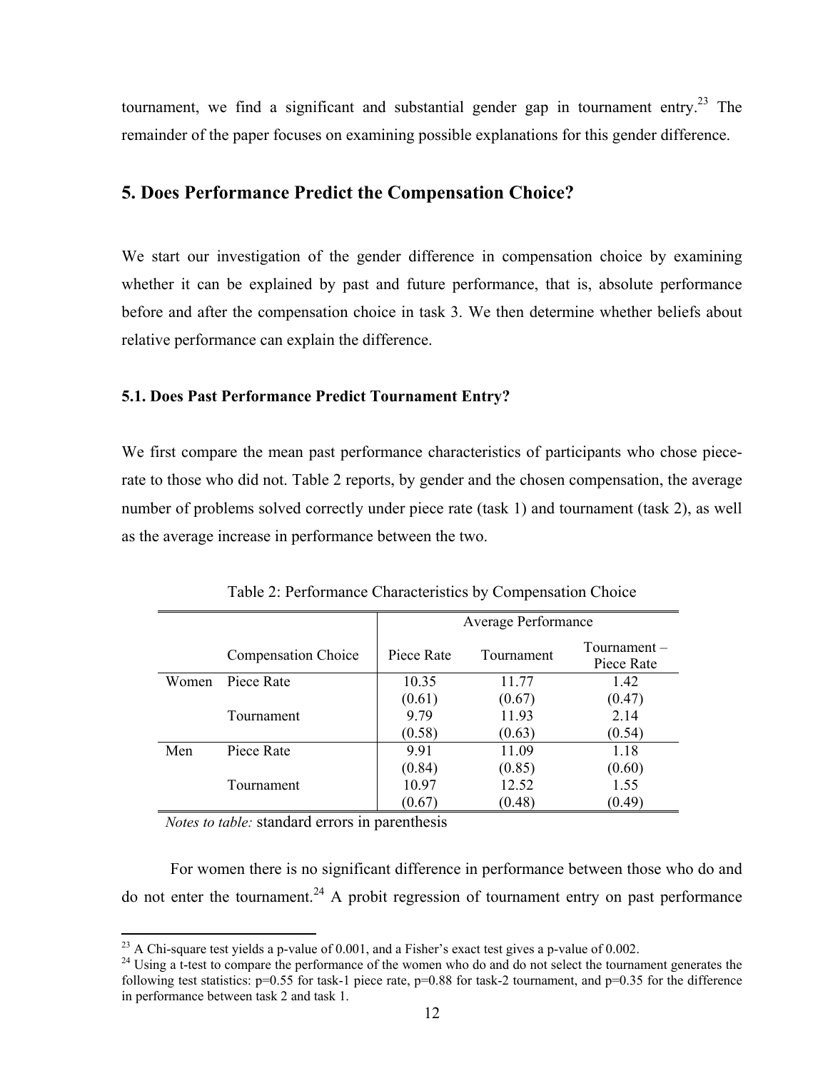tournament, we find a significant and substantial gender gap in tournament entry.[23] The remainder of the paper focuses on examining possible explanations for this gender difference.

## 5. Does Performance Predict the Compensation Choice?

We start our investigation of the gender difference in compensation choice by examining whether it can be explained by past and future performance, that is, absolute performance before and after the compensation choice in task 3. We then determine whether beliefs about relative performance can explain the difference.

### 5.1. Does Past Performance Predict Tournament Entry?

We first compare the mean past performance characteristics of participants who chose piece-rate to those who did not. Table 2 reports, by gender and the chosen compensation, the average number of problems solved correctly under piece rate (task 1) and tournament (task 2), as well as the average increase in performance between the two.

Table 2: Performance Characteristics by Compensation Choice

| | | Average Performance | | |
|---|---|---|---|---|
| | Compensation Choice | Piece Rate | Tournament | Tournament – Piece Rate |
| Women | Piece Rate | 10.35 | 11.77 | 1.42 |
| | | (0.61) | (0.67) | (0.47) |
| | Tournament | 9.79 | 11.93 | 2.14 |
| | | (0.58) | (0.63) | (0.54) |
| Men | Piece Rate | 9.91 | 11.09 | 1.18 |
| | | (0.84) | (0.85) | (0.60) |
| | Tournament | 10.97 | 12.52 | 1.55 |
| | | (0.67) | (0.48) | (0.49) |

*Notes to table:* standard errors in parenthesis

For women there is no significant difference in performance between those who do and do not enter the tournament.[24] A probit regression of tournament entry on past performance

[23] A Chi-square test yields a p-value of 0.001, and a Fisher's exact test gives a p-value of 0.002.

[24] Using a t-test to compare the performance of the women who do and do not select the tournament generates the following test statistics: p=0.55 for task-1 piece rate, p=0.88 for task-2 tournament, and p=0.35 for the difference in performance between task 2 and task 1.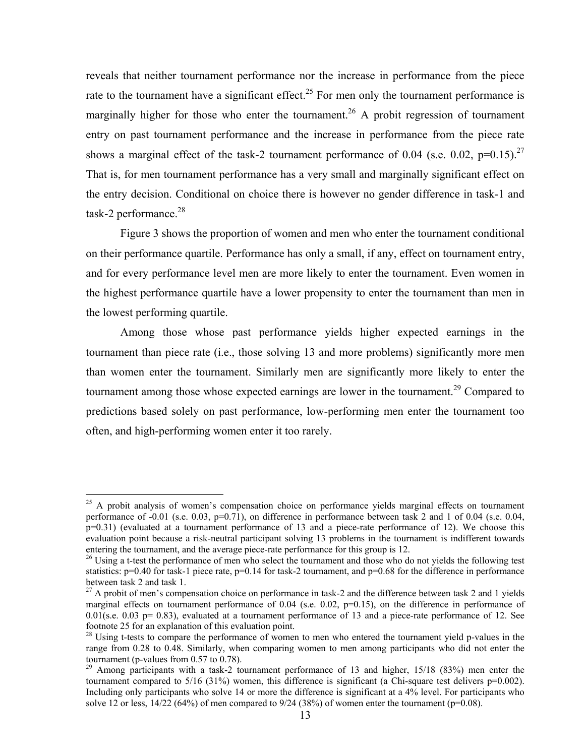reveals that neither tournament performance nor the increase in performance from the piece rate to the tournament have a significant effect.[25] For men only the tournament performance is marginally higher for those who enter the tournament.[26] A probit regression of tournament entry on past tournament performance and the increase in performance from the piece rate shows a marginal effect of the task-2 tournament performance of 0.04 (s.e. 0.02, p=0.15).[27] That is, for men tournament performance has a very small and marginally significant effect on the entry decision. Conditional on choice there is however no gender difference in task-1 and task-2 performance.[28]

Figure 3 shows the proportion of women and men who enter the tournament conditional on their performance quartile. Performance has only a small, if any, effect on tournament entry, and for every performance level men are more likely to enter the tournament. Even women in the highest performance quartile have a lower propensity to enter the tournament than men in the lowest performing quartile.

Among those whose past performance yields higher expected earnings in the tournament than piece rate (i.e., those solving 13 and more problems) significantly more men than women enter the tournament. Similarly men are significantly more likely to enter the tournament among those whose expected earnings are lower in the tournament.[29] Compared to predictions based solely on past performance, low-performing men enter the tournament too often, and high-performing women enter it too rarely.

---

[25] A probit analysis of women's compensation choice on performance yields marginal effects on tournament performance of -0.01 (s.e. 0.03, p=0.71), on difference in performance between task 2 and 1 of 0.04 (s.e. 0.04, p=0.31) (evaluated at a tournament performance of 13 and a piece-rate performance of 12). We choose this evaluation point because a risk-neutral participant solving 13 problems in the tournament is indifferent towards entering the tournament, and the average piece-rate performance for this group is 12.

[26] Using a t-test the performance of men who select the tournament and those who do not yields the following test statistics: p=0.40 for task-1 piece rate, p=0.14 for task-2 tournament, and p=0.68 for the difference in performance between task 2 and task 1.

[27] A probit of men's compensation choice on performance in task-2 and the difference between task 2 and 1 yields marginal effects on tournament performance of 0.04 (s.e. 0.02, p=0.15), on the difference in performance of 0.01(s.e. 0.03 p= 0.83), evaluated at a tournament performance of 13 and a piece-rate performance of 12. See footnote 25 for an explanation of this evaluation point.

[28] Using t-tests to compare the performance of women to men who entered the tournament yield p-values in the range from 0.28 to 0.48. Similarly, when comparing women to men among participants who did not enter the tournament (p-values from 0.57 to 0.78).

[29] Among participants with a task-2 tournament performance of 13 and higher, 15/18 (83%) men enter the tournament compared to 5/16 (31%) women, this difference is significant (a Chi-square test delivers p=0.002). Including only participants who solve 14 or more the difference is significant at a 4% level. For participants who solve 12 or less, 14/22 (64%) of men compared to 9/24 (38%) of women enter the tournament (p=0.08).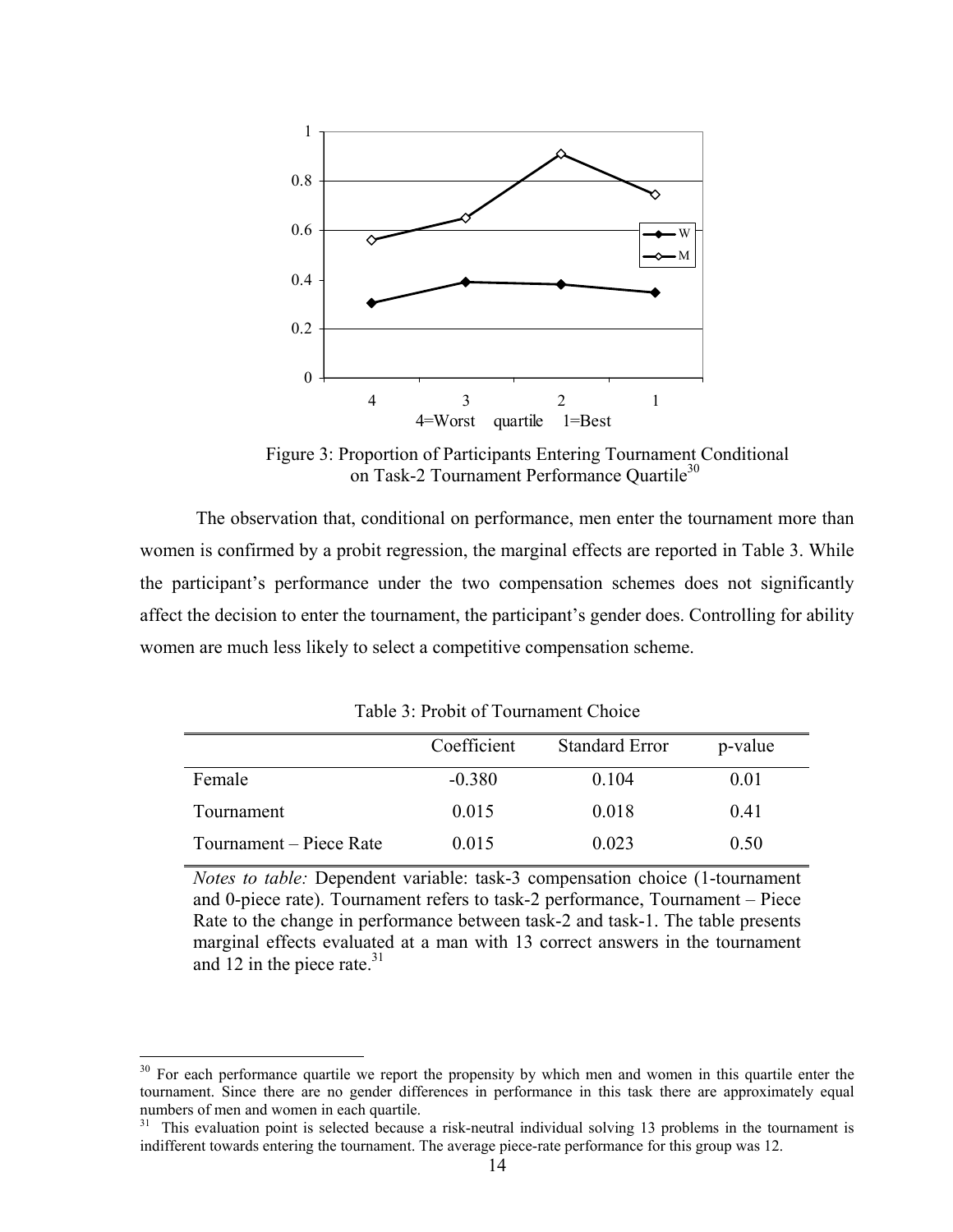Figure 3: Proportion of Participants Entering Tournament Conditional on Task-2 Tournament Performance Quartile[30]

The observation that, conditional on performance, men enter the tournament more than women is confirmed by a probit regression, the marginal effects are reported in Table 3. While the participant's performance under the two compensation schemes does not significantly affect the decision to enter the tournament, the participant's gender does. Controlling for ability women are much less likely to select a competitive compensation scheme.

Table 3: Probit of Tournament Choice

| | Coefficient | Standard Error | p-value |
|---|---|---|---|
| Female | -0.380 | 0.104 | 0.01 |
| Tournament | 0.015 | 0.018 | 0.41 |
| Tournament – Piece Rate | 0.015 | 0.023 | 0.50 |

*Notes to table:* Dependent variable: task-3 compensation choice (1-tournament and 0-piece rate). Tournament refers to task-2 performance, Tournament – Piece Rate to the change in performance between task-2 and task-1. The table presents marginal effects evaluated at a man with 13 correct answers in the tournament and 12 in the piece rate.[31]

[30] For each performance quartile we report the propensity by which men and women in this quartile enter the tournament. Since there are no gender differences in performance in this task there are approximately equal numbers of men and women in each quartile.

[31] This evaluation point is selected because a risk-neutral individual solving 13 problems in the tournament is indifferent towards entering the tournament. The average piece-rate performance for this group was 12.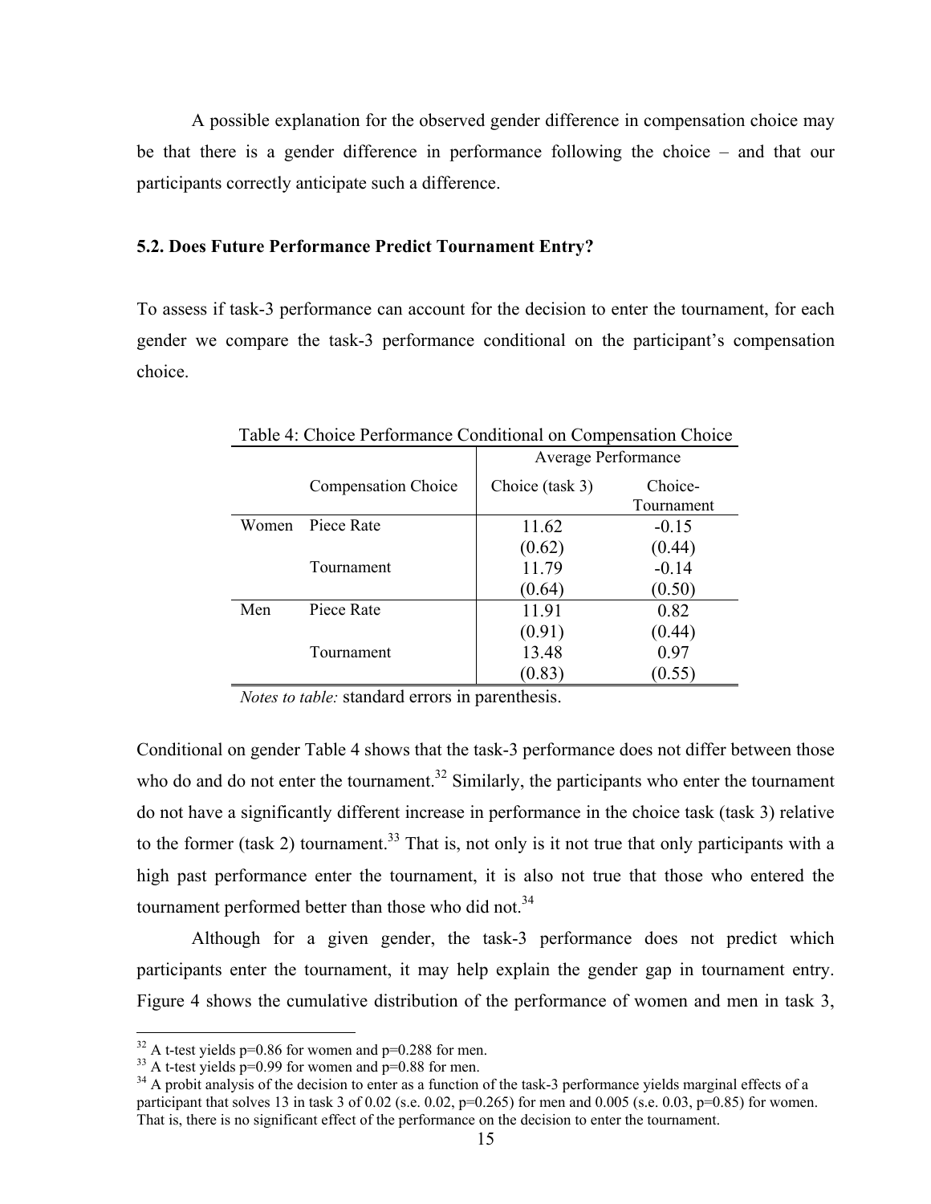A possible explanation for the observed gender difference in compensation choice may be that there is a gender difference in performance following the choice – and that our participants correctly anticipate such a difference.

### 5.2. Does Future Performance Predict Tournament Entry?

To assess if task-3 performance can account for the decision to enter the tournament, for each gender we compare the task-3 performance conditional on the participant's compensation choice.

Table 4: Choice Performance Conditional on Compensation Choice

| | | Average Performance | |
|---|---|---|---|
| | Compensation Choice | Choice (task 3) | Choice-Tournament |
| Women | Piece Rate | 11.62 | -0.15 |
| | | (0.62) | (0.44) |
| | Tournament | 11.79 | -0.14 |
| | | (0.64) | (0.50) |
| Men | Piece Rate | 11.91 | 0.82 |
| | | (0.91) | (0.44) |
| | Tournament | 13.48 | 0.97 |
| | | (0.83) | (0.55) |

*Notes to table:* standard errors in parenthesis.

Conditional on gender Table 4 shows that the task-3 performance does not differ between those who do and do not enter the tournament.[32] Similarly, the participants who enter the tournament do not have a significantly different increase in performance in the choice task (task 3) relative to the former (task 2) tournament.[33] That is, not only is it not true that only participants with a high past performance enter the tournament, it is also not true that those who entered the tournament performed better than those who did not.[34]

Although for a given gender, the task-3 performance does not predict which participants enter the tournament, it may help explain the gender gap in tournament entry. Figure 4 shows the cumulative distribution of the performance of women and men in task 3,

[32] A t-test yields p=0.86 for women and p=0.288 for men.

[33] A t-test yields p=0.99 for women and p=0.88 for men.

[34] A probit analysis of the decision to enter as a function of the task-3 performance yields marginal effects of a participant that solves 13 in task 3 of 0.02 (s.e. 0.02, p=0.265) for men and 0.005 (s.e. 0.03, p=0.85) for women. That is, there is no significant effect of the performance on the decision to enter the tournament.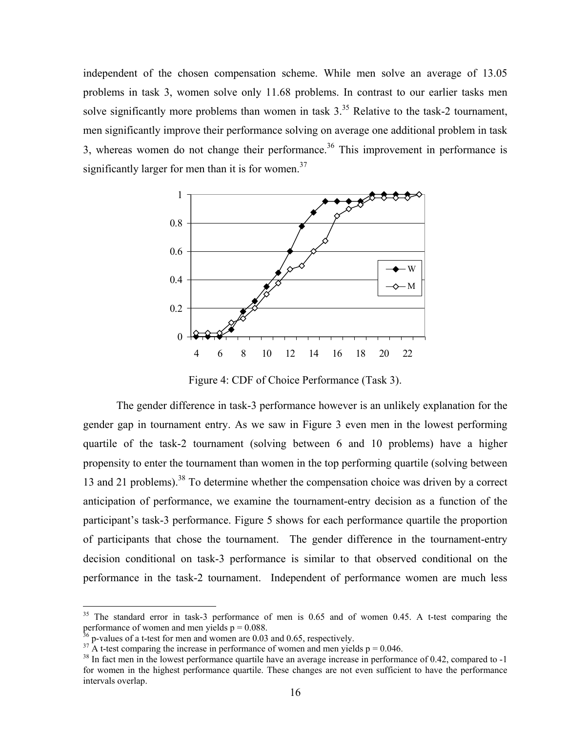independent of the chosen compensation scheme. While men solve an average of 13.05 problems in task 3, women solve only 11.68 problems. In contrast to our earlier tasks men solve significantly more problems than women in task 3.[35] Relative to the task-2 tournament, men significantly improve their performance solving on average one additional problem in task 3, whereas women do not change their performance.[36] This improvement in performance is significantly larger for men than it is for women.[37]

Figure 4: CDF of Choice Performance (Task 3).

The gender difference in task-3 performance however is an unlikely explanation for the gender gap in tournament entry. As we saw in Figure 3 even men in the lowest performing quartile of the task-2 tournament (solving between 6 and 10 problems) have a higher propensity to enter the tournament than women in the top performing quartile (solving between 13 and 21 problems).[38] To determine whether the compensation choice was driven by a correct anticipation of performance, we examine the tournament-entry decision as a function of the participant's task-3 performance. Figure 5 shows for each performance quartile the proportion of participants that chose the tournament. The gender difference in the tournament-entry decision conditional on task-3 performance is similar to that observed conditional on the performance in the task-2 tournament. Independent of performance women are much less

---

[35] The standard error in task-3 performance of men is 0.65 and of women 0.45. A t-test comparing the performance of women and men yields $p = 0.088$.

[36] p-values of a t-test for men and women are 0.03 and 0.65, respectively.

[37] A t-test comparing the increase in performance of women and men yields $p = 0.046$.

[38] In fact men in the lowest performance quartile have an average increase in performance of 0.42, compared to -1 for women in the highest performance quartile. These changes are not even sufficient to have the performance intervals overlap.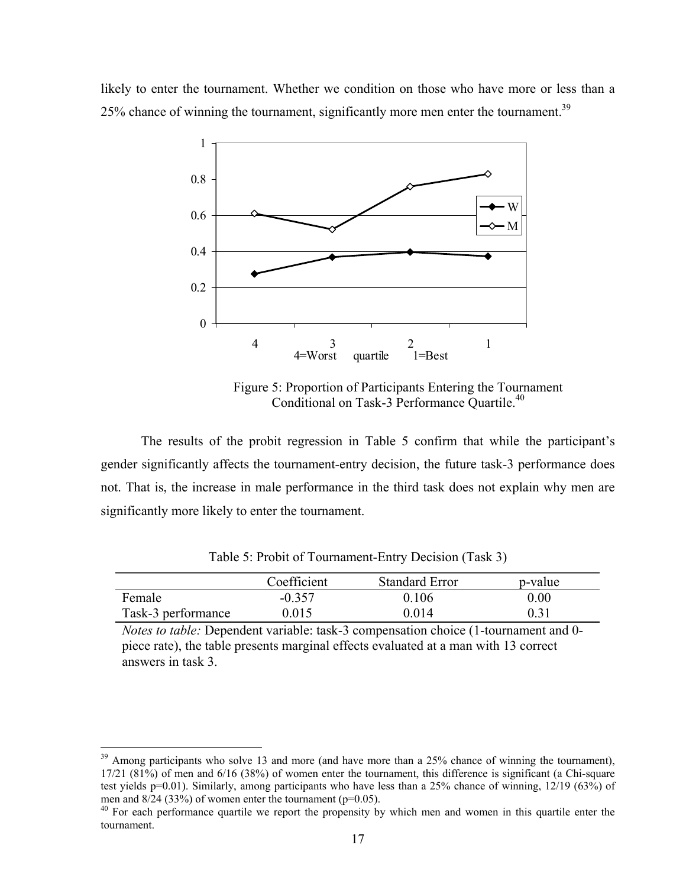likely to enter the tournament. Whether we condition on those who have more or less than a 25% chance of winning the tournament, significantly more men enter the tournament.[39]

Figure 5: Proportion of Participants Entering the Tournament Conditional on Task-3 Performance Quartile.[40]

The results of the probit regression in Table 5 confirm that while the participant's gender significantly affects the tournament-entry decision, the future task-3 performance does not. That is, the increase in male performance in the third task does not explain why men are significantly more likely to enter the tournament.

Table 5: Probit of Tournament-Entry Decision (Task 3)

| | Coefficient | Standard Error | p-value |
|---|---|---|---|
| Female | -0.357 | 0.106 | 0.00 |
| Task-3 performance | 0.015 | 0.014 | 0.31 |

*Notes to table:* Dependent variable: task-3 compensation choice (1-tournament and 0-piece rate), the table presents marginal effects evaluated at a man with 13 correct answers in task 3.

[39] Among participants who solve 13 and more (and have more than a 25% chance of winning the tournament), 17/21 (81%) of men and 6/16 (38%) of women enter the tournament, this difference is significant (a Chi-square test yields p=0.01). Similarly, among participants who have less than a 25% chance of winning, 12/19 (63%) of men and 8/24 (33%) of women enter the tournament (p=0.05).

[40] For each performance quartile we report the propensity by which men and women in this quartile enter the tournament.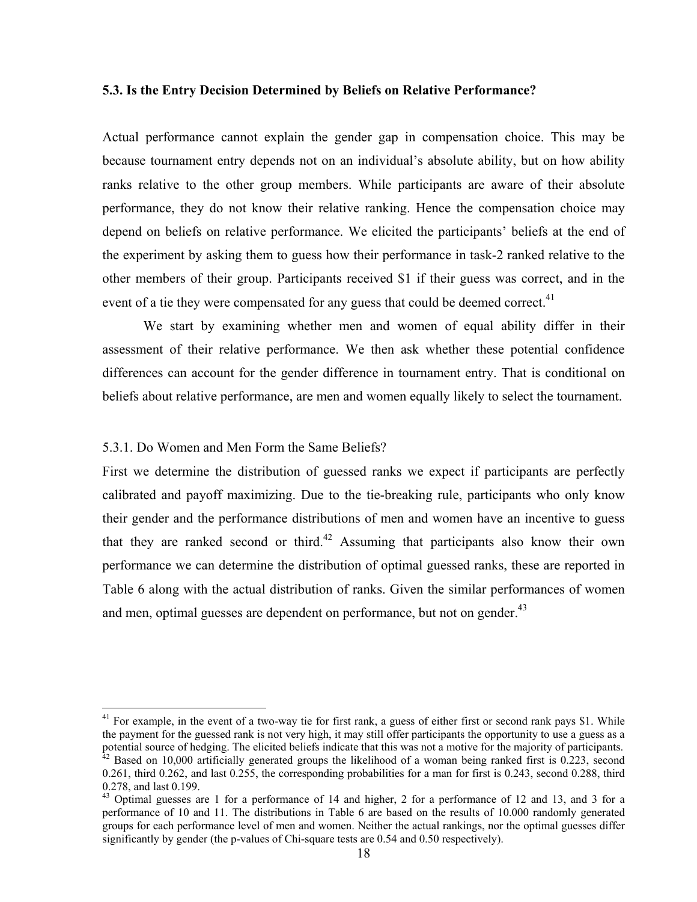### 5.3. Is the Entry Decision Determined by Beliefs on Relative Performance?

Actual performance cannot explain the gender gap in compensation choice. This may be because tournament entry depends not on an individual's absolute ability, but on how ability ranks relative to the other group members. While participants are aware of their absolute performance, they do not know their relative ranking. Hence the compensation choice may depend on beliefs on relative performance. We elicited the participants' beliefs at the end of the experiment by asking them to guess how their performance in task-2 ranked relative to the other members of their group. Participants received $1 if their guess was correct, and in the event of a tie they were compensated for any guess that could be deemed correct.[41]

We start by examining whether men and women of equal ability differ in their assessment of their relative performance. We then ask whether these potential confidence differences can account for the gender difference in tournament entry. That is conditional on beliefs about relative performance, are men and women equally likely to select the tournament.

5.3.1. Do Women and Men Form the Same Beliefs?

First we determine the distribution of guessed ranks we expect if participants are perfectly calibrated and payoff maximizing. Due to the tie-breaking rule, participants who only know their gender and the performance distributions of men and women have an incentive to guess that they are ranked second or third.[42] Assuming that participants also know their own performance we can determine the distribution of optimal guessed ranks, these are reported in Table 6 along with the actual distribution of ranks. Given the similar performances of women and men, optimal guesses are dependent on performance, but not on gender.[43]

---

[41] For example, in the event of a two-way tie for first rank, a guess of either first or second rank pays $1. While the payment for the guessed rank is not very high, it may still offer participants the opportunity to use a guess as a potential source of hedging. The elicited beliefs indicate that this was not a motive for the majority of participants.

[42] Based on 10,000 artificially generated groups the likelihood of a woman being ranked first is 0.223, second 0.261, third 0.262, and last 0.255, the corresponding probabilities for a man for first is 0.243, second 0.288, third 0.278, and last 0.199.

[43] Optimal guesses are 1 for a performance of 14 and higher, 2 for a performance of 12 and 13, and 3 for a performance of 10 and 11. The distributions in Table 6 are based on the results of 10.000 randomly generated groups for each performance level of men and women. Neither the actual rankings, nor the optimal guesses differ significantly by gender (the p-values of Chi-square tests are 0.54 and 0.50 respectively).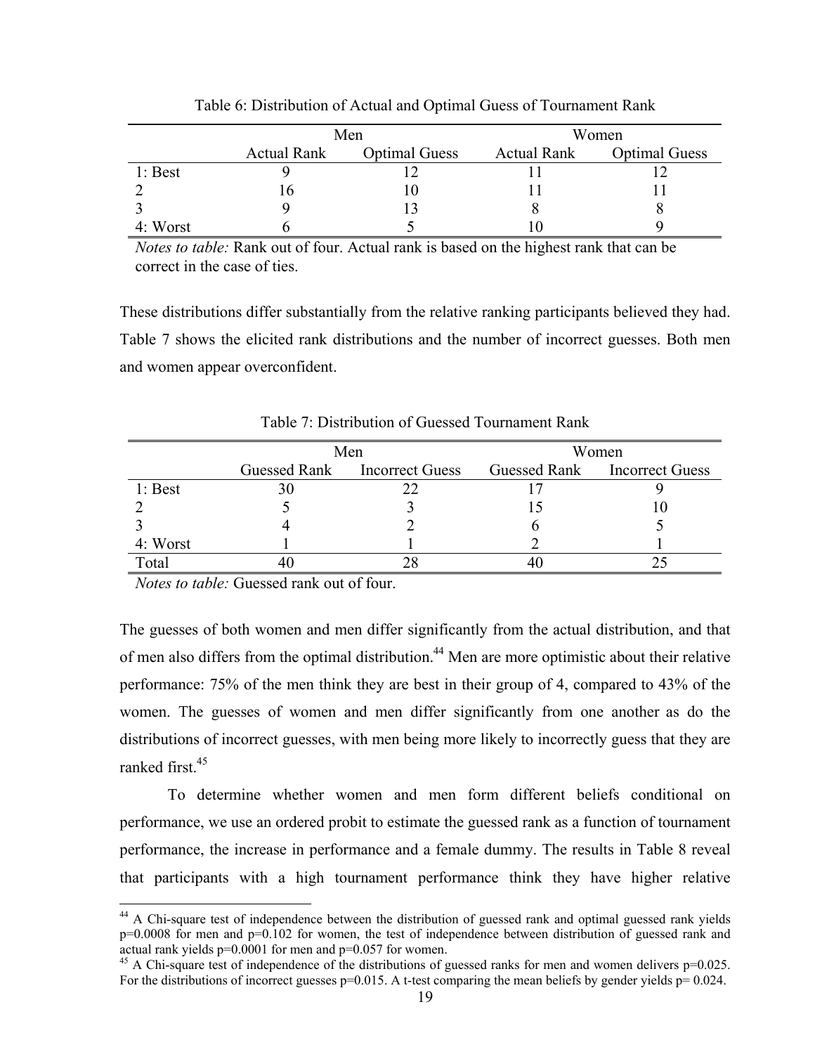Table 6: Distribution of Actual and Optimal Guess of Tournament Rank

| | Men | | Women | |
|---|---|---|---|---|
| | Actual Rank | Optimal Guess | Actual Rank | Optimal Guess |
| 1: Best | 9 | 12 | 11 | 12 |
| 2 | 16 | 10 | 11 | 11 |
| 3 | 9 | 13 | 8 | 8 |
| 4: Worst | 6 | 5 | 10 | 9 |

*Notes to table:* Rank out of four. Actual rank is based on the highest rank that can be correct in the case of ties.

These distributions differ substantially from the relative ranking participants believed they had. Table 7 shows the elicited rank distributions and the number of incorrect guesses. Both men and women appear overconfident.

Table 7: Distribution of Guessed Tournament Rank

| | Men | | Women | |
|---|---|---|---|---|
| | Guessed Rank | Incorrect Guess | Guessed Rank | Incorrect Guess |
| 1: Best | 30 | 22 | 17 | 9 |
| 2 | 5 | 3 | 15 | 10 |
| 3 | 4 | 2 | 6 | 5 |
| 4: Worst | 1 | 1 | 2 | 1 |
| Total | 40 | 28 | 40 | 25 |

*Notes to table:* Guessed rank out of four.

The guesses of both women and men differ significantly from the actual distribution, and that of men also differs from the optimal distribution.[44] Men are more optimistic about their relative performance: 75% of the men think they are best in their group of 4, compared to 43% of the women. The guesses of women and men differ significantly from one another as do the distributions of incorrect guesses, with men being more likely to incorrectly guess that they are ranked first.[45]

To determine whether women and men form different beliefs conditional on performance, we use an ordered probit to estimate the guessed rank as a function of tournament performance, the increase in performance and a female dummy. The results in Table 8 reveal that participants with a high tournament performance think they have higher relative

[44] A Chi-square test of independence between the distribution of guessed rank and optimal guessed rank yields p=0.0008 for men and p=0.102 for women, the test of independence between distribution of guessed rank and actual rank yields p=0.0001 for men and p=0.057 for women.

[45] A Chi-square test of independence of the distributions of guessed ranks for men and women delivers p=0.025. For the distributions of incorrect guesses p=0.015. A t-test comparing the mean beliefs by gender yields p= 0.024.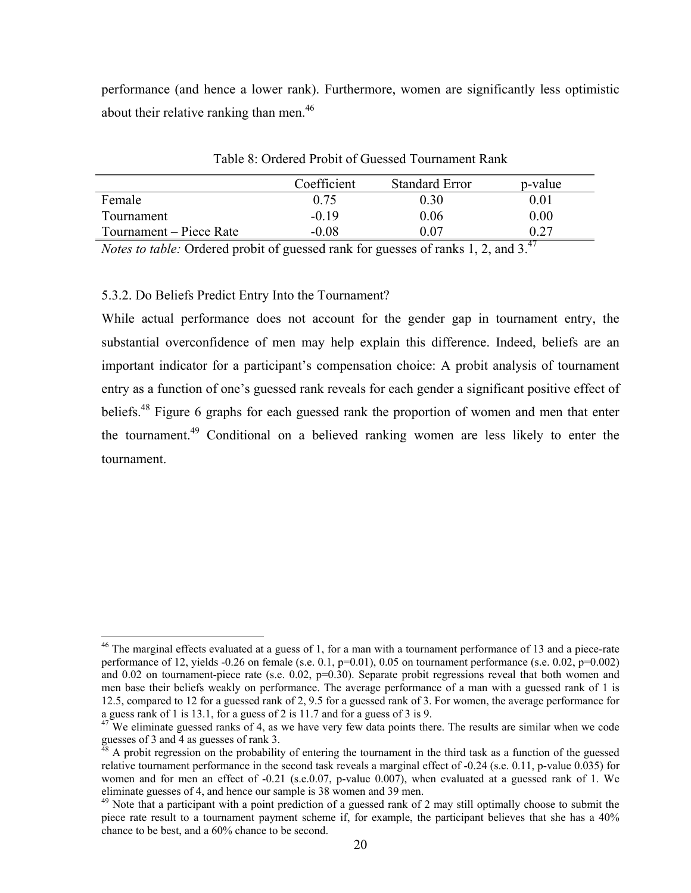performance (and hence a lower rank). Furthermore, women are significantly less optimistic about their relative ranking than men.[46]

Table 8: Ordered Probit of Guessed Tournament Rank

| | Coefficient | Standard Error | p-value |
|---|---|---|---|
| Female | 0.75 | 0.30 | 0.01 |
| Tournament | -0.19 | 0.06 | 0.00 |
| Tournament – Piece Rate | -0.08 | 0.07 | 0.27 |

*Notes to table:* Ordered probit of guessed rank for guesses of ranks 1, 2, and 3.[47]

5.3.2. Do Beliefs Predict Entry Into the Tournament?

While actual performance does not account for the gender gap in tournament entry, the substantial overconfidence of men may help explain this difference. Indeed, beliefs are an important indicator for a participant's compensation choice: A probit analysis of tournament entry as a function of one's guessed rank reveals for each gender a significant positive effect of beliefs.[48] Figure 6 graphs for each guessed rank the proportion of women and men that enter the tournament.[49] Conditional on a believed ranking women are less likely to enter the tournament.

[46] The marginal effects evaluated at a guess of 1, for a man with a tournament performance of 13 and a piece-rate performance of 12, yields -0.26 on female (s.e. 0.1, p=0.01), 0.05 on tournament performance (s.e. 0.02, p=0.002) and 0.02 on tournament-piece rate (s.e. 0.02, p=0.30). Separate probit regressions reveal that both women and men base their beliefs weakly on performance. The average performance of a man with a guessed rank of 1 is 12.5, compared to 12 for a guessed rank of 2, 9.5 for a guessed rank of 3. For women, the average performance for a guess rank of 1 is 13.1, for a guess of 2 is 11.7 and for a guess of 3 is 9.

[47] We eliminate guessed ranks of 4, as we have very few data points there. The results are similar when we code guesses of 3 and 4 as guesses of rank 3.

[48] A probit regression on the probability of entering the tournament in the third task as a function of the guessed relative tournament performance in the second task reveals a marginal effect of -0.24 (s.e. 0.11, p-value 0.035) for women and for men an effect of -0.21 (s.e.0.07, p-value 0.007), when evaluated at a guessed rank of 1. We eliminate guesses of 4, and hence our sample is 38 women and 39 men.

[49] Note that a participant with a point prediction of a guessed rank of 2 may still optimally choose to submit the piece rate result to a tournament payment scheme if, for example, the participant believes that she has a 40% chance to be best, and a 60% chance to be second.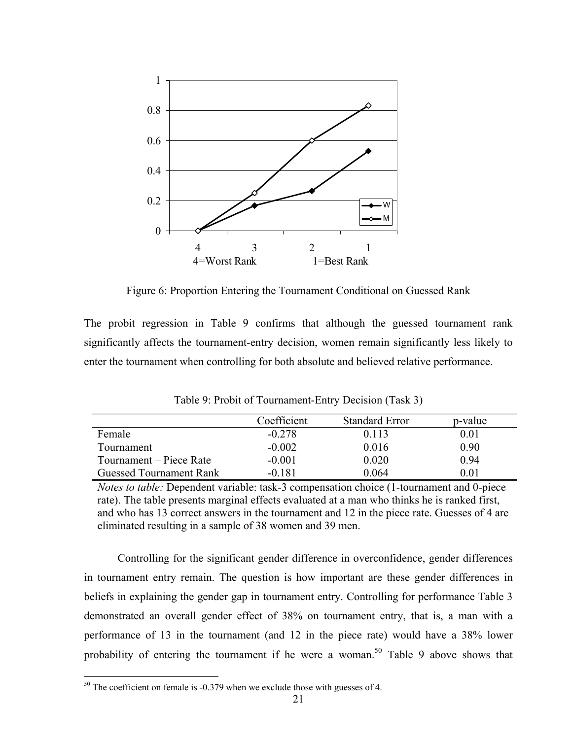Figure 6: Proportion Entering the Tournament Conditional on Guessed Rank

The probit regression in Table 9 confirms that although the guessed tournament rank significantly affects the tournament-entry decision, women remain significantly less likely to enter the tournament when controlling for both absolute and believed relative performance.

Table 9: Probit of Tournament-Entry Decision (Task 3)

| | Coefficient | Standard Error | p-value |
|---|---|---|---|
| Female | -0.278 | 0.113 | 0.01 |
| Tournament | -0.002 | 0.016 | 0.90 |
| Tournament – Piece Rate | -0.001 | 0.020 | 0.94 |
| Guessed Tournament Rank | -0.181 | 0.064 | 0.01 |

*Notes to table:* Dependent variable: task-3 compensation choice (1-tournament and 0-piece rate). The table presents marginal effects evaluated at a man who thinks he is ranked first, and who has 13 correct answers in the tournament and 12 in the piece rate. Guesses of 4 are eliminated resulting in a sample of 38 women and 39 men.

Controlling for the significant gender difference in overconfidence, gender differences in tournament entry remain. The question is how important are these gender differences in beliefs in explaining the gender gap in tournament entry. Controlling for performance Table 3 demonstrated an overall gender effect of 38% on tournament entry, that is, a man with a performance of 13 in the tournament (and 12 in the piece rate) would have a 38% lower probability of entering the tournament if he were a woman.[50] Table 9 above shows that

[50] The coefficient on female is -0.379 when we exclude those with guesses of 4.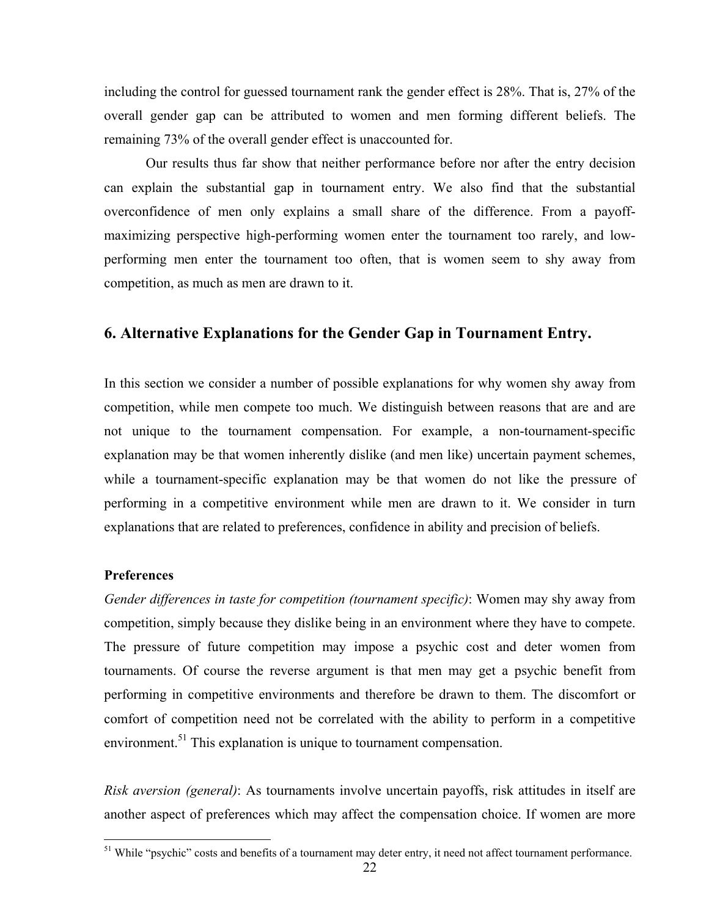including the control for guessed tournament rank the gender effect is 28%. That is, 27% of the overall gender gap can be attributed to women and men forming different beliefs. The remaining 73% of the overall gender effect is unaccounted for.

Our results thus far show that neither performance before nor after the entry decision can explain the substantial gap in tournament entry. We also find that the substantial overconfidence of men only explains a small share of the difference. From a payoff-maximizing perspective high-performing women enter the tournament too rarely, and low-performing men enter the tournament too often, that is women seem to shy away from competition, as much as men are drawn to it.

## 6. Alternative Explanations for the Gender Gap in Tournament Entry.

In this section we consider a number of possible explanations for why women shy away from competition, while men compete too much. We distinguish between reasons that are and are not unique to the tournament compensation. For example, a non-tournament-specific explanation may be that women inherently dislike (and men like) uncertain payment schemes, while a tournament-specific explanation may be that women do not like the pressure of performing in a competitive environment while men are drawn to it. We consider in turn explanations that are related to preferences, confidence in ability and precision of beliefs.

**Preferences**

*Gender differences in taste for competition (tournament specific)*: Women may shy away from competition, simply because they dislike being in an environment where they have to compete. The pressure of future competition may impose a psychic cost and deter women from tournaments. Of course the reverse argument is that men may get a psychic benefit from performing in competitive environments and therefore be drawn to them. The discomfort or comfort of competition need not be correlated with the ability to perform in a competitive environment.[51] This explanation is unique to tournament compensation.

*Risk aversion (general)*: As tournaments involve uncertain payoffs, risk attitudes in itself are another aspect of preferences which may affect the compensation choice. If women are more

[51] While "psychic" costs and benefits of a tournament may deter entry, it need not affect tournament performance.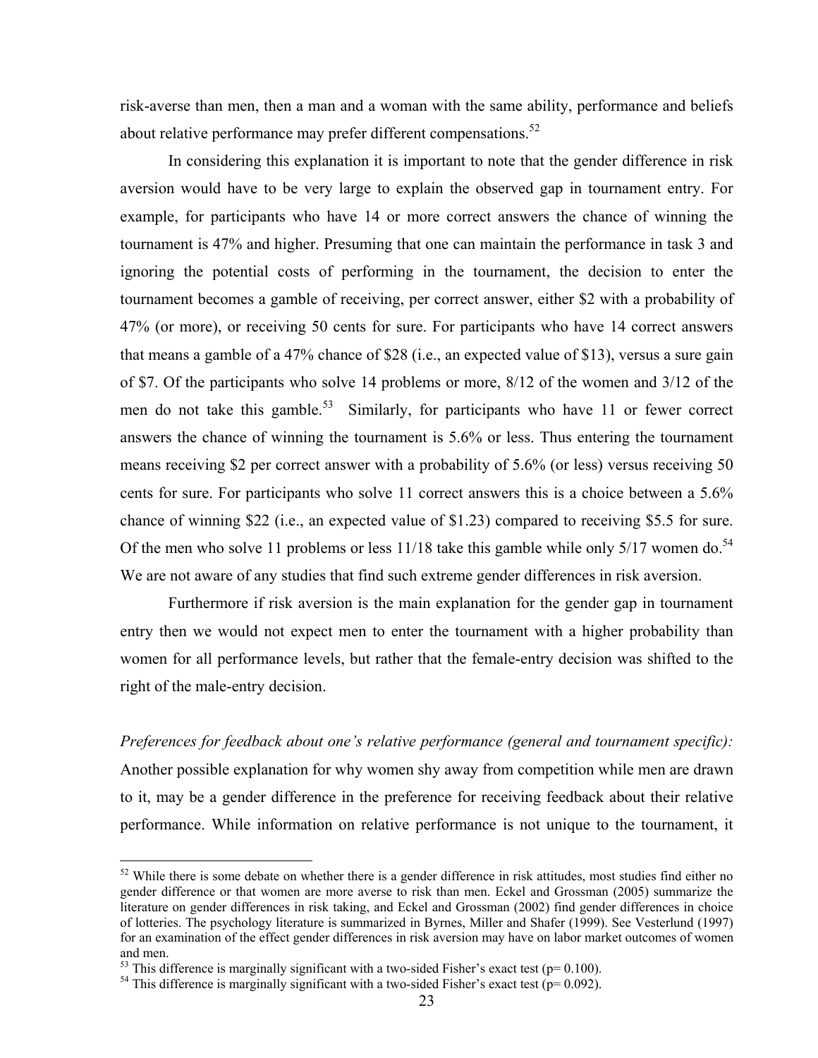risk-averse than men, then a man and a woman with the same ability, performance and beliefs about relative performance may prefer different compensations.[52]

In considering this explanation it is important to note that the gender difference in risk aversion would have to be very large to explain the observed gap in tournament entry. For example, for participants who have 14 or more correct answers the chance of winning the tournament is 47% and higher. Presuming that one can maintain the performance in task 3 and ignoring the potential costs of performing in the tournament, the decision to enter the tournament becomes a gamble of receiving, per correct answer, either $2 with a probability of 47% (or more), or receiving 50 cents for sure. For participants who have 14 correct answers that means a gamble of a 47% chance of $28 (i.e., an expected value of $13), versus a sure gain of $7. Of the participants who solve 14 problems or more, 8/12 of the women and 3/12 of the men do not take this gamble.[53] Similarly, for participants who have 11 or fewer correct answers the chance of winning the tournament is 5.6% or less. Thus entering the tournament means receiving $2 per correct answer with a probability of 5.6% (or less) versus receiving 50 cents for sure. For participants who solve 11 correct answers this is a choice between a 5.6% chance of winning $22 (i.e., an expected value of $1.23) compared to receiving $5.5 for sure. Of the men who solve 11 problems or less 11/18 take this gamble while only 5/17 women do.[54] We are not aware of any studies that find such extreme gender differences in risk aversion.

Furthermore if risk aversion is the main explanation for the gender gap in tournament entry then we would not expect men to enter the tournament with a higher probability than women for all performance levels, but rather that the female-entry decision was shifted to the right of the male-entry decision.

*Preferences for feedback about one's relative performance (general and tournament specific):* Another possible explanation for why women shy away from competition while men are drawn to it, may be a gender difference in the preference for receiving feedback about their relative performance. While information on relative performance is not unique to the tournament, it

---

[52] While there is some debate on whether there is a gender difference in risk attitudes, most studies find either no gender difference or that women are more averse to risk than men. Eckel and Grossman (2005) summarize the literature on gender differences in risk taking, and Eckel and Grossman (2002) find gender differences in choice of lotteries. The psychology literature is summarized in Byrnes, Miller and Shafer (1999). See Vesterlund (1997) for an examination of the effect gender differences in risk aversion may have on labor market outcomes of women and men.

[53] This difference is marginally significant with a two-sided Fisher's exact test ($p= 0.100$).

[54] This difference is marginally significant with a two-sided Fisher's exact test ($p= 0.092$).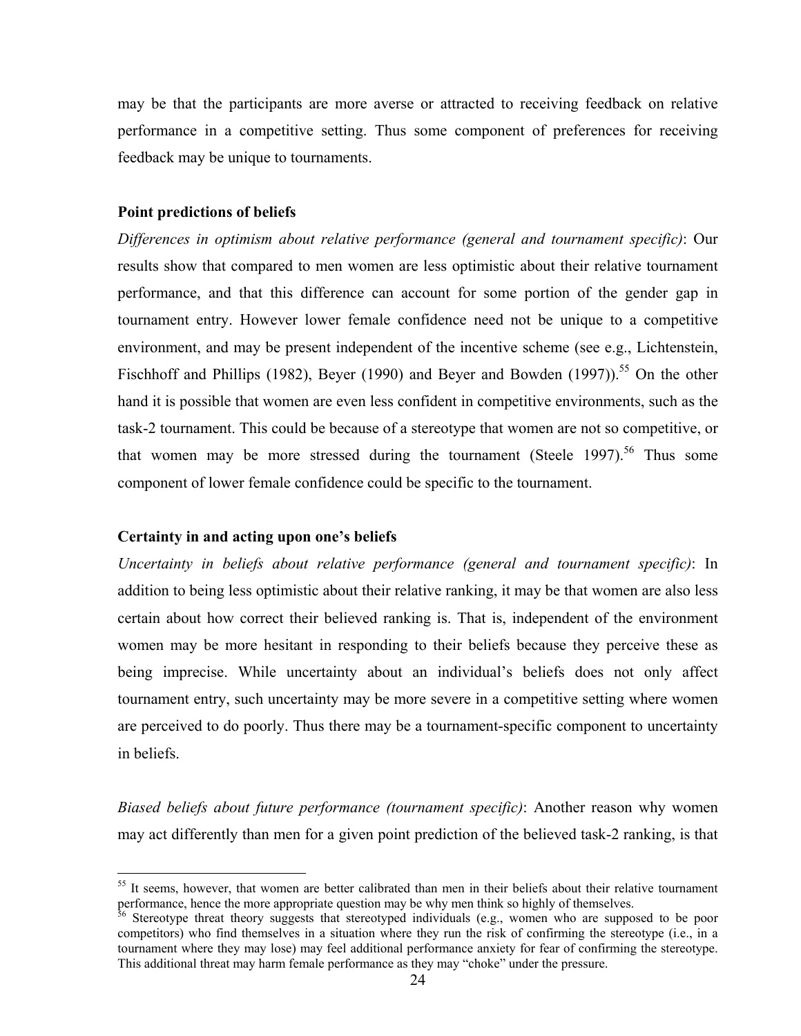may be that the participants are more averse or attracted to receiving feedback on relative performance in a competitive setting. Thus some component of preferences for receiving feedback may be unique to tournaments.

**Point predictions of beliefs**

*Differences in optimism about relative performance (general and tournament specific)*: Our results show that compared to men women are less optimistic about their relative tournament performance, and that this difference can account for some portion of the gender gap in tournament entry. However lower female confidence need not be unique to a competitive environment, and may be present independent of the incentive scheme (see e.g., Lichtenstein, Fischhoff and Phillips (1982), Beyer (1990) and Beyer and Bowden (1997)).[55] On the other hand it is possible that women are even less confident in competitive environments, such as the task-2 tournament. This could be because of a stereotype that women are not so competitive, or that women may be more stressed during the tournament (Steele 1997).[56] Thus some component of lower female confidence could be specific to the tournament.

**Certainty in and acting upon one's beliefs**

*Uncertainty in beliefs about relative performance (general and tournament specific)*: In addition to being less optimistic about their relative ranking, it may be that women are also less certain about how correct their believed ranking is. That is, independent of the environment women may be more hesitant in responding to their beliefs because they perceive these as being imprecise. While uncertainty about an individual's beliefs does not only affect tournament entry, such uncertainty may be more severe in a competitive setting where women are perceived to do poorly. Thus there may be a tournament-specific component to uncertainty in beliefs.

*Biased beliefs about future performance (tournament specific)*: Another reason why women may act differently than men for a given point prediction of the believed task-2 ranking, is that

---

[55] It seems, however, that women are better calibrated than men in their beliefs about their relative tournament performance, hence the more appropriate question may be why men think so highly of themselves.

[56] Stereotype threat theory suggests that stereotyped individuals (e.g., women who are supposed to be poor competitors) who find themselves in a situation where they run the risk of confirming the stereotype (i.e., in a tournament where they may lose) may feel additional performance anxiety for fear of confirming the stereotype. This additional threat may harm female performance as they may "choke" under the pressure.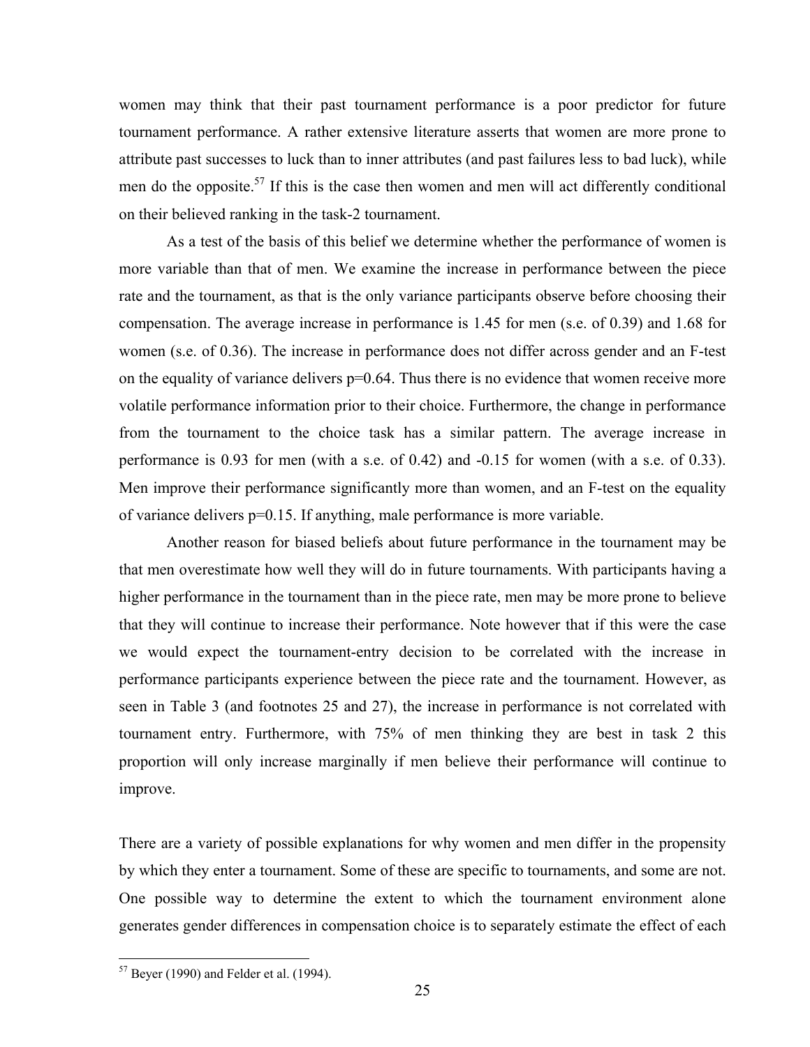women may think that their past tournament performance is a poor predictor for future tournament performance. A rather extensive literature asserts that women are more prone to attribute past successes to luck than to inner attributes (and past failures less to bad luck), while men do the opposite.[57] If this is the case then women and men will act differently conditional on their believed ranking in the task-2 tournament.

As a test of the basis of this belief we determine whether the performance of women is more variable than that of men. We examine the increase in performance between the piece rate and the tournament, as that is the only variance participants observe before choosing their compensation. The average increase in performance is 1.45 for men (s.e. of 0.39) and 1.68 for women (s.e. of 0.36). The increase in performance does not differ across gender and an F-test on the equality of variance delivers p=0.64. Thus there is no evidence that women receive more volatile performance information prior to their choice. Furthermore, the change in performance from the tournament to the choice task has a similar pattern. The average increase in performance is 0.93 for men (with a s.e. of 0.42) and -0.15 for women (with a s.e. of 0.33). Men improve their performance significantly more than women, and an F-test on the equality of variance delivers p=0.15. If anything, male performance is more variable.

Another reason for biased beliefs about future performance in the tournament may be that men overestimate how well they will do in future tournaments. With participants having a higher performance in the tournament than in the piece rate, men may be more prone to believe that they will continue to increase their performance. Note however that if this were the case we would expect the tournament-entry decision to be correlated with the increase in performance participants experience between the piece rate and the tournament. However, as seen in Table 3 (and footnotes 25 and 27), the increase in performance is not correlated with tournament entry. Furthermore, with 75% of men thinking they are best in task 2 this proportion will only increase marginally if men believe their performance will continue to improve.

There are a variety of possible explanations for why women and men differ in the propensity by which they enter a tournament. Some of these are specific to tournaments, and some are not. One possible way to determine the extent to which the tournament environment alone generates gender differences in compensation choice is to separately estimate the effect of each

[57] Beyer (1990) and Felder et al. (1994).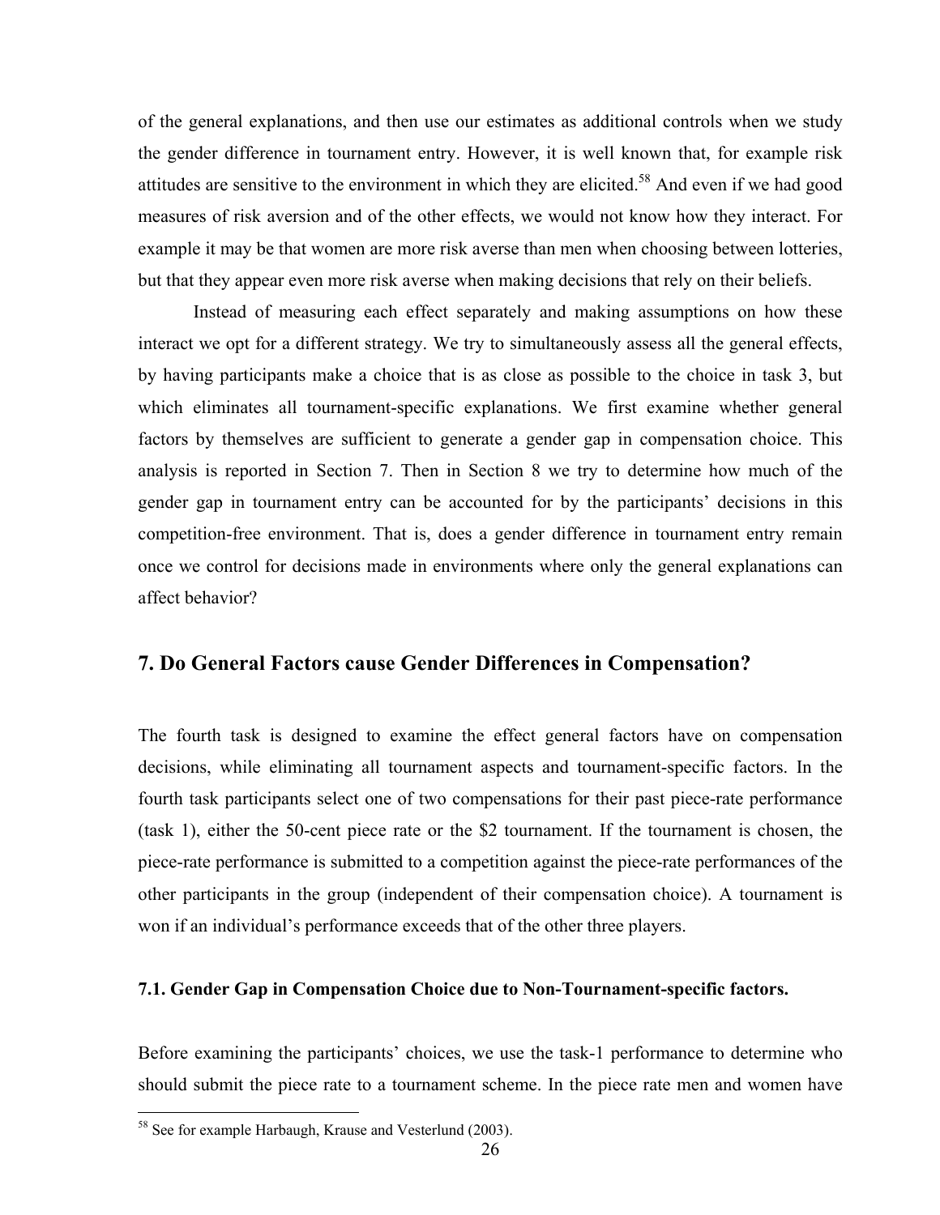of the general explanations, and then use our estimates as additional controls when we study the gender difference in tournament entry. However, it is well known that, for example risk attitudes are sensitive to the environment in which they are elicited.[58] And even if we had good measures of risk aversion and of the other effects, we would not know how they interact. For example it may be that women are more risk averse than men when choosing between lotteries, but that they appear even more risk averse when making decisions that rely on their beliefs.

Instead of measuring each effect separately and making assumptions on how these interact we opt for a different strategy. We try to simultaneously assess all the general effects, by having participants make a choice that is as close as possible to the choice in task 3, but which eliminates all tournament-specific explanations. We first examine whether general factors by themselves are sufficient to generate a gender gap in compensation choice. This analysis is reported in Section 7. Then in Section 8 we try to determine how much of the gender gap in tournament entry can be accounted for by the participants' decisions in this competition-free environment. That is, does a gender difference in tournament entry remain once we control for decisions made in environments where only the general explanations can affect behavior?

## 7. Do General Factors cause Gender Differences in Compensation?

The fourth task is designed to examine the effect general factors have on compensation decisions, while eliminating all tournament aspects and tournament-specific factors. In the fourth task participants select one of two compensations for their past piece-rate performance (task 1), either the 50-cent piece rate or the $2 tournament. If the tournament is chosen, the piece-rate performance is submitted to a competition against the piece-rate performances of the other participants in the group (independent of their compensation choice). A tournament is won if an individual's performance exceeds that of the other three players.

### 7.1. Gender Gap in Compensation Choice due to Non-Tournament-specific factors.

Before examining the participants' choices, we use the task-1 performance to determine who should submit the piece rate to a tournament scheme. In the piece rate men and women have

[58] See for example Harbaugh, Krause and Vesterlund (2003).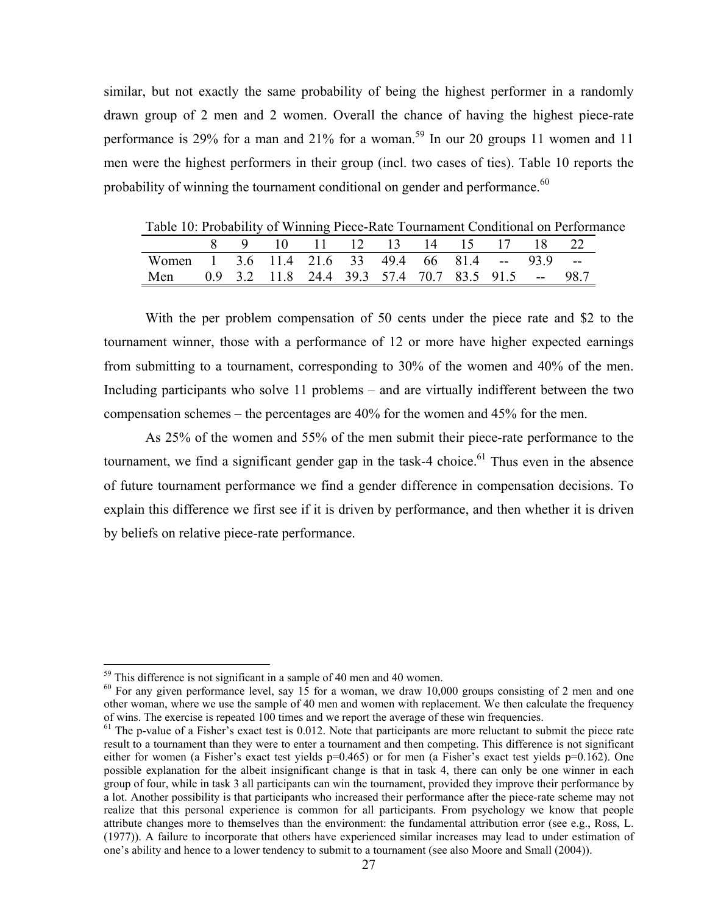similar, but not exactly the same probability of being the highest performer in a randomly drawn group of 2 men and 2 women. Overall the chance of having the highest piece-rate performance is 29% for a man and 21% for a woman.[59] In our 20 groups 11 women and 11 men were the highest performers in their group (incl. two cases of ties). Table 10 reports the probability of winning the tournament conditional on gender and performance.[60]

Table 10: Probability of Winning Piece-Rate Tournament Conditional on Performance

| | 8 | 9 | 10 | 11 | 12 | 13 | 14 | 15 | 17 | 18 | 22 |
|---|---|---|---|---|---|---|---|---|---|---|---|
| Women | 1 | 3.6 | 11.4 | 21.6 | 33 | 49.4 | 66 | 81.4 | -- | 93.9 | -- |
| Men | 0.9 | 3.2 | 11.8 | 24.4 | 39.3 | 57.4 | 70.7 | 83.5 | 91.5 | -- | 98.7 |

With the per problem compensation of 50 cents under the piece rate and $2 to the tournament winner, those with a performance of 12 or more have higher expected earnings from submitting to a tournament, corresponding to 30% of the women and 40% of the men. Including participants who solve 11 problems – and are virtually indifferent between the two compensation schemes – the percentages are 40% for the women and 45% for the men.

As 25% of the women and 55% of the men submit their piece-rate performance to the tournament, we find a significant gender gap in the task-4 choice.[61] Thus even in the absence of future tournament performance we find a gender difference in compensation decisions. To explain this difference we first see if it is driven by performance, and then whether it is driven by beliefs on relative piece-rate performance.

---

[59] This difference is not significant in a sample of 40 men and 40 women.

[60] For any given performance level, say 15 for a woman, we draw 10,000 groups consisting of 2 men and one other woman, where we use the sample of 40 men and women with replacement. We then calculate the frequency of wins. The exercise is repeated 100 times and we report the average of these win frequencies.

[61] The p-value of a Fisher's exact test is 0.012. Note that participants are more reluctant to submit the piece rate result to a tournament than they were to enter a tournament and then competing. This difference is not significant either for women (a Fisher's exact test yields p=0.465) or for men (a Fisher's exact test yields p=0.162). One possible explanation for the albeit insignificant change is that in task 4, there can only be one winner in each group of four, while in task 3 all participants can win the tournament, provided they improve their performance by a lot. Another possibility is that participants who increased their performance after the piece-rate scheme may not realize that this personal experience is common for all participants. From psychology we know that people attribute changes more to themselves than the environment: the fundamental attribution error (see e.g., Ross, L. (1977)). A failure to incorporate that others have experienced similar increases may lead to under estimation of one's ability and hence to a lower tendency to submit to a tournament (see also Moore and Small (2004)).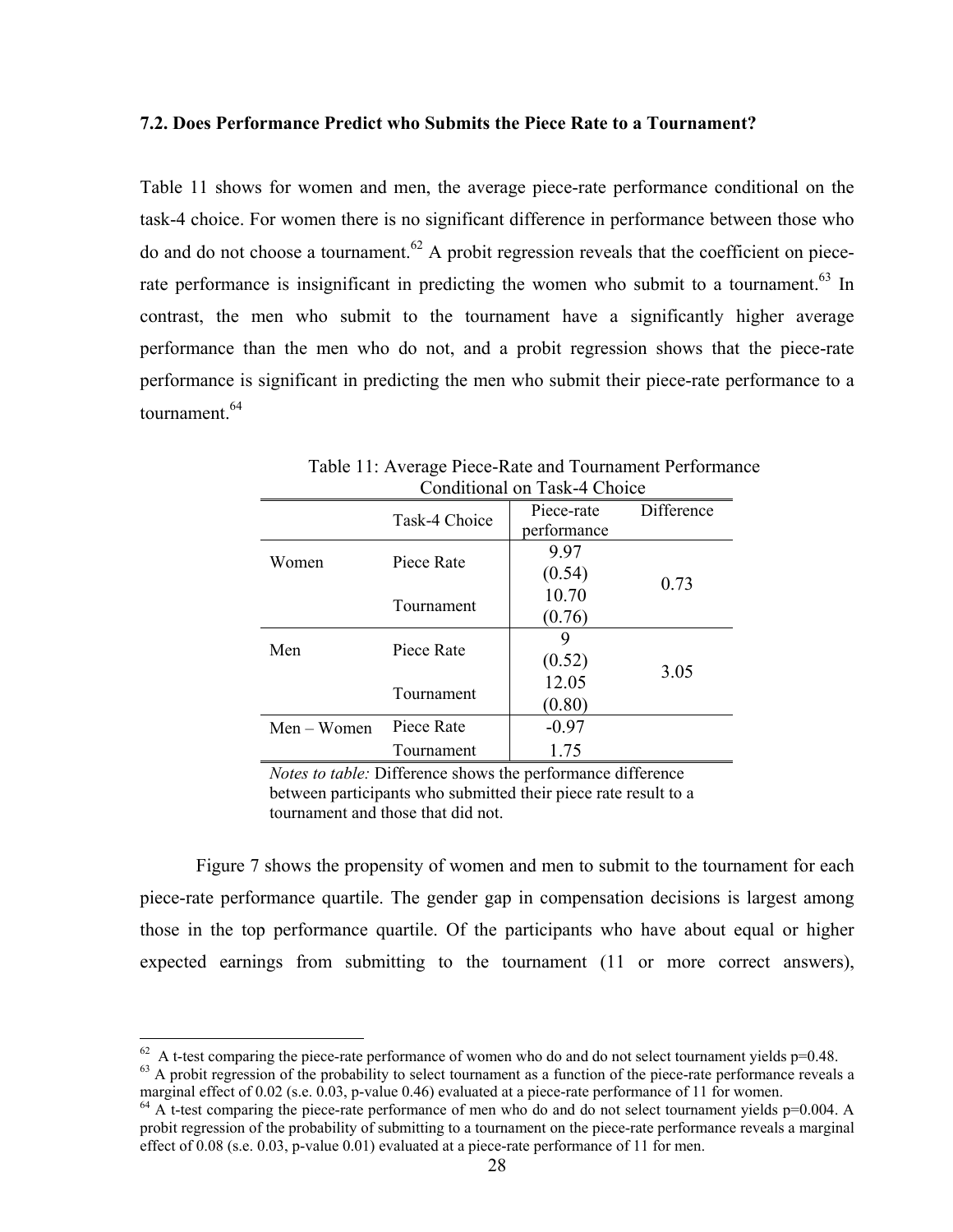#### 7.2. Does Performance Predict who Submits the Piece Rate to a Tournament?

Table 11 shows for women and men, the average piece-rate performance conditional on the task-4 choice. For women there is no significant difference in performance between those who do and do not choose a tournament.[62] A probit regression reveals that the coefficient on piece-rate performance is insignificant in predicting the women who submit to a tournament.[63] In contrast, the men who submit to the tournament have a significantly higher average performance than the men who do not, and a probit regression shows that the piece-rate performance is significant in predicting the men who submit their piece-rate performance to a tournament.[64]

Table 11: Average Piece-Rate and Tournament Performance Conditional on Task-4 Choice

| | Task-4 Choice | Piece-rate performance | Difference |
|---|---|---|---|
| Women | Piece Rate | 9.97 (0.54) | 0.73 |
| | Tournament | 10.70 (0.76) | |
| Men | Piece Rate | 9 (0.52) | 3.05 |
| | Tournament | 12.05 (0.80) | |
| Men – Women | Piece Rate | -0.97 | |
| | Tournament | 1.75 | |

*Notes to table:* Difference shows the performance difference between participants who submitted their piece rate result to a tournament and those that did not.

Figure 7 shows the propensity of women and men to submit to the tournament for each piece-rate performance quartile. The gender gap in compensation decisions is largest among those in the top performance quartile. Of the participants who have about equal or higher expected earnings from submitting to the tournament (11 or more correct answers),

---

[62] A t-test comparing the piece-rate performance of women who do and do not select tournament yields p=0.48.

[63] A probit regression of the probability to select tournament as a function of the piece-rate performance reveals a marginal effect of 0.02 (s.e. 0.03, p-value 0.46) evaluated at a piece-rate performance of 11 for women.

[64] A t-test comparing the piece-rate performance of men who do and do not select tournament yields p=0.004. A probit regression of the probability of submitting to a tournament on the piece-rate performance reveals a marginal effect of 0.08 (s.e. 0.03, p-value 0.01) evaluated at a piece-rate performance of 11 for men.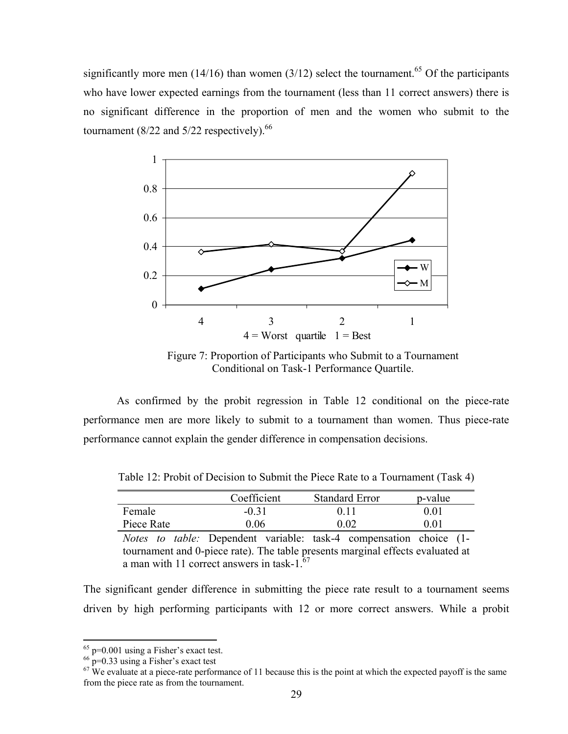significantly more men (14/16) than women (3/12) select the tournament.[65] Of the participants who have lower expected earnings from the tournament (less than 11 correct answers) there is no significant difference in the proportion of men and the women who submit to the tournament (8/22 and 5/22 respectively).[66]

Figure 7: Proportion of Participants who Submit to a Tournament Conditional on Task-1 Performance Quartile.

As confirmed by the probit regression in Table 12 conditional on the piece-rate performance men are more likely to submit to a tournament than women. Thus piece-rate performance cannot explain the gender difference in compensation decisions.

Table 12: Probit of Decision to Submit the Piece Rate to a Tournament (Task 4)

| | Coefficient | Standard Error | p-value |
|---|---|---|---|
| Female | -0.31 | 0.11 | 0.01 |
| Piece Rate | 0.06 | 0.02 | 0.01 |

*Notes to table:* Dependent variable: task-4 compensation choice (1-tournament and 0-piece rate). The table presents marginal effects evaluated at a man with 11 correct answers in task-1.[67]

The significant gender difference in submitting the piece rate result to a tournament seems driven by high performing participants with 12 or more correct answers. While a probit

[65] p=0.001 using a Fisher's exact test.

[66] p=0.33 using a Fisher's exact test

[67] We evaluate at a piece-rate performance of 11 because this is the point at which the expected payoff is the same from the piece rate as from the tournament.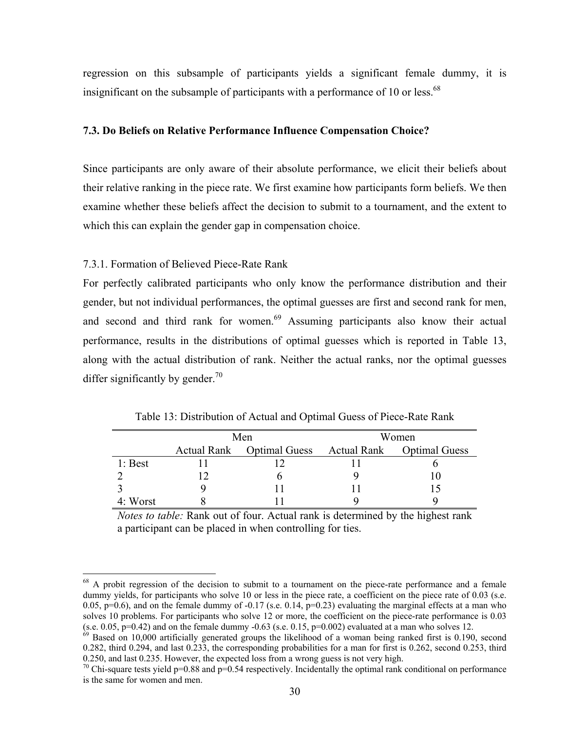regression on this subsample of participants yields a significant female dummy, it is insignificant on the subsample of participants with a performance of 10 or less.[68]

### 7.3. Do Beliefs on Relative Performance Influence Compensation Choice?

Since participants are only aware of their absolute performance, we elicit their beliefs about their relative ranking in the piece rate. We first examine how participants form beliefs. We then examine whether these beliefs affect the decision to submit to a tournament, and the extent to which this can explain the gender gap in compensation choice.

#### 7.3.1. Formation of Believed Piece-Rate Rank

For perfectly calibrated participants who only know the performance distribution and their gender, but not individual performances, the optimal guesses are first and second rank for men, and second and third rank for women.[69] Assuming participants also know their actual performance, results in the distributions of optimal guesses which is reported in Table 13, along with the actual distribution of rank. Neither the actual ranks, nor the optimal guesses differ significantly by gender.[70]

Table 13: Distribution of Actual and Optimal Guess of Piece-Rate Rank

| | Men | | Women | |
|---|---|---|---|---|
| | Actual Rank | Optimal Guess | Actual Rank | Optimal Guess |
| 1: Best | 11 | 12 | 11 | 6 |
| 2 | 12 | 6 | 9 | 10 |
| 3 | 9 | 11 | 11 | 15 |
| 4: Worst | 8 | 11 | 9 | 9 |

*Notes to table:* Rank out of four. Actual rank is determined by the highest rank a participant can be placed in when controlling for ties.

---

[68] A probit regression of the decision to submit to a tournament on the piece-rate performance and a female dummy yields, for participants who solve 10 or less in the piece rate, a coefficient on the piece rate of 0.03 (s.e. 0.05, p=0.6), and on the female dummy of -0.17 (s.e. 0.14, p=0.23) evaluating the marginal effects at a man who solves 10 problems. For participants who solve 12 or more, the coefficient on the piece-rate performance is 0.03 (s.e. 0.05, p=0.42) and on the female dummy -0.63 (s.e. 0.15, p=0.002) evaluated at a man who solves 12.

[69] Based on 10,000 artificially generated groups the likelihood of a woman being ranked first is 0.190, second 0.282, third 0.294, and last 0.233, the corresponding probabilities for a man for first is 0.262, second 0.253, third 0.250, and last 0.235. However, the expected loss from a wrong guess is not very high.

[70] Chi-square tests yield p=0.88 and p=0.54 respectively. Incidentally the optimal rank conditional on performance is the same for women and men.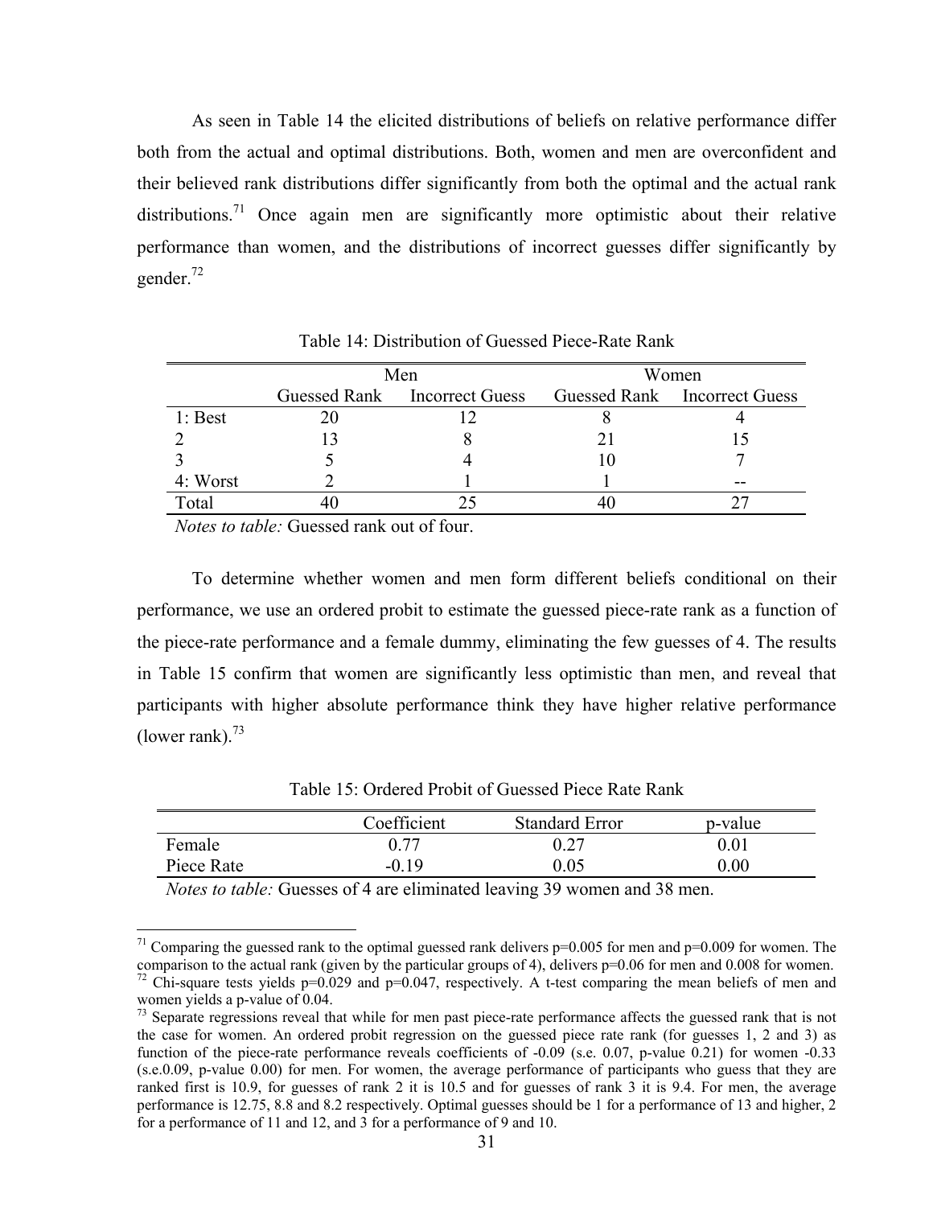As seen in Table 14 the elicited distributions of beliefs on relative performance differ both from the actual and optimal distributions. Both, women and men are overconfident and their believed rank distributions differ significantly from both the optimal and the actual rank distributions.[71] Once again men are significantly more optimistic about their relative performance than women, and the distributions of incorrect guesses differ significantly by gender.[72]

Table 14: Distribution of Guessed Piece-Rate Rank

| | Men | | Women | |
|---|---|---|---|---|
| | Guessed Rank | Incorrect Guess | Guessed Rank | Incorrect Guess |
| 1: Best | 20 | 12 | 8 | 4 |
| 2 | 13 | 8 | 21 | 15 |
| 3 | 5 | 4 | 10 | 7 |
| 4: Worst | 2 | 1 | 1 | -- |
| Total | 40 | 25 | 40 | 27 |

*Notes to table:* Guessed rank out of four.

To determine whether women and men form different beliefs conditional on their performance, we use an ordered probit to estimate the guessed piece-rate rank as a function of the piece-rate performance and a female dummy, eliminating the few guesses of 4. The results in Table 15 confirm that women are significantly less optimistic than men, and reveal that participants with higher absolute performance think they have higher relative performance (lower rank).[73]

Table 15: Ordered Probit of Guessed Piece Rate Rank

| | Coefficient | Standard Error | p-value |
|---|---|---|---|
| Female | 0.77 | 0.27 | 0.01 |
| Piece Rate | -0.19 | 0.05 | 0.00 |

*Notes to table:* Guesses of 4 are eliminated leaving 39 women and 38 men.

---

[71] Comparing the guessed rank to the optimal guessed rank delivers p=0.005 for men and p=0.009 for women. The comparison to the actual rank (given by the particular groups of 4), delivers p=0.06 for men and 0.008 for women.

[72] Chi-square tests yields p=0.029 and p=0.047, respectively. A t-test comparing the mean beliefs of men and women yields a p-value of 0.04.

[73] Separate regressions reveal that while for men past piece-rate performance affects the guessed rank that is not the case for women. An ordered probit regression on the guessed piece rate rank (for guesses 1, 2 and 3) as function of the piece-rate performance reveals coefficients of -0.09 (s.e. 0.07, p-value 0.21) for women -0.33 (s.e.0.09, p-value 0.00) for men. For women, the average performance of participants who guess that they are ranked first is 10.9, for guesses of rank 2 it is 10.5 and for guesses of rank 3 it is 9.4. For men, the average performance is 12.75, 8.8 and 8.2 respectively. Optimal guesses should be 1 for a performance of 13 and higher, 2 for a performance of 11 and 12, and 3 for a performance of 9 and 10.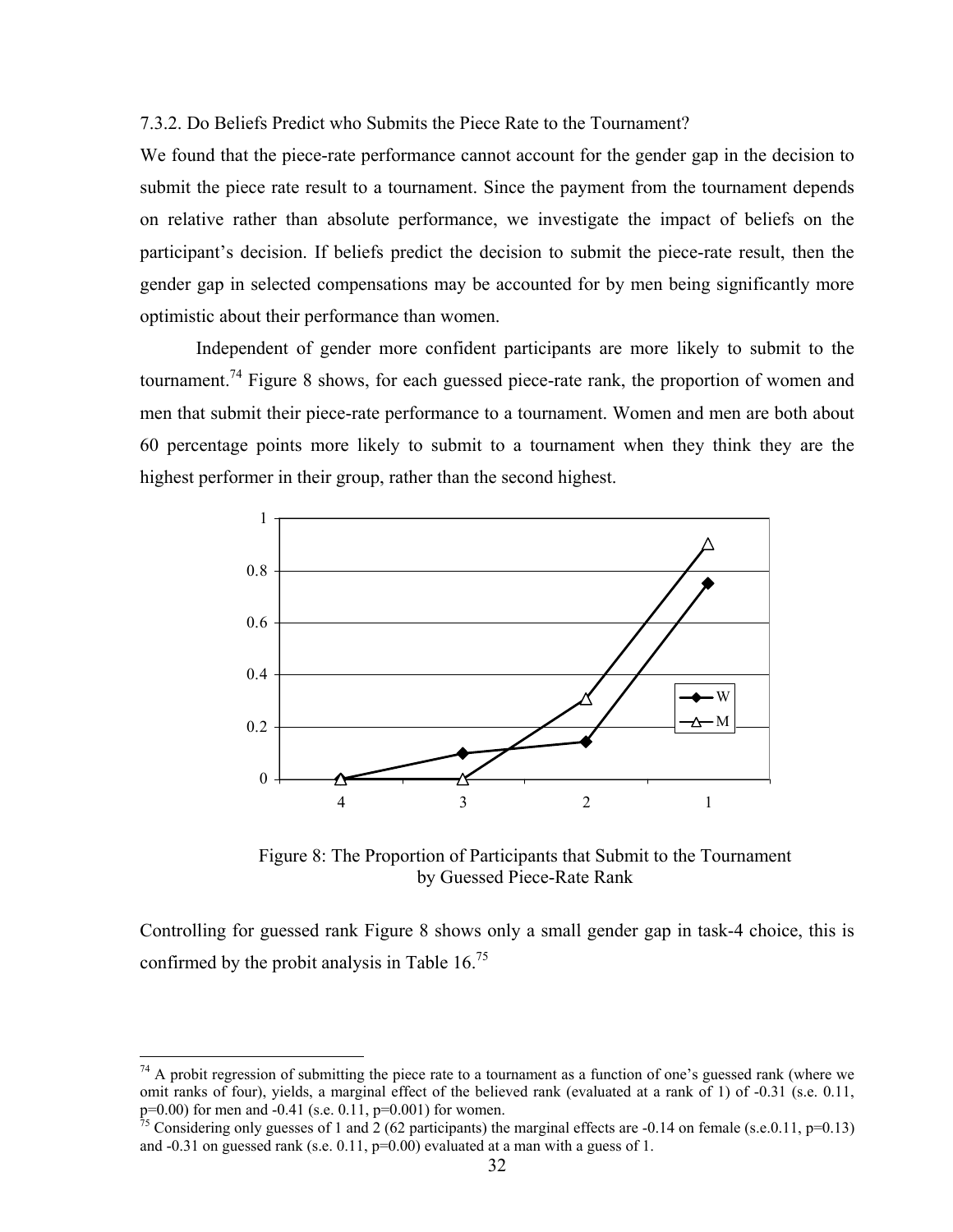### 7.3.2. Do Beliefs Predict who Submits the Piece Rate to the Tournament?

We found that the piece-rate performance cannot account for the gender gap in the decision to submit the piece rate result to a tournament. Since the payment from the tournament depends on relative rather than absolute performance, we investigate the impact of beliefs on the participant's decision. If beliefs predict the decision to submit the piece-rate result, then the gender gap in selected compensations may be accounted for by men being significantly more optimistic about their performance than women.

Independent of gender more confident participants are more likely to submit to the tournament.[74] Figure 8 shows, for each guessed piece-rate rank, the proportion of women and men that submit their piece-rate performance to a tournament. Women and men are both about 60 percentage points more likely to submit to a tournament when they think they are the highest performer in their group, rather than the second highest.

Figure 8: The Proportion of Participants that Submit to the Tournament by Guessed Piece-Rate Rank

Controlling for guessed rank Figure 8 shows only a small gender gap in task-4 choice, this is confirmed by the probit analysis in Table 16.[75]

---

[74] A probit regression of submitting the piece rate to a tournament as a function of one's guessed rank (where we omit ranks of four), yields, a marginal effect of the believed rank (evaluated at a rank of 1) of -0.31 (s.e. 0.11, p=0.00) for men and -0.41 (s.e. 0.11, p=0.001) for women.

[75] Considering only guesses of 1 and 2 (62 participants) the marginal effects are -0.14 on female (s.e.0.11, p=0.13) and -0.31 on guessed rank (s.e. 0.11, p=0.00) evaluated at a man with a guess of 1.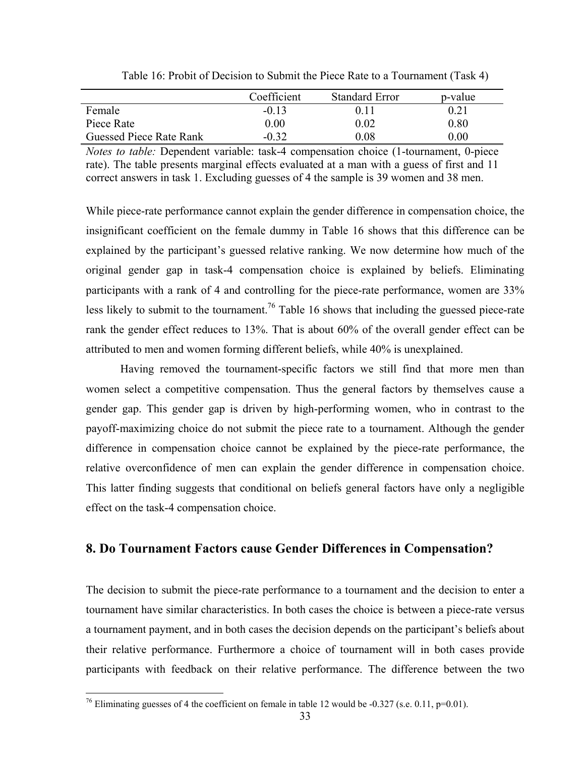Table 16: Probit of Decision to Submit the Piece Rate to a Tournament (Task 4)

| | Coefficient | Standard Error | p-value |
|---|---|---|---|
| Female | -0.13 | 0.11 | 0.21 |
| Piece Rate | 0.00 | 0.02 | 0.80 |
| Guessed Piece Rate Rank | -0.32 | 0.08 | 0.00 |

*Notes to table:* Dependent variable: task-4 compensation choice (1-tournament, 0-piece rate). The table presents marginal effects evaluated at a man with a guess of first and 11 correct answers in task 1. Excluding guesses of 4 the sample is 39 women and 38 men.

While piece-rate performance cannot explain the gender difference in compensation choice, the insignificant coefficient on the female dummy in Table 16 shows that this difference can be explained by the participant's guessed relative ranking. We now determine how much of the original gender gap in task-4 compensation choice is explained by beliefs. Eliminating participants with a rank of 4 and controlling for the piece-rate performance, women are 33% less likely to submit to the tournament.[76] Table 16 shows that including the guessed piece-rate rank the gender effect reduces to 13%. That is about 60% of the overall gender effect can be attributed to men and women forming different beliefs, while 40% is unexplained.

Having removed the tournament-specific factors we still find that more men than women select a competitive compensation. Thus the general factors by themselves cause a gender gap. This gender gap is driven by high-performing women, who in contrast to the payoff-maximizing choice do not submit the piece rate to a tournament. Although the gender difference in compensation choice cannot be explained by the piece-rate performance, the relative overconfidence of men can explain the gender difference in compensation choice. This latter finding suggests that conditional on beliefs general factors have only a negligible effect on the task-4 compensation choice.

## 8. Do Tournament Factors cause Gender Differences in Compensation?

The decision to submit the piece-rate performance to a tournament and the decision to enter a tournament have similar characteristics. In both cases the choice is between a piece-rate versus a tournament payment, and in both cases the decision depends on the participant's beliefs about their relative performance. Furthermore a choice of tournament will in both cases provide participants with feedback on their relative performance. The difference between the two

[76] Eliminating guesses of 4 the coefficient on female in table 12 would be -0.327 (s.e. 0.11, p=0.01).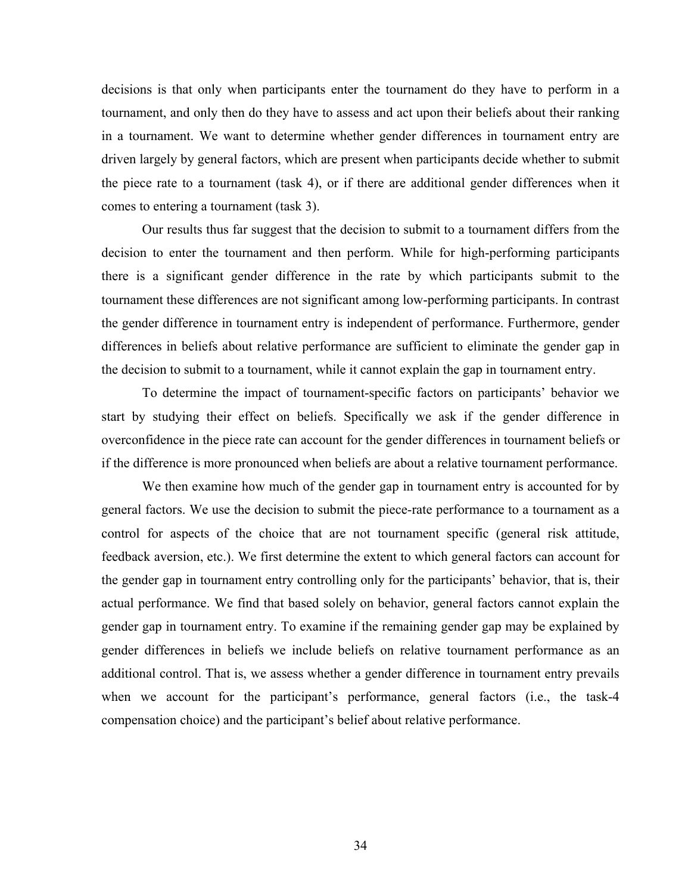decisions is that only when participants enter the tournament do they have to perform in a tournament, and only then do they have to assess and act upon their beliefs about their ranking in a tournament. We want to determine whether gender differences in tournament entry are driven largely by general factors, which are present when participants decide whether to submit the piece rate to a tournament (task 4), or if there are additional gender differences when it comes to entering a tournament (task 3).

Our results thus far suggest that the decision to submit to a tournament differs from the decision to enter the tournament and then perform. While for high-performing participants there is a significant gender difference in the rate by which participants submit to the tournament these differences are not significant among low-performing participants. In contrast the gender difference in tournament entry is independent of performance. Furthermore, gender differences in beliefs about relative performance are sufficient to eliminate the gender gap in the decision to submit to a tournament, while it cannot explain the gap in tournament entry.

To determine the impact of tournament-specific factors on participants' behavior we start by studying their effect on beliefs. Specifically we ask if the gender difference in overconfidence in the piece rate can account for the gender differences in tournament beliefs or if the difference is more pronounced when beliefs are about a relative tournament performance.

We then examine how much of the gender gap in tournament entry is accounted for by general factors. We use the decision to submit the piece-rate performance to a tournament as a control for aspects of the choice that are not tournament specific (general risk attitude, feedback aversion, etc.). We first determine the extent to which general factors can account for the gender gap in tournament entry controlling only for the participants' behavior, that is, their actual performance. We find that based solely on behavior, general factors cannot explain the gender gap in tournament entry. To examine if the remaining gender gap may be explained by gender differences in beliefs we include beliefs on relative tournament performance as an additional control. That is, we assess whether a gender difference in tournament entry prevails when we account for the participant's performance, general factors (i.e., the task-4 compensation choice) and the participant's belief about relative performance.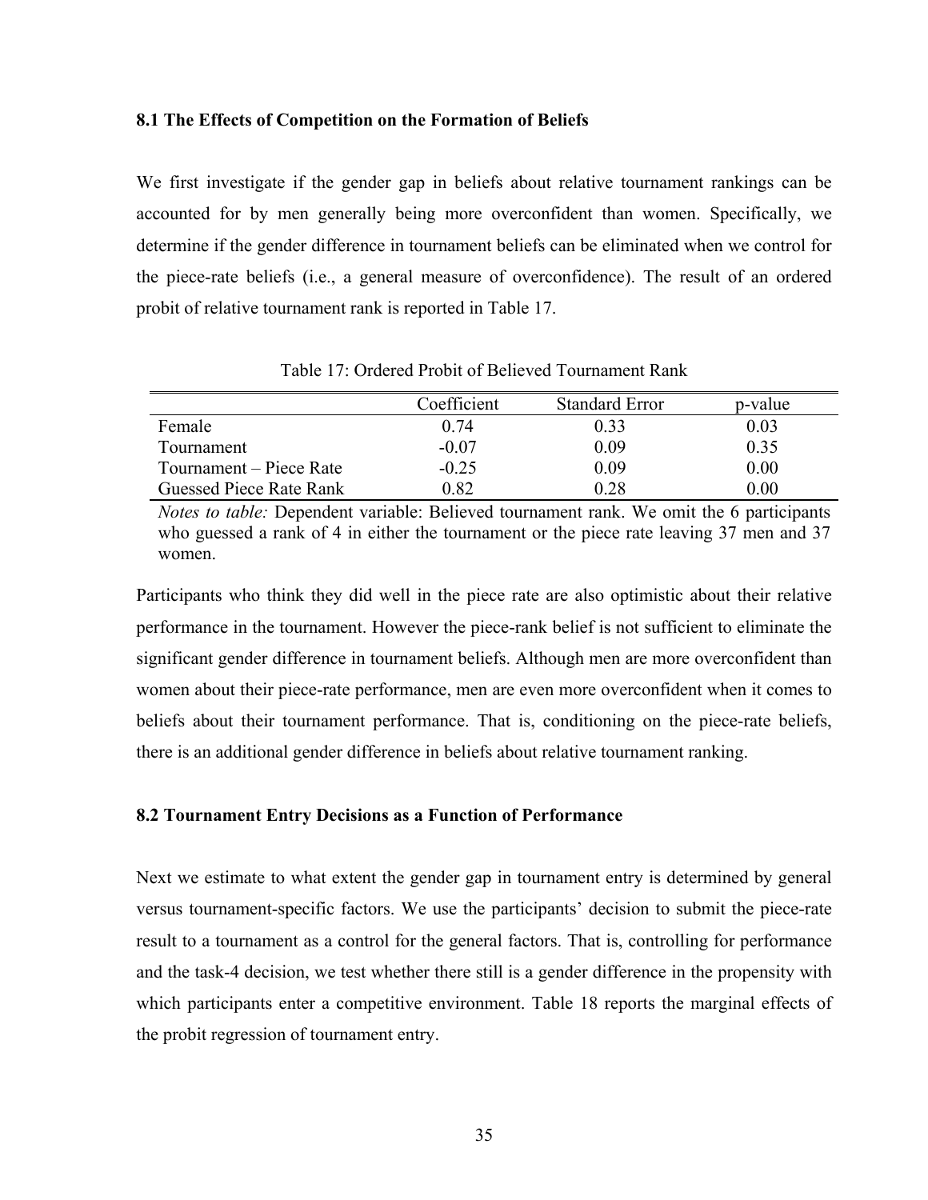### 8.1 The Effects of Competition on the Formation of Beliefs

We first investigate if the gender gap in beliefs about relative tournament rankings can be accounted for by men generally being more overconfident than women. Specifically, we determine if the gender difference in tournament beliefs can be eliminated when we control for the piece-rate beliefs (i.e., a general measure of overconfidence). The result of an ordered probit of relative tournament rank is reported in Table 17.

Table 17: Ordered Probit of Believed Tournament Rank

| | Coefficient | Standard Error | p-value |
|---|---|---|---|
| Female | 0.74 | 0.33 | 0.03 |
| Tournament | -0.07 | 0.09 | 0.35 |
| Tournament – Piece Rate | -0.25 | 0.09 | 0.00 |
| Guessed Piece Rate Rank | 0.82 | 0.28 | 0.00 |

*Notes to table:* Dependent variable: Believed tournament rank. We omit the 6 participants who guessed a rank of 4 in either the tournament or the piece rate leaving 37 men and 37 women.

Participants who think they did well in the piece rate are also optimistic about their relative performance in the tournament. However the piece-rank belief is not sufficient to eliminate the significant gender difference in tournament beliefs. Although men are more overconfident than women about their piece-rate performance, men are even more overconfident when it comes to beliefs about their tournament performance. That is, conditioning on the piece-rate beliefs, there is an additional gender difference in beliefs about relative tournament ranking.

### 8.2 Tournament Entry Decisions as a Function of Performance

Next we estimate to what extent the gender gap in tournament entry is determined by general versus tournament-specific factors. We use the participants' decision to submit the piece-rate result to a tournament as a control for the general factors. That is, controlling for performance and the task-4 decision, we test whether there still is a gender difference in the propensity with which participants enter a competitive environment. Table 18 reports the marginal effects of the probit regression of tournament entry.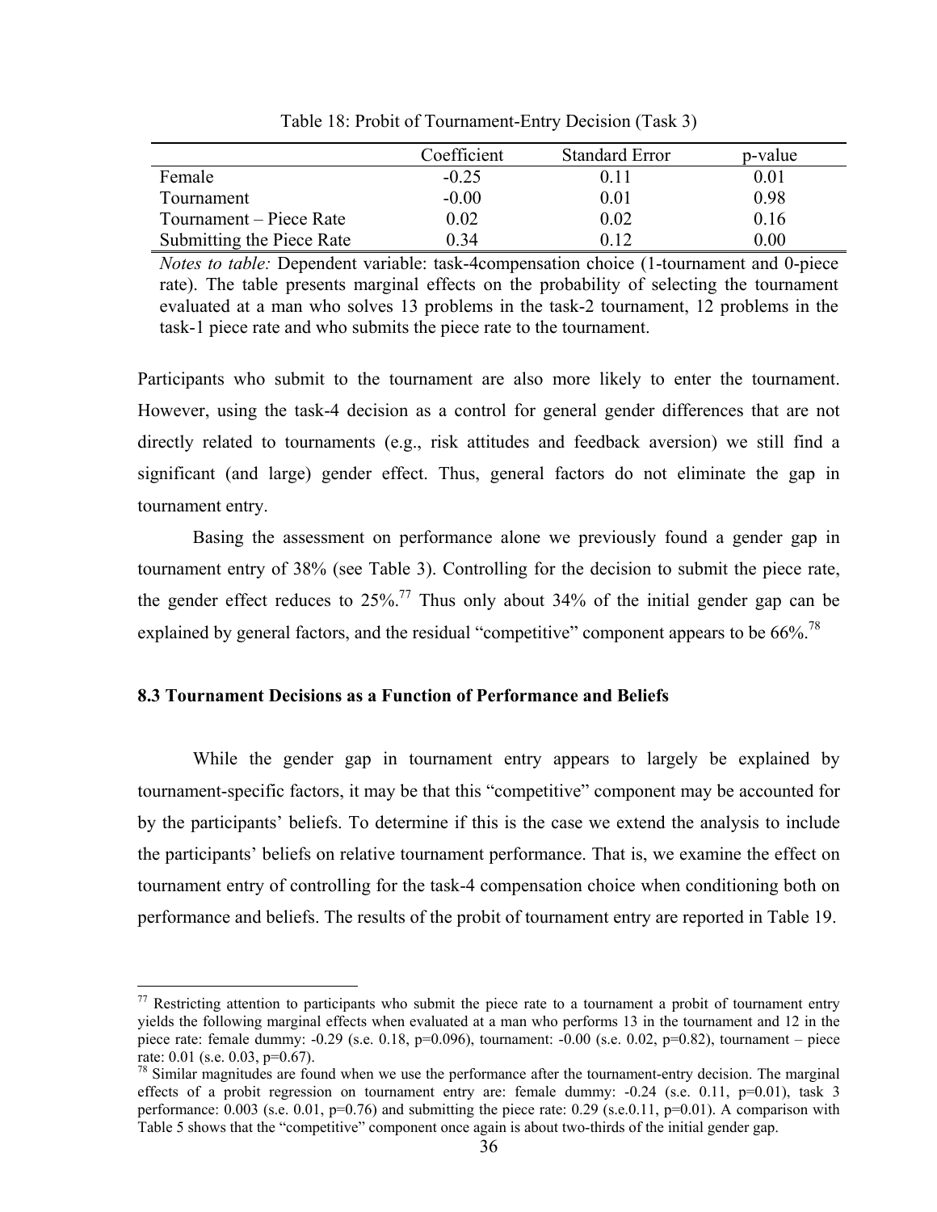Table 18: Probit of Tournament-Entry Decision (Task 3)

| | Coefficient | Standard Error | p-value |
|---|---|---|---|
| Female | -0.25 | 0.11 | 0.01 |
| Tournament | -0.00 | 0.01 | 0.98 |
| Tournament – Piece Rate | 0.02 | 0.02 | 0.16 |
| Submitting the Piece Rate | 0.34 | 0.12 | 0.00 |

*Notes to table:* Dependent variable: task-4compensation choice (1-tournament and 0-piece rate). The table presents marginal effects on the probability of selecting the tournament evaluated at a man who solves 13 problems in the task-2 tournament, 12 problems in the task-1 piece rate and who submits the piece rate to the tournament.

Participants who submit to the tournament are also more likely to enter the tournament. However, using the task-4 decision as a control for general gender differences that are not directly related to tournaments (e.g., risk attitudes and feedback aversion) we still find a significant (and large) gender effect. Thus, general factors do not eliminate the gap in tournament entry.

Basing the assessment on performance alone we previously found a gender gap in tournament entry of 38% (see Table 3). Controlling for the decision to submit the piece rate, the gender effect reduces to 25%.[77] Thus only about 34% of the initial gender gap can be explained by general factors, and the residual "competitive" component appears to be 66%.[78]

### 8.3 Tournament Decisions as a Function of Performance and Beliefs

While the gender gap in tournament entry appears to largely be explained by tournament-specific factors, it may be that this "competitive" component may be accounted for by the participants' beliefs. To determine if this is the case we extend the analysis to include the participants' beliefs on relative tournament performance. That is, we examine the effect on tournament entry of controlling for the task-4 compensation choice when conditioning both on performance and beliefs. The results of the probit of tournament entry are reported in Table 19.

[77] Restricting attention to participants who submit the piece rate to a tournament a probit of tournament entry yields the following marginal effects when evaluated at a man who performs 13 in the tournament and 12 in the piece rate: female dummy: -0.29 (s.e. 0.18, p=0.096), tournament: -0.00 (s.e. 0.02, p=0.82), tournament – piece rate: 0.01 (s.e. 0.03, p=0.67).

[78] Similar magnitudes are found when we use the performance after the tournament-entry decision. The marginal effects of a probit regression on tournament entry are: female dummy: -0.24 (s.e. 0.11, p=0.01), task 3 performance: 0.003 (s.e. 0.01, p=0.76) and submitting the piece rate: 0.29 (s.e.0.11, p=0.01). A comparison with Table 5 shows that the "competitive" component once again is about two-thirds of the initial gender gap.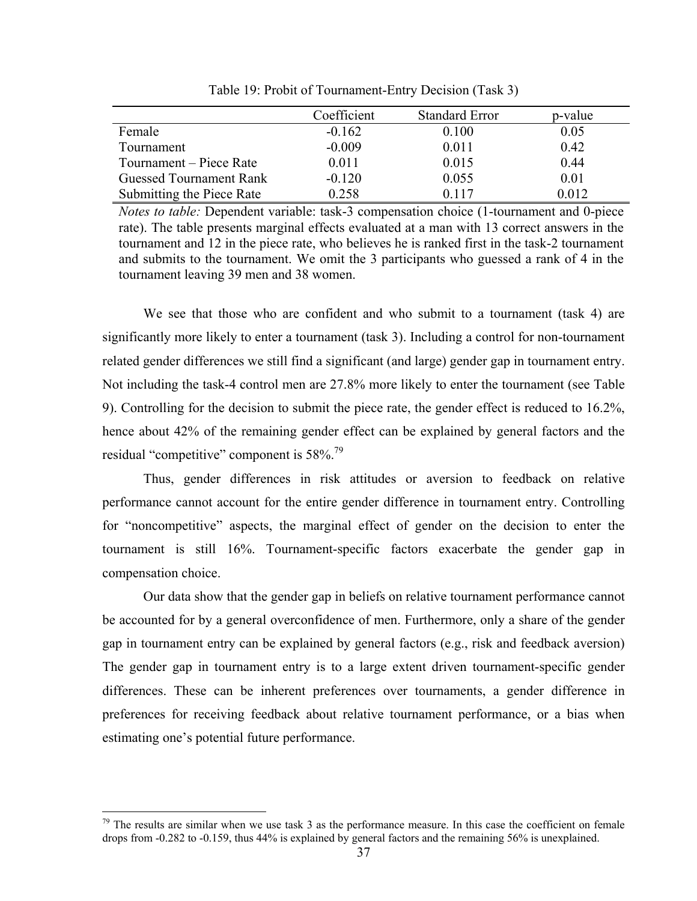Table 19: Probit of Tournament-Entry Decision (Task 3)

| | Coefficient | Standard Error | p-value |
|---|---|---|---|
| Female | -0.162 | 0.100 | 0.05 |
| Tournament | -0.009 | 0.011 | 0.42 |
| Tournament – Piece Rate | 0.011 | 0.015 | 0.44 |
| Guessed Tournament Rank | -0.120 | 0.055 | 0.01 |
| Submitting the Piece Rate | 0.258 | 0.117 | 0.012 |

*Notes to table:* Dependent variable: task-3 compensation choice (1-tournament and 0-piece rate). The table presents marginal effects evaluated at a man with 13 correct answers in the tournament and 12 in the piece rate, who believes he is ranked first in the task-2 tournament and submits to the tournament. We omit the 3 participants who guessed a rank of 4 in the tournament leaving 39 men and 38 women.

We see that those who are confident and who submit to a tournament (task 4) are significantly more likely to enter a tournament (task 3). Including a control for non-tournament related gender differences we still find a significant (and large) gender gap in tournament entry. Not including the task-4 control men are 27.8% more likely to enter the tournament (see Table 9). Controlling for the decision to submit the piece rate, the gender effect is reduced to 16.2%, hence about 42% of the remaining gender effect can be explained by general factors and the residual "competitive" component is 58%.[79]

Thus, gender differences in risk attitudes or aversion to feedback on relative performance cannot account for the entire gender difference in tournament entry. Controlling for "noncompetitive" aspects, the marginal effect of gender on the decision to enter the tournament is still 16%. Tournament-specific factors exacerbate the gender gap in compensation choice.

Our data show that the gender gap in beliefs on relative tournament performance cannot be accounted for by a general overconfidence of men. Furthermore, only a share of the gender gap in tournament entry can be explained by general factors (e.g., risk and feedback aversion) The gender gap in tournament entry is to a large extent driven tournament-specific gender differences. These can be inherent preferences over tournaments, a gender difference in preferences for receiving feedback about relative tournament performance, or a bias when estimating one's potential future performance.

[79] The results are similar when we use task 3 as the performance measure. In this case the coefficient on female drops from -0.282 to -0.159, thus 44% is explained by general factors and the remaining 56% is unexplained.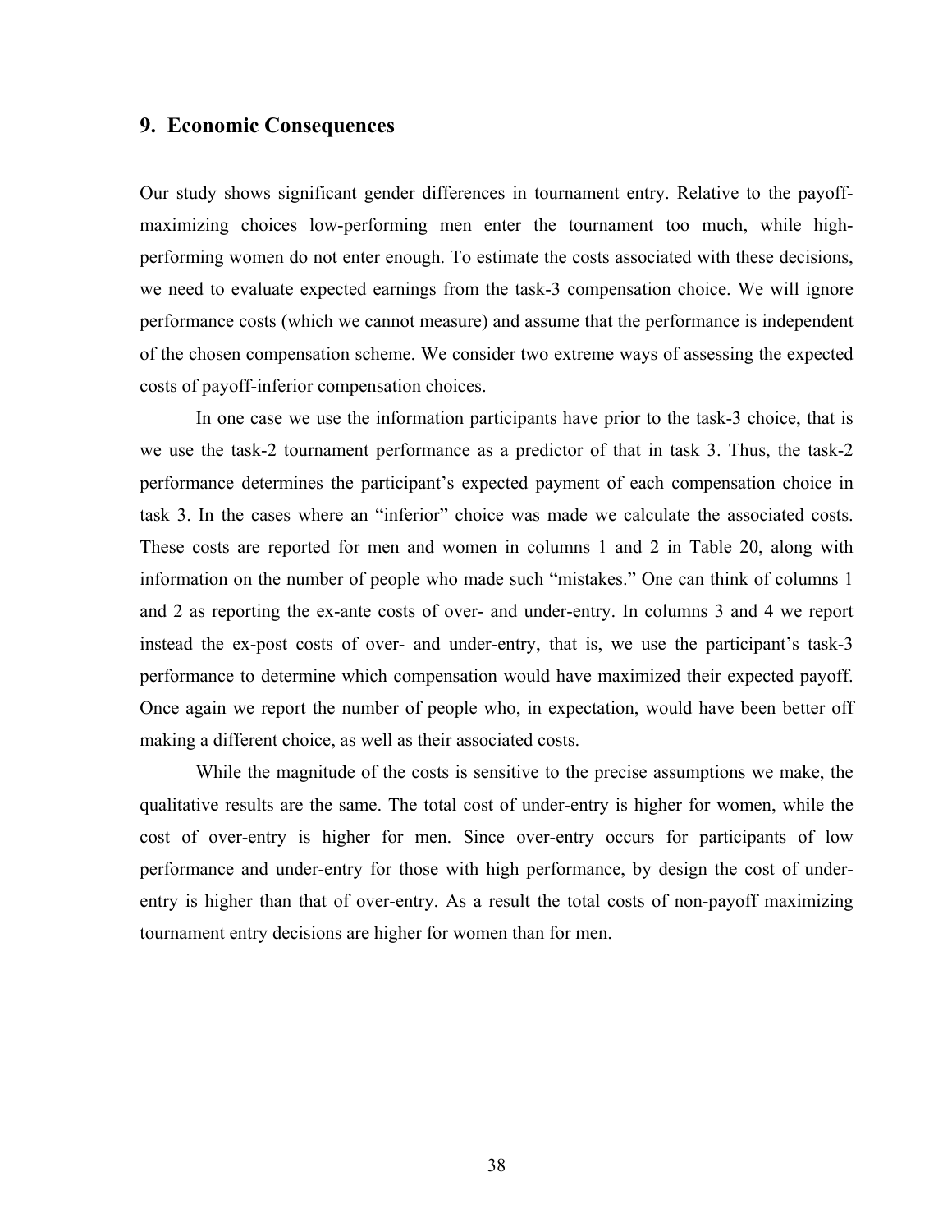## 9. Economic Consequences

Our study shows significant gender differences in tournament entry. Relative to the payoff-maximizing choices low-performing men enter the tournament too much, while high-performing women do not enter enough. To estimate the costs associated with these decisions, we need to evaluate expected earnings from the task-3 compensation choice. We will ignore performance costs (which we cannot measure) and assume that the performance is independent of the chosen compensation scheme. We consider two extreme ways of assessing the expected costs of payoff-inferior compensation choices.

In one case we use the information participants have prior to the task-3 choice, that is we use the task-2 tournament performance as a predictor of that in task 3. Thus, the task-2 performance determines the participant's expected payment of each compensation choice in task 3. In the cases where an "inferior" choice was made we calculate the associated costs. These costs are reported for men and women in columns 1 and 2 in Table 20, along with information on the number of people who made such "mistakes." One can think of columns 1 and 2 as reporting the ex-ante costs of over- and under-entry. In columns 3 and 4 we report instead the ex-post costs of over- and under-entry, that is, we use the participant's task-3 performance to determine which compensation would have maximized their expected payoff. Once again we report the number of people who, in expectation, would have been better off making a different choice, as well as their associated costs.

While the magnitude of the costs is sensitive to the precise assumptions we make, the qualitative results are the same. The total cost of under-entry is higher for women, while the cost of over-entry is higher for men. Since over-entry occurs for participants of low performance and under-entry for those with high performance, by design the cost of under-entry is higher than that of over-entry. As a result the total costs of non-payoff maximizing tournament entry decisions are higher for women than for men.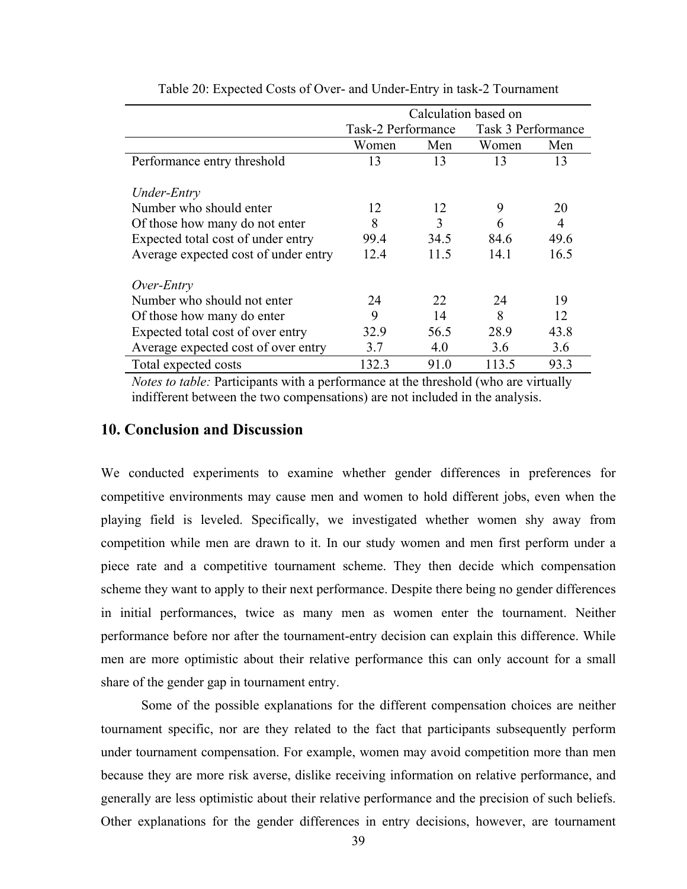Table 20: Expected Costs of Over- and Under-Entry in task-2 Tournament

| | Calculation based on | | | |
|---|---|---|---|---|
| | Task-2 Performance | | Task 3 Performance | |
| | Women | Men | Women | Men |
| Performance entry threshold | 13 | 13 | 13 | 13 |
| *Under-Entry* | | | | |
| Number who should enter | 12 | 12 | 9 | 20 |
| Of those how many do not enter | 8 | 3 | 6 | 4 |
| Expected total cost of under entry | 99.4 | 34.5 | 84.6 | 49.6 |
| Average expected cost of under entry | 12.4 | 11.5 | 14.1 | 16.5 |
| *Over-Entry* | | | | |
| Number who should not enter | 24 | 22 | 24 | 19 |
| Of those how many do enter | 9 | 14 | 8 | 12 |
| Expected total cost of over entry | 32.9 | 56.5 | 28.9 | 43.8 |
| Average expected cost of over entry | 3.7 | 4.0 | 3.6 | 3.6 |
| Total expected costs | 132.3 | 91.0 | 113.5 | 93.3 |

*Notes to table:* Participants with a performance at the threshold (who are virtually indifferent between the two compensations) are not included in the analysis.

## 10. Conclusion and Discussion

We conducted experiments to examine whether gender differences in preferences for competitive environments may cause men and women to hold different jobs, even when the playing field is leveled. Specifically, we investigated whether women shy away from competition while men are drawn to it. In our study women and men first perform under a piece rate and a competitive tournament scheme. They then decide which compensation scheme they want to apply to their next performance. Despite there being no gender differences in initial performances, twice as many men as women enter the tournament. Neither performance before nor after the tournament-entry decision can explain this difference. While men are more optimistic about their relative performance this can only account for a small share of the gender gap in tournament entry.

Some of the possible explanations for the different compensation choices are neither tournament specific, nor are they related to the fact that participants subsequently perform under tournament compensation. For example, women may avoid competition more than men because they are more risk averse, dislike receiving information on relative performance, and generally are less optimistic about their relative performance and the precision of such beliefs. Other explanations for the gender differences in entry decisions, however, are tournament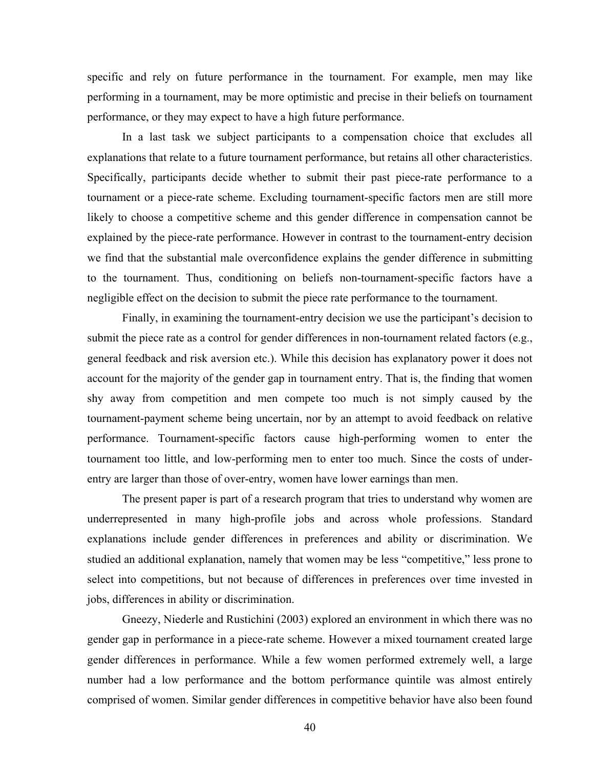specific and rely on future performance in the tournament. For example, men may like performing in a tournament, may be more optimistic and precise in their beliefs on tournament performance, or they may expect to have a high future performance.

In a last task we subject participants to a compensation choice that excludes all explanations that relate to a future tournament performance, but retains all other characteristics. Specifically, participants decide whether to submit their past piece-rate performance to a tournament or a piece-rate scheme. Excluding tournament-specific factors men are still more likely to choose a competitive scheme and this gender difference in compensation cannot be explained by the piece-rate performance. However in contrast to the tournament-entry decision we find that the substantial male overconfidence explains the gender difference in submitting to the tournament. Thus, conditioning on beliefs non-tournament-specific factors have a negligible effect on the decision to submit the piece rate performance to the tournament.

Finally, in examining the tournament-entry decision we use the participant's decision to submit the piece rate as a control for gender differences in non-tournament related factors (e.g., general feedback and risk aversion etc.). While this decision has explanatory power it does not account for the majority of the gender gap in tournament entry. That is, the finding that women shy away from competition and men compete too much is not simply caused by the tournament-payment scheme being uncertain, nor by an attempt to avoid feedback on relative performance. Tournament-specific factors cause high-performing women to enter the tournament too little, and low-performing men to enter too much. Since the costs of under-entry are larger than those of over-entry, women have lower earnings than men.

The present paper is part of a research program that tries to understand why women are underrepresented in many high-profile jobs and across whole professions. Standard explanations include gender differences in preferences and ability or discrimination. We studied an additional explanation, namely that women may be less "competitive," less prone to select into competitions, but not because of differences in preferences over time invested in jobs, differences in ability or discrimination.

Gneezy, Niederle and Rustichini (2003) explored an environment in which there was no gender gap in performance in a piece-rate scheme. However a mixed tournament created large gender differences in performance. While a few women performed extremely well, a large number had a low performance and the bottom performance quintile was almost entirely comprised of women. Similar gender differences in competitive behavior have also been found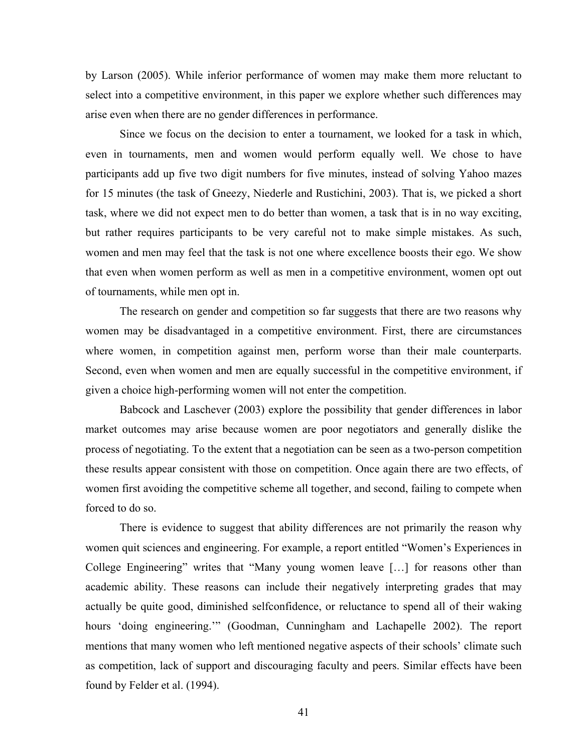by Larson (2005). While inferior performance of women may make them more reluctant to select into a competitive environment, in this paper we explore whether such differences may arise even when there are no gender differences in performance.

Since we focus on the decision to enter a tournament, we looked for a task in which, even in tournaments, men and women would perform equally well. We chose to have participants add up five two digit numbers for five minutes, instead of solving Yahoo mazes for 15 minutes (the task of Gneezy, Niederle and Rustichini, 2003). That is, we picked a short task, where we did not expect men to do better than women, a task that is in no way exciting, but rather requires participants to be very careful not to make simple mistakes. As such, women and men may feel that the task is not one where excellence boosts their ego. We show that even when women perform as well as men in a competitive environment, women opt out of tournaments, while men opt in.

The research on gender and competition so far suggests that there are two reasons why women may be disadvantaged in a competitive environment. First, there are circumstances where women, in competition against men, perform worse than their male counterparts. Second, even when women and men are equally successful in the competitive environment, if given a choice high-performing women will not enter the competition.

Babcock and Laschever (2003) explore the possibility that gender differences in labor market outcomes may arise because women are poor negotiators and generally dislike the process of negotiating. To the extent that a negotiation can be seen as a two-person competition these results appear consistent with those on competition. Once again there are two effects, of women first avoiding the competitive scheme all together, and second, failing to compete when forced to do so.

There is evidence to suggest that ability differences are not primarily the reason why women quit sciences and engineering. For example, a report entitled "Women's Experiences in College Engineering" writes that "Many young women leave […] for reasons other than academic ability. These reasons can include their negatively interpreting grades that may actually be quite good, diminished selfconfidence, or reluctance to spend all of their waking hours 'doing engineering.'" (Goodman, Cunningham and Lachapelle 2002). The report mentions that many women who left mentioned negative aspects of their schools' climate such as competition, lack of support and discouraging faculty and peers. Similar effects have been found by Felder et al. (1994).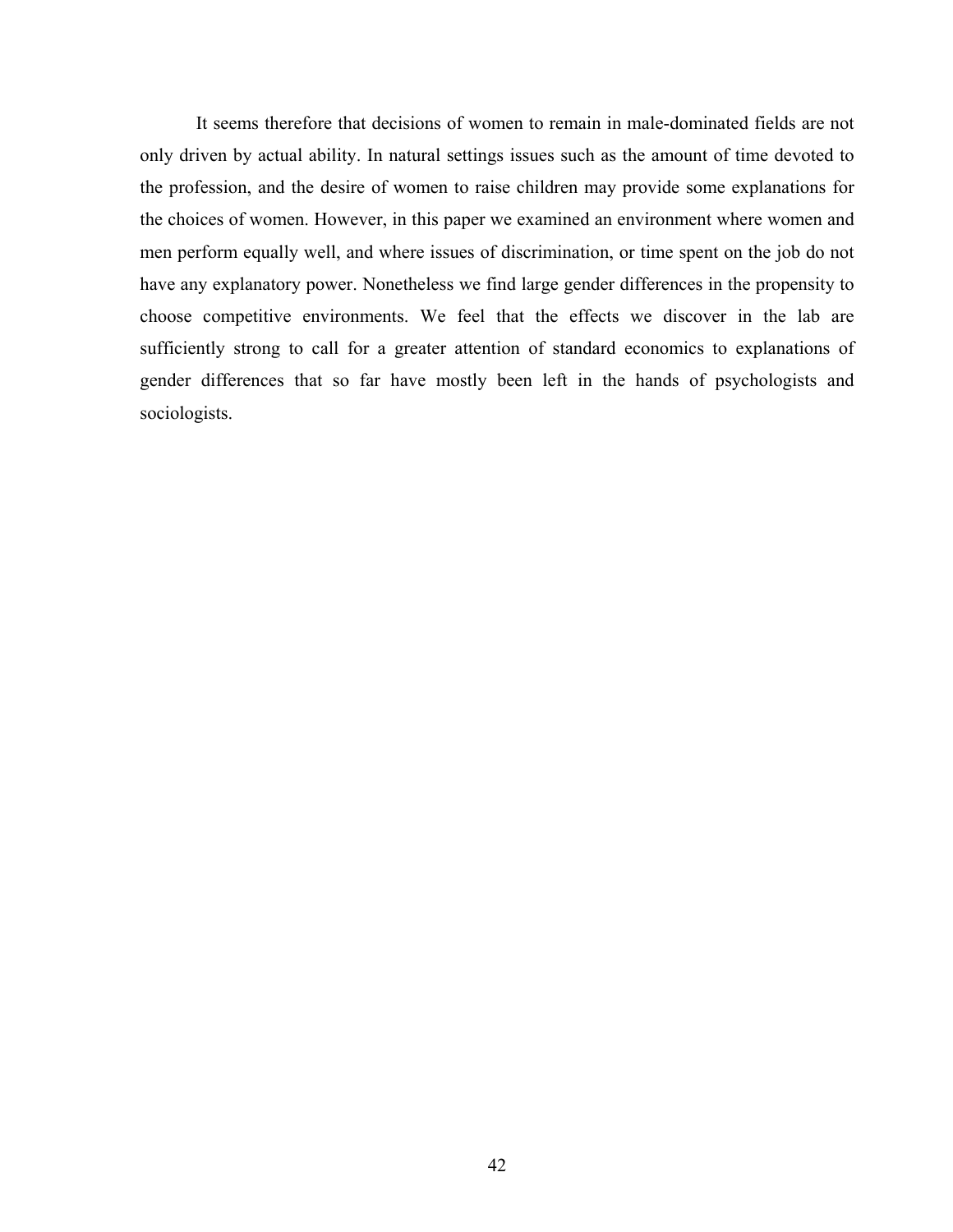It seems therefore that decisions of women to remain in male-dominated fields are not only driven by actual ability. In natural settings issues such as the amount of time devoted to the profession, and the desire of women to raise children may provide some explanations for the choices of women. However, in this paper we examined an environment where women and men perform equally well, and where issues of discrimination, or time spent on the job do not have any explanatory power. Nonetheless we find large gender differences in the propensity to choose competitive environments. We feel that the effects we discover in the lab are sufficiently strong to call for a greater attention of standard economics to explanations of gender differences that so far have mostly been left in the hands of psychologists and sociologists.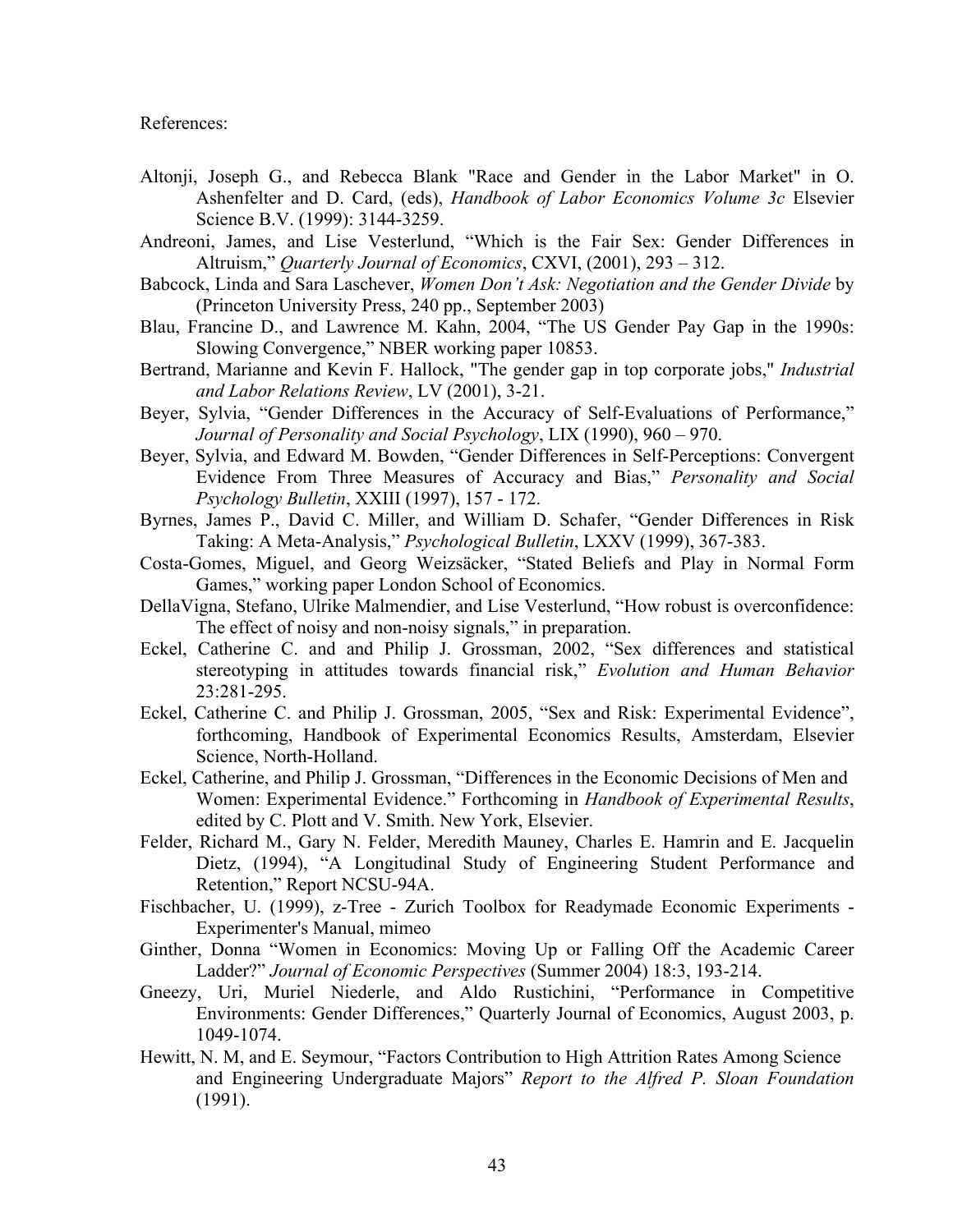References:

- Altonji, Joseph G., and Rebecca Blank "Race and Gender in the Labor Market" in O. Ashenfelter and D. Card, (eds), *Handbook of Labor Economics Volume 3c* Elsevier Science B.V. (1999): 3144-3259.
- Andreoni, James, and Lise Vesterlund, "Which is the Fair Sex: Gender Differences in Altruism," *Quarterly Journal of Economics*, CXVI, (2001), 293 – 312.
- Babcock, Linda and Sara Laschever, *Women Don't Ask: Negotiation and the Gender Divide* by (Princeton University Press, 240 pp., September 2003)
- Blau, Francine D., and Lawrence M. Kahn, 2004, "The US Gender Pay Gap in the 1990s: Slowing Convergence," NBER working paper 10853.
- Bertrand, Marianne and Kevin F. Hallock, "The gender gap in top corporate jobs," *Industrial and Labor Relations Review*, LV (2001), 3-21.
- Beyer, Sylvia, "Gender Differences in the Accuracy of Self-Evaluations of Performance," *Journal of Personality and Social Psychology*, LIX (1990), 960 – 970.
- Beyer, Sylvia, and Edward M. Bowden, "Gender Differences in Self-Perceptions: Convergent Evidence From Three Measures of Accuracy and Bias," *Personality and Social Psychology Bulletin*, XXIII (1997), 157 - 172.
- Byrnes, James P., David C. Miller, and William D. Schafer, "Gender Differences in Risk Taking: A Meta-Analysis," *Psychological Bulletin*, LXXV (1999), 367-383.
- Costa-Gomes, Miguel, and Georg Weizsäcker, "Stated Beliefs and Play in Normal Form Games," working paper London School of Economics.
- DellaVigna, Stefano, Ulrike Malmendier, and Lise Vesterlund, "How robust is overconfidence: The effect of noisy and non-noisy signals," in preparation.
- Eckel, Catherine C. and and Philip J. Grossman, 2002, "Sex differences and statistical stereotyping in attitudes towards financial risk," *Evolution and Human Behavior* 23:281-295.
- Eckel, Catherine C. and Philip J. Grossman, 2005, "Sex and Risk: Experimental Evidence", forthcoming, Handbook of Experimental Economics Results, Amsterdam, Elsevier Science, North-Holland.
- Eckel, Catherine, and Philip J. Grossman, "Differences in the Economic Decisions of Men and Women: Experimental Evidence." Forthcoming in *Handbook of Experimental Results*, edited by C. Plott and V. Smith. New York, Elsevier.
- Felder, Richard M., Gary N. Felder, Meredith Mauney, Charles E. Hamrin and E. Jacquelin Dietz, (1994), "A Longitudinal Study of Engineering Student Performance and Retention," Report NCSU-94A.
- Fischbacher, U. (1999), z-Tree - Zurich Toolbox for Readymade Economic Experiments - Experimenter's Manual, mimeo
- Ginther, Donna "Women in Economics: Moving Up or Falling Off the Academic Career Ladder?" *Journal of Economic Perspectives* (Summer 2004) 18:3, 193-214.
- Gneezy, Uri, Muriel Niederle, and Aldo Rustichini, "Performance in Competitive Environments: Gender Differences," Quarterly Journal of Economics, August 2003, p. 1049-1074.
- Hewitt, N. M, and E. Seymour, "Factors Contribution to High Attrition Rates Among Science and Engineering Undergraduate Majors" *Report to the Alfred P. Sloan Foundation* (1991).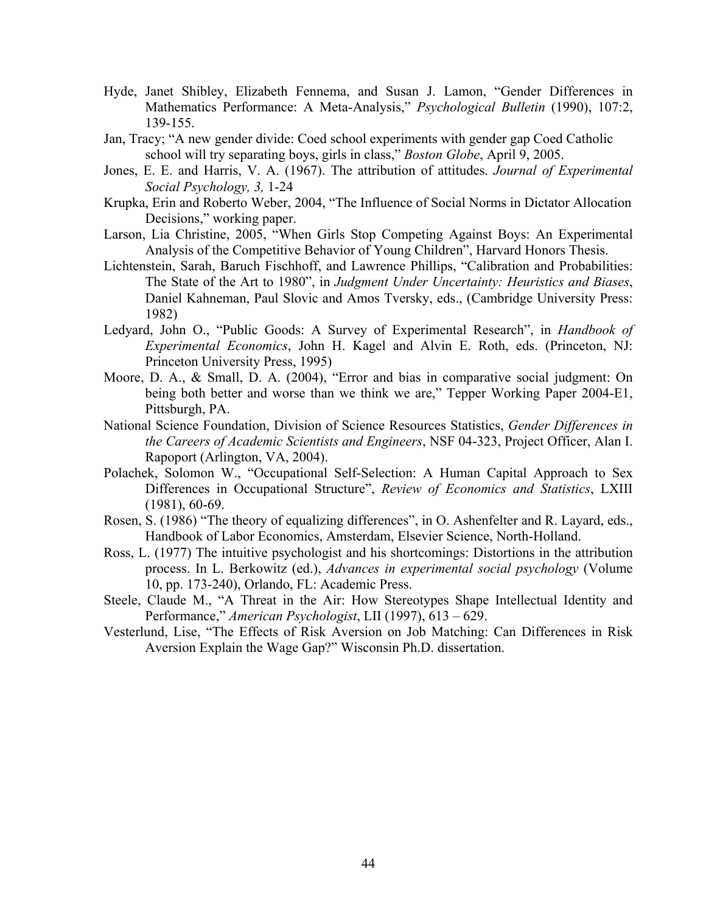Hyde, Janet Shibley, Elizabeth Fennema, and Susan J. Lamon, "Gender Differences in Mathematics Performance: A Meta-Analysis," *Psychological Bulletin* (1990), 107:2, 139-155.

Jan, Tracy; "A new gender divide: Coed school experiments with gender gap Coed Catholic school will try separating boys, girls in class," *Boston Globe*, April 9, 2005.

Jones, E. E. and Harris, V. A. (1967). The attribution of attitudes. *Journal of Experimental Social Psychology, 3,* 1-24

Krupka, Erin and Roberto Weber, 2004, "The Influence of Social Norms in Dictator Allocation Decisions," working paper.

Larson, Lia Christine, 2005, "When Girls Stop Competing Against Boys: An Experimental Analysis of the Competitive Behavior of Young Children", Harvard Honors Thesis.

Lichtenstein, Sarah, Baruch Fischhoff, and Lawrence Phillips, "Calibration and Probabilities: The State of the Art to 1980", in *Judgment Under Uncertainty: Heuristics and Biases*, Daniel Kahneman, Paul Slovic and Amos Tversky, eds., (Cambridge University Press: 1982)

Ledyard, John O., "Public Goods: A Survey of Experimental Research", in *Handbook of Experimental Economics*, John H. Kagel and Alvin E. Roth, eds. (Princeton, NJ: Princeton University Press, 1995)

Moore, D. A., & Small, D. A. (2004), "Error and bias in comparative social judgment: On being both better and worse than we think we are," Tepper Working Paper 2004-E1, Pittsburgh, PA.

National Science Foundation, Division of Science Resources Statistics, *Gender Differences in the Careers of Academic Scientists and Engineers*, NSF 04-323, Project Officer, Alan I. Rapoport (Arlington, VA, 2004).

Polachek, Solomon W., "Occupational Self-Selection: A Human Capital Approach to Sex Differences in Occupational Structure", *Review of Economics and Statistics*, LXIII (1981), 60-69.

Rosen, S. (1986) "The theory of equalizing differences", in O. Ashenfelter and R. Layard, eds., Handbook of Labor Economics, Amsterdam, Elsevier Science, North-Holland.

Ross, L. (1977) The intuitive psychologist and his shortcomings: Distortions in the attribution process. In L. Berkowitz (ed.), *Advances in experimental social psychology* (Volume 10, pp. 173-240), Orlando, FL: Academic Press.

Steele, Claude M., "A Threat in the Air: How Stereotypes Shape Intellectual Identity and Performance," *American Psychologist*, LII (1997), 613 – 629.

Vesterlund, Lise, "The Effects of Risk Aversion on Job Matching: Can Differences in Risk Aversion Explain the Wage Gap?" Wisconsin Ph.D. dissertation.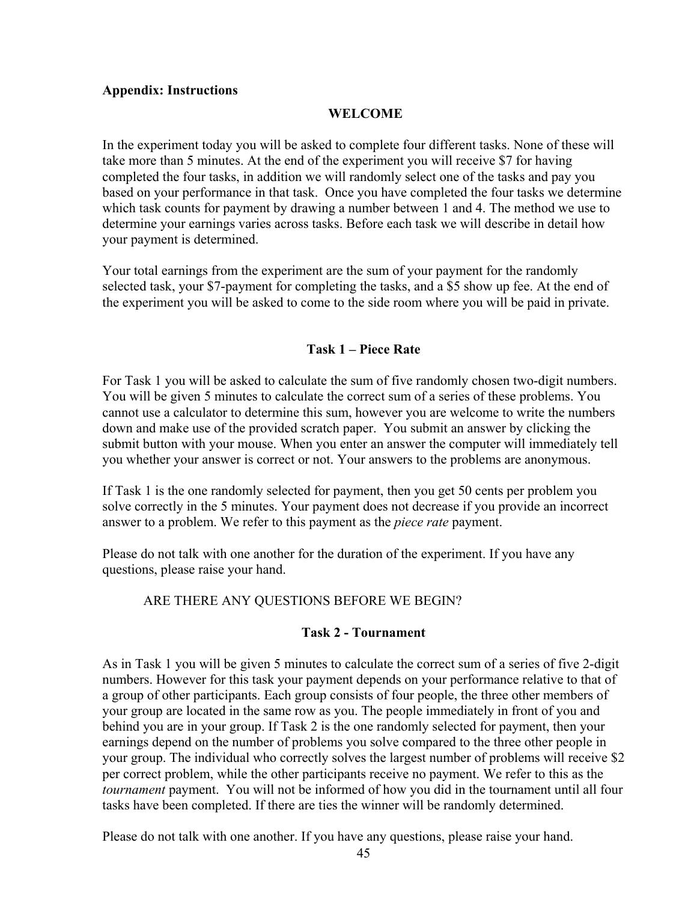**Appendix: Instructions**

**WELCOME**

In the experiment today you will be asked to complete four different tasks. None of these will take more than 5 minutes. At the end of the experiment you will receive $7 for having completed the four tasks, in addition we will randomly select one of the tasks and pay you based on your performance in that task. Once you have completed the four tasks we determine which task counts for payment by drawing a number between 1 and 4. The method we use to determine your earnings varies across tasks. Before each task we will describe in detail how your payment is determined.

Your total earnings from the experiment are the sum of your payment for the randomly selected task, your $7-payment for completing the tasks, and a $5 show up fee. At the end of the experiment you will be asked to come to the side room where you will be paid in private.

**Task 1 – Piece Rate**

For Task 1 you will be asked to calculate the sum of five randomly chosen two-digit numbers. You will be given 5 minutes to calculate the correct sum of a series of these problems. You cannot use a calculator to determine this sum, however you are welcome to write the numbers down and make use of the provided scratch paper. You submit an answer by clicking the submit button with your mouse. When you enter an answer the computer will immediately tell you whether your answer is correct or not. Your answers to the problems are anonymous.

If Task 1 is the one randomly selected for payment, then you get 50 cents per problem you solve correctly in the 5 minutes. Your payment does not decrease if you provide an incorrect answer to a problem. We refer to this payment as the *piece rate* payment.

Please do not talk with one another for the duration of the experiment. If you have any questions, please raise your hand.

ARE THERE ANY QUESTIONS BEFORE WE BEGIN?

**Task 2 - Tournament**

As in Task 1 you will be given 5 minutes to calculate the correct sum of a series of five 2-digit numbers. However for this task your payment depends on your performance relative to that of a group of other participants. Each group consists of four people, the three other members of your group are located in the same row as you. The people immediately in front of you and behind you are in your group. If Task 2 is the one randomly selected for payment, then your earnings depend on the number of problems you solve compared to the three other people in your group. The individual who correctly solves the largest number of problems will receive $2 per correct problem, while the other participants receive no payment. We refer to this as the *tournament* payment. You will not be informed of how you did in the tournament until all four tasks have been completed. If there are ties the winner will be randomly determined.

Please do not talk with one another. If you have any questions, please raise your hand.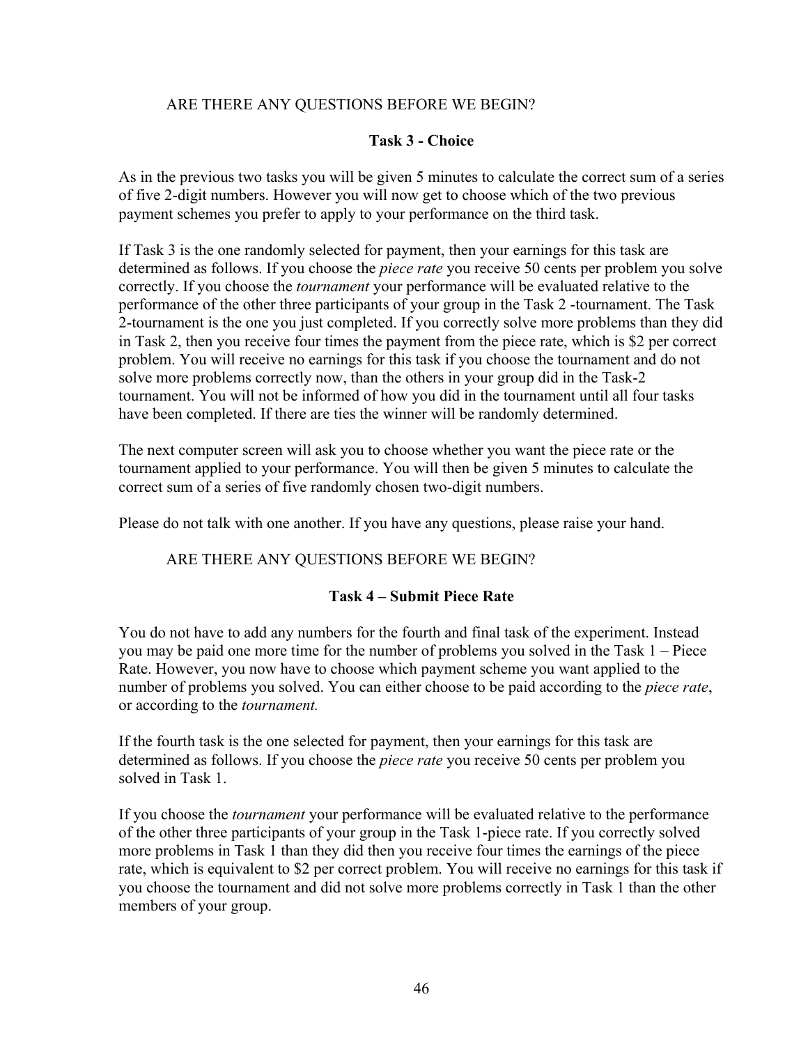ARE THERE ANY QUESTIONS BEFORE WE BEGIN?

**Task 3 - Choice**

As in the previous two tasks you will be given 5 minutes to calculate the correct sum of a series of five 2-digit numbers. However you will now get to choose which of the two previous payment schemes you prefer to apply to your performance on the third task.

If Task 3 is the one randomly selected for payment, then your earnings for this task are determined as follows. If you choose the *piece rate* you receive 50 cents per problem you solve correctly. If you choose the *tournament* your performance will be evaluated relative to the performance of the other three participants of your group in the Task 2 -tournament. The Task 2-tournament is the one you just completed. If you correctly solve more problems than they did in Task 2, then you receive four times the payment from the piece rate, which is $2 per correct problem. You will receive no earnings for this task if you choose the tournament and do not solve more problems correctly now, than the others in your group did in the Task-2 tournament. You will not be informed of how you did in the tournament until all four tasks have been completed. If there are ties the winner will be randomly determined.

The next computer screen will ask you to choose whether you want the piece rate or the tournament applied to your performance. You will then be given 5 minutes to calculate the correct sum of a series of five randomly chosen two-digit numbers.

Please do not talk with one another. If you have any questions, please raise your hand.

ARE THERE ANY QUESTIONS BEFORE WE BEGIN?

**Task 4 – Submit Piece Rate**

You do not have to add any numbers for the fourth and final task of the experiment. Instead you may be paid one more time for the number of problems you solved in the Task 1 – Piece Rate. However, you now have to choose which payment scheme you want applied to the number of problems you solved. You can either choose to be paid according to the *piece rate*, or according to the *tournament.*

If the fourth task is the one selected for payment, then your earnings for this task are determined as follows. If you choose the *piece rate* you receive 50 cents per problem you solved in Task 1.

If you choose the *tournament* your performance will be evaluated relative to the performance of the other three participants of your group in the Task 1-piece rate. If you correctly solved more problems in Task 1 than they did then you receive four times the earnings of the piece rate, which is equivalent to $2 per correct problem. You will receive no earnings for this task if you choose the tournament and did not solve more problems correctly in Task 1 than the other members of your group.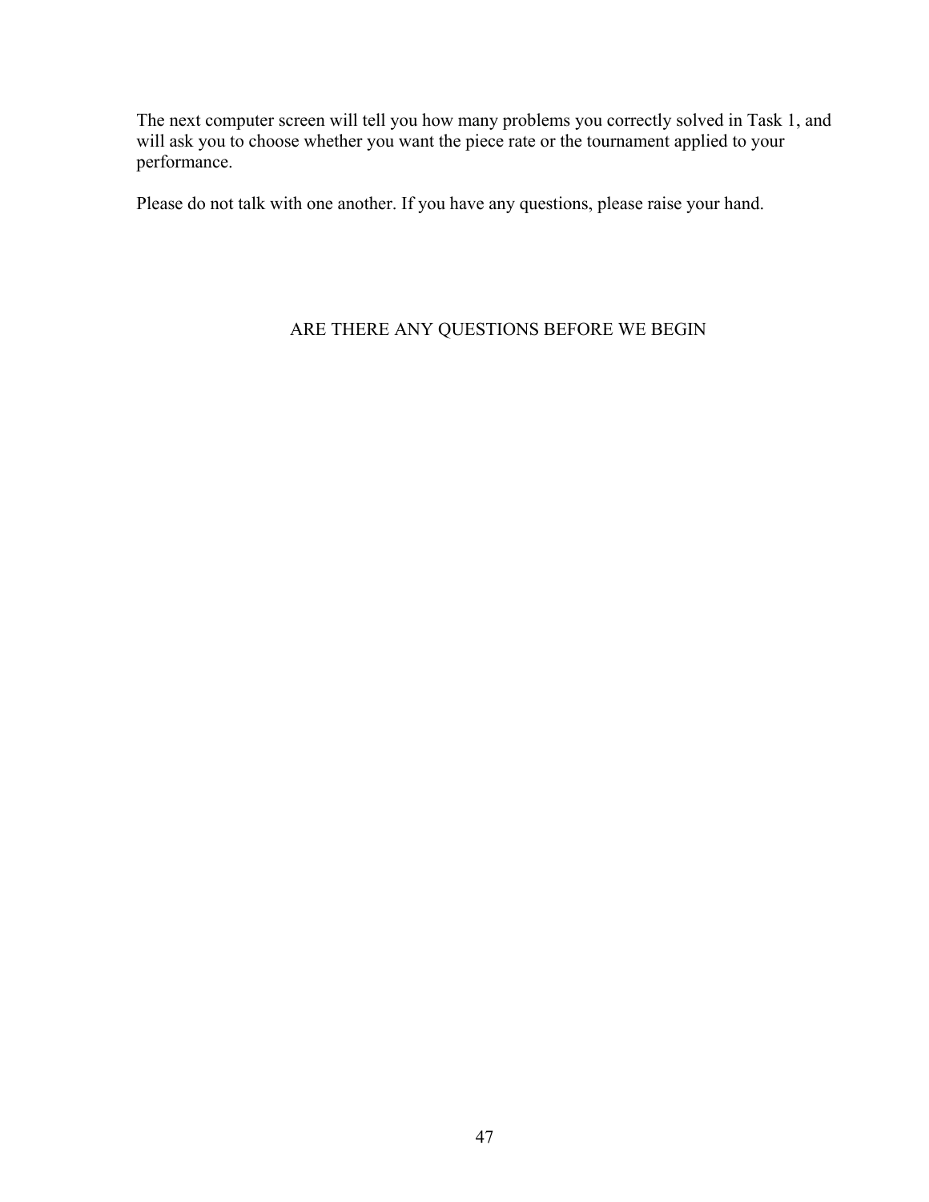The next computer screen will tell you how many problems you correctly solved in Task 1, and will ask you to choose whether you want the piece rate or the tournament applied to your performance.

Please do not talk with one another. If you have any questions, please raise your hand.

ARE THERE ANY QUESTIONS BEFORE WE BEGIN